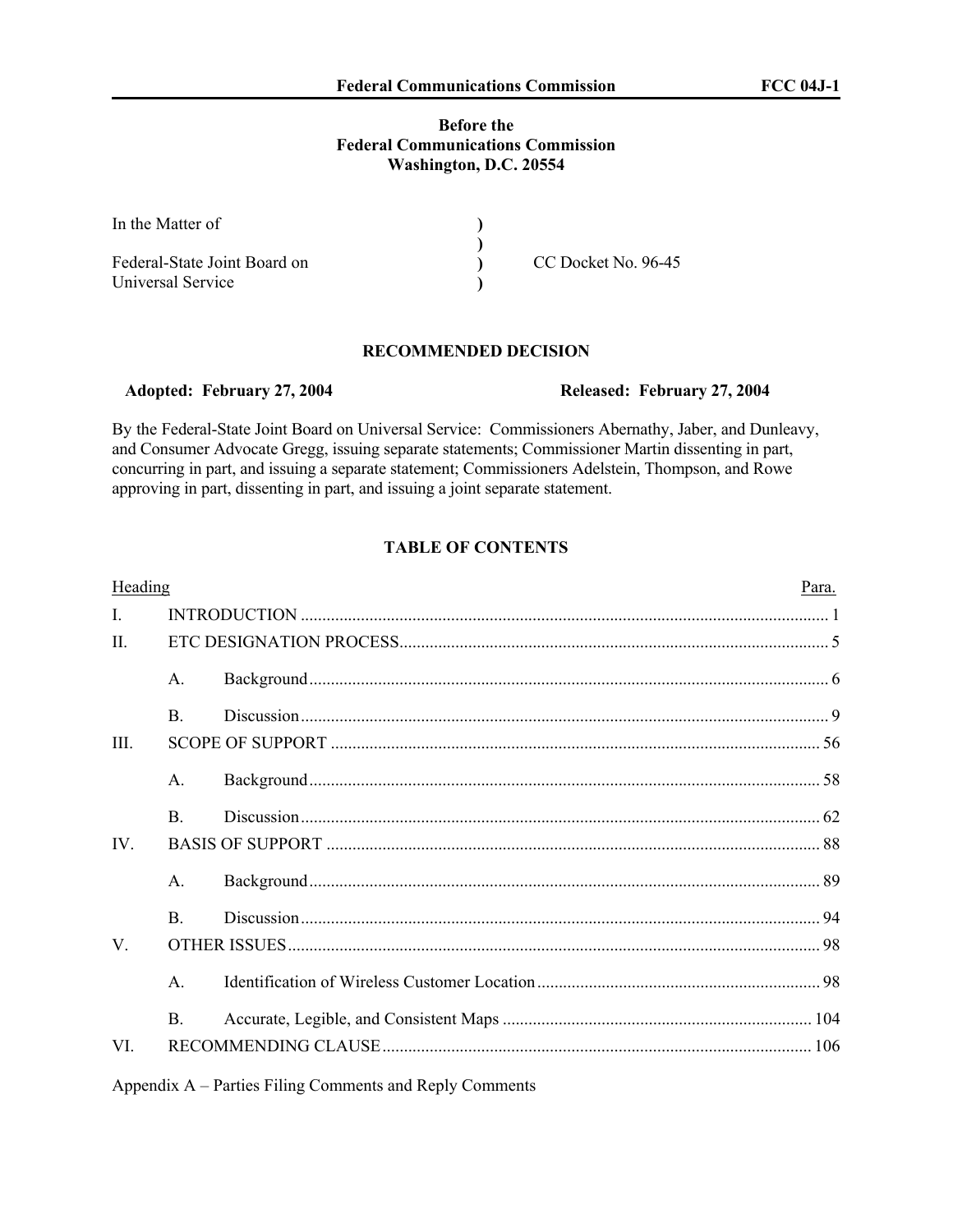**Before the**
**Federal Communications Commission**
**Washington, D.C. 20554**

| | | |
|---|---|---|
| In the Matter of | ) | |
| | ) | |
| Federal-State Joint Board on | ) | CC Docket No. 96-45 |
| Universal Service | ) | |

## RECOMMENDED DECISION

**Adopted: February 27, 2004** **Released: February 27, 2004**

By the Federal-State Joint Board on Universal Service: Commissioners Abernathy, Jaber, and Dunleavy, and Consumer Advocate Gregg, issuing separate statements; Commissioner Martin dissenting in part, concurring in part, and issuing a separate statement; Commissioners Adelstein, Thompson, and Rowe approving in part, dissenting in part, and issuing a joint separate statement.

### TABLE OF CONTENTS

| Heading | | | Para. |
|---|---|---|---|
| I. | INTRODUCTION | | 1 |
| II. | ETC DESIGNATION PROCESS | | 5 |
| | A. | Background | 6 |
| | B. | Discussion | 9 |
| III. | SCOPE OF SUPPORT | | 56 |
| | A. | Background | 58 |
| | B. | Discussion | 62 |
| IV. | BASIS OF SUPPORT | | 88 |
| | A. | Background | 89 |
| | B. | Discussion | 94 |
| V. | OTHER ISSUES | | 98 |
| | A. | Identification of Wireless Customer Location | 98 |
| | B. | Accurate, Legible, and Consistent Maps | 104 |
| VI. | RECOMMENDING CLAUSE | | 106 |

Appendix A – Parties Filing Comments and Reply Comments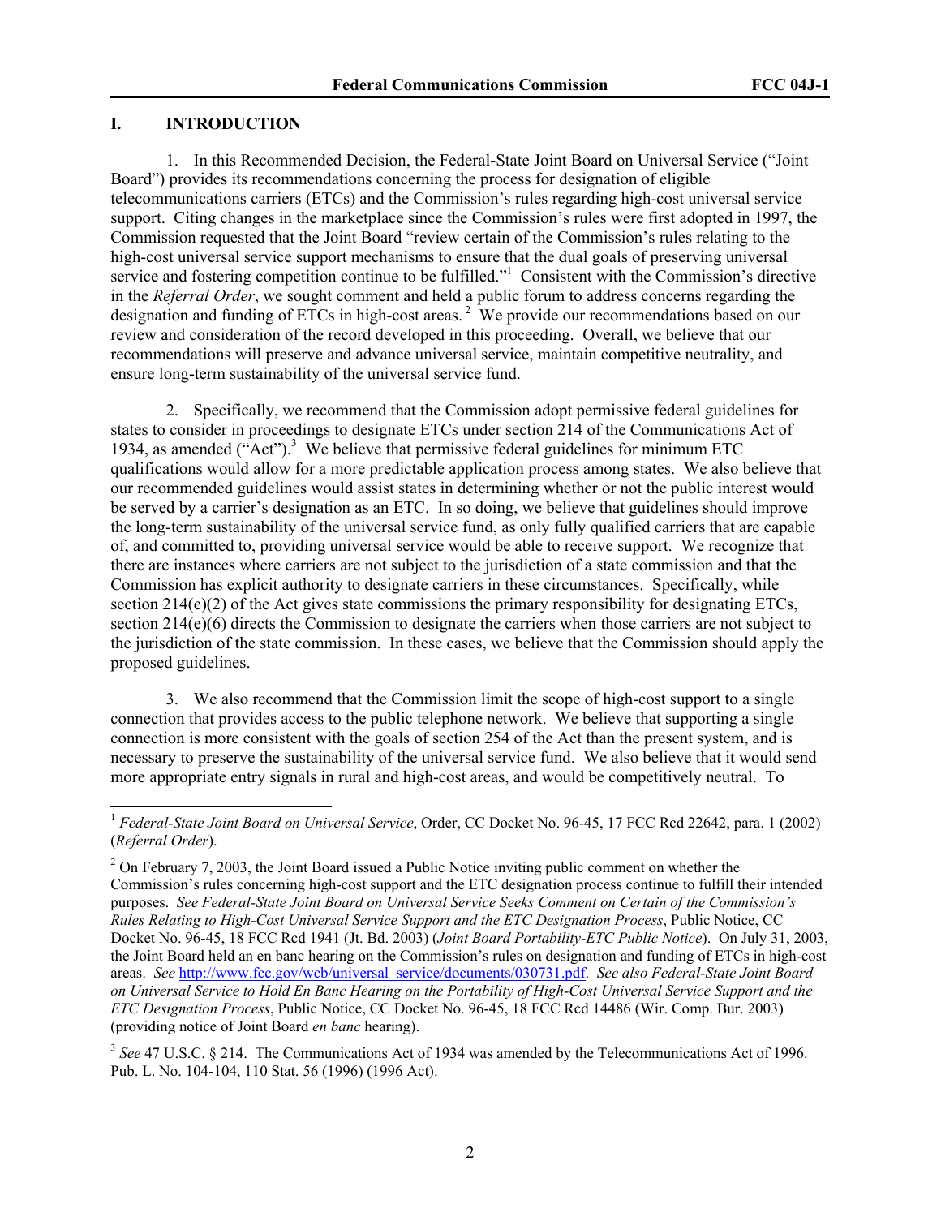## I. INTRODUCTION

1. In this Recommended Decision, the Federal-State Joint Board on Universal Service ("Joint Board") provides its recommendations concerning the process for designation of eligible telecommunications carriers (ETCs) and the Commission's rules regarding high-cost universal service support. Citing changes in the marketplace since the Commission's rules were first adopted in 1997, the Commission requested that the Joint Board "review certain of the Commission's rules relating to the high-cost universal service support mechanisms to ensure that the dual goals of preserving universal service and fostering competition continue to be fulfilled."[1] Consistent with the Commission's directive in the *Referral Order*, we sought comment and held a public forum to address concerns regarding the designation and funding of ETCs in high-cost areas.[2] We provide our recommendations based on our review and consideration of the record developed in this proceeding. Overall, we believe that our recommendations will preserve and advance universal service, maintain competitive neutrality, and ensure long-term sustainability of the universal service fund.

2. Specifically, we recommend that the Commission adopt permissive federal guidelines for states to consider in proceedings to designate ETCs under section 214 of the Communications Act of 1934, as amended ("Act").[3] We believe that permissive federal guidelines for minimum ETC qualifications would allow for a more predictable application process among states. We also believe that our recommended guidelines would assist states in determining whether or not the public interest would be served by a carrier's designation as an ETC. In so doing, we believe that guidelines should improve the long-term sustainability of the universal service fund, as only fully qualified carriers that are capable of, and committed to, providing universal service would be able to receive support. We recognize that there are instances where carriers are not subject to the jurisdiction of a state commission and that the Commission has explicit authority to designate carriers in these circumstances. Specifically, while section 214(e)(2) of the Act gives state commissions the primary responsibility for designating ETCs, section 214(e)(6) directs the Commission to designate the carriers when those carriers are not subject to the jurisdiction of the state commission. In these cases, we believe that the Commission should apply the proposed guidelines.

3. We also recommend that the Commission limit the scope of high-cost support to a single connection that provides access to the public telephone network. We believe that supporting a single connection is more consistent with the goals of section 254 of the Act than the present system, and is necessary to preserve the sustainability of the universal service fund. We also believe that it would send more appropriate entry signals in rural and high-cost areas, and would be competitively neutral. To

---

[1] *Federal-State Joint Board on Universal Service*, Order, CC Docket No. 96-45, 17 FCC Rcd 22642, para. 1 (2002) (*Referral Order*).

[2] On February 7, 2003, the Joint Board issued a Public Notice inviting public comment on whether the Commission's rules concerning high-cost support and the ETC designation process continue to fulfill their intended purposes. *See Federal-State Joint Board on Universal Service Seeks Comment on Certain of the Commission's Rules Relating to High-Cost Universal Service Support and the ETC Designation Process*, Public Notice, CC Docket No. 96-45, 18 FCC Rcd 1941 (Jt. Bd. 2003) (*Joint Board Portability-ETC Public Notice*). On July 31, 2003, the Joint Board held an en banc hearing on the Commission's rules on designation and funding of ETCs in high-cost areas. *See* http://www.fcc.gov/wcb/universal_service/documents/030731.pdf. *See also Federal-State Joint Board on Universal Service to Hold En Banc Hearing on the Portability of High-Cost Universal Service Support and the ETC Designation Process*, Public Notice, CC Docket No. 96-45, 18 FCC Rcd 14486 (Wir. Comp. Bur. 2003) (providing notice of Joint Board *en banc* hearing).

[3] *See* 47 U.S.C. § 214. The Communications Act of 1934 was amended by the Telecommunications Act of 1996. Pub. L. No. 104-104, 110 Stat. 56 (1996) (1996 Act).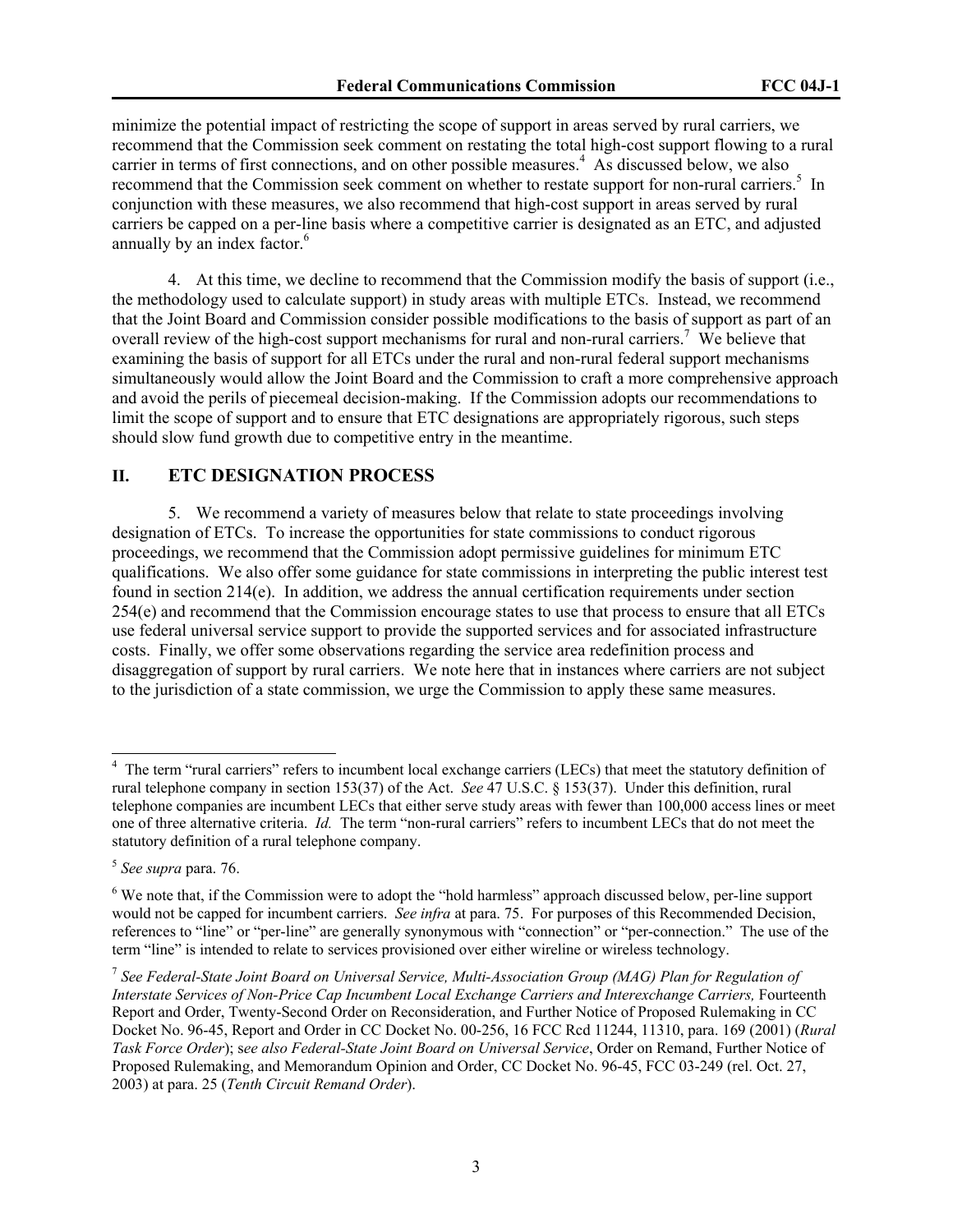minimize the potential impact of restricting the scope of support in areas served by rural carriers, we recommend that the Commission seek comment on restating the total high-cost support flowing to a rural carrier in terms of first connections, and on other possible measures.[4] As discussed below, we also recommend that the Commission seek comment on whether to restate support for non-rural carriers.[5] In conjunction with these measures, we also recommend that high-cost support in areas served by rural carriers be capped on a per-line basis where a competitive carrier is designated as an ETC, and adjusted annually by an index factor.[6]

4. At this time, we decline to recommend that the Commission modify the basis of support (i.e., the methodology used to calculate support) in study areas with multiple ETCs. Instead, we recommend that the Joint Board and Commission consider possible modifications to the basis of support as part of an overall review of the high-cost support mechanisms for rural and non-rural carriers.[7] We believe that examining the basis of support for all ETCs under the rural and non-rural federal support mechanisms simultaneously would allow the Joint Board and the Commission to craft a more comprehensive approach and avoid the perils of piecemeal decision-making. If the Commission adopts our recommendations to limit the scope of support and to ensure that ETC designations are appropriately rigorous, such steps should slow fund growth due to competitive entry in the meantime.

## II. ETC DESIGNATION PROCESS

5. We recommend a variety of measures below that relate to state proceedings involving designation of ETCs. To increase the opportunities for state commissions to conduct rigorous proceedings, we recommend that the Commission adopt permissive guidelines for minimum ETC qualifications. We also offer some guidance for state commissions in interpreting the public interest test found in section 214(e). In addition, we address the annual certification requirements under section 254(e) and recommend that the Commission encourage states to use that process to ensure that all ETCs use federal universal service support to provide the supported services and for associated infrastructure costs. Finally, we offer some observations regarding the service area redefinition process and disaggregation of support by rural carriers. We note here that in instances where carriers are not subject to the jurisdiction of a state commission, we urge the Commission to apply these same measures.

---

[4] The term "rural carriers" refers to incumbent local exchange carriers (LECs) that meet the statutory definition of rural telephone company in section 153(37) of the Act. *See* 47 U.S.C. § 153(37). Under this definition, rural telephone companies are incumbent LECs that either serve study areas with fewer than 100,000 access lines or meet one of three alternative criteria. *Id.* The term "non-rural carriers" refers to incumbent LECs that do not meet the statutory definition of a rural telephone company.

[5] *See supra* para. 76.

[6] We note that, if the Commission were to adopt the "hold harmless" approach discussed below, per-line support would not be capped for incumbent carriers. *See infra* at para. 75. For purposes of this Recommended Decision, references to "line" or "per-line" are generally synonymous with "connection" or "per-connection." The use of the term "line" is intended to relate to services provisioned over either wireline or wireless technology.

[7] *See Federal-State Joint Board on Universal Service, Multi-Association Group (MAG) Plan for Regulation of Interstate Services of Non-Price Cap Incumbent Local Exchange Carriers and Interexchange Carriers,* Fourteenth Report and Order, Twenty-Second Order on Reconsideration, and Further Notice of Proposed Rulemaking in CC Docket No. 96-45, Report and Order in CC Docket No. 00-256, 16 FCC Rcd 11244, 11310, para. 169 (2001) (*Rural Task Force Order*); *see also Federal-State Joint Board on Universal Service*, Order on Remand, Further Notice of Proposed Rulemaking, and Memorandum Opinion and Order, CC Docket No. 96-45, FCC 03-249 (rel. Oct. 27, 2003) at para. 25 (*Tenth Circuit Remand Order*).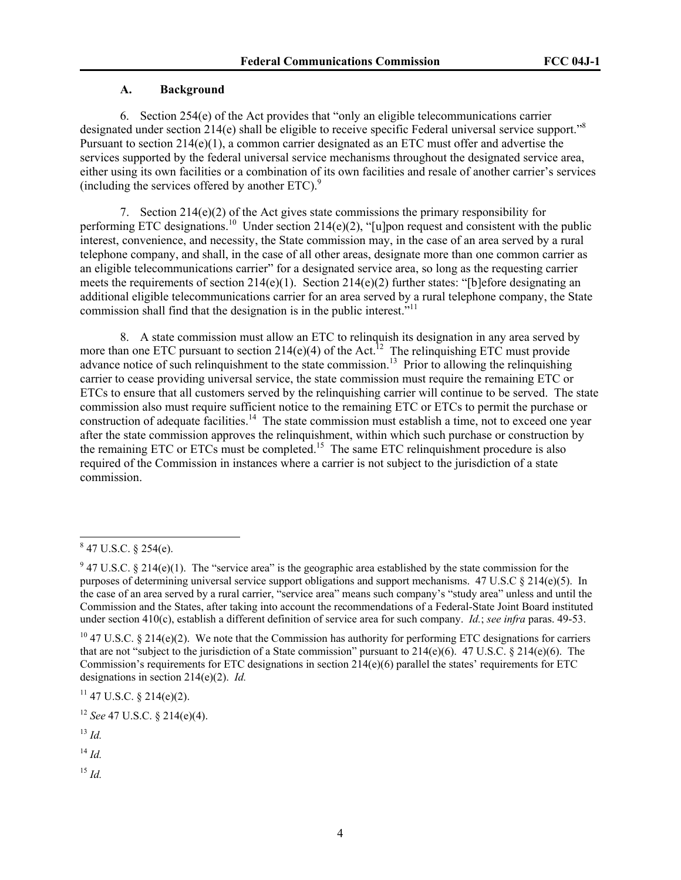### A. Background

6. Section 254(e) of the Act provides that "only an eligible telecommunications carrier designated under section 214(e) shall be eligible to receive specific Federal universal service support."[8] Pursuant to section 214(e)(1), a common carrier designated as an ETC must offer and advertise the services supported by the federal universal service mechanisms throughout the designated service area, either using its own facilities or a combination of its own facilities and resale of another carrier's services (including the services offered by another ETC).[9]

7. Section 214(e)(2) of the Act gives state commissions the primary responsibility for performing ETC designations.[10] Under section 214(e)(2), "[u]pon request and consistent with the public interest, convenience, and necessity, the State commission may, in the case of an area served by a rural telephone company, and shall, in the case of all other areas, designate more than one common carrier as an eligible telecommunications carrier" for a designated service area, so long as the requesting carrier meets the requirements of section 214(e)(1). Section 214(e)(2) further states: "[b]efore designating an additional eligible telecommunications carrier for an area served by a rural telephone company, the State commission shall find that the designation is in the public interest."[11]

8. A state commission must allow an ETC to relinquish its designation in any area served by more than one ETC pursuant to section 214(e)(4) of the Act.[12] The relinquishing ETC must provide advance notice of such relinquishment to the state commission.[13] Prior to allowing the relinquishing carrier to cease providing universal service, the state commission must require the remaining ETC or ETCs to ensure that all customers served by the relinquishing carrier will continue to be served. The state commission also must require sufficient notice to the remaining ETC or ETCs to permit the purchase or construction of adequate facilities.[14] The state commission must establish a time, not to exceed one year after the state commission approves the relinquishment, within which such purchase or construction by the remaining ETC or ETCs must be completed.[15] The same ETC relinquishment procedure is also required of the Commission in instances where a carrier is not subject to the jurisdiction of a state commission.

---

[8] 47 U.S.C. § 254(e).

[9] 47 U.S.C. § 214(e)(1). The "service area" is the geographic area established by the state commission for the purposes of determining universal service support obligations and support mechanisms. 47 U.S.C § 214(e)(5). In the case of an area served by a rural carrier, "service area" means such company's "study area" unless and until the Commission and the States, after taking into account the recommendations of a Federal-State Joint Board instituted under section 410(c), establish a different definition of service area for such company. *Id.*; *see infra* paras. 49-53.

[10] 47 U.S.C. § 214(e)(2). We note that the Commission has authority for performing ETC designations for carriers that are not "subject to the jurisdiction of a State commission" pursuant to 214(e)(6). 47 U.S.C. § 214(e)(6). The Commission's requirements for ETC designations in section 214(e)(6) parallel the states' requirements for ETC designations in section 214(e)(2). *Id.*

[11] 47 U.S.C. § 214(e)(2).

[12] *See* 47 U.S.C. § 214(e)(4).

[13] *Id.*

[14] *Id.*

[15] *Id.*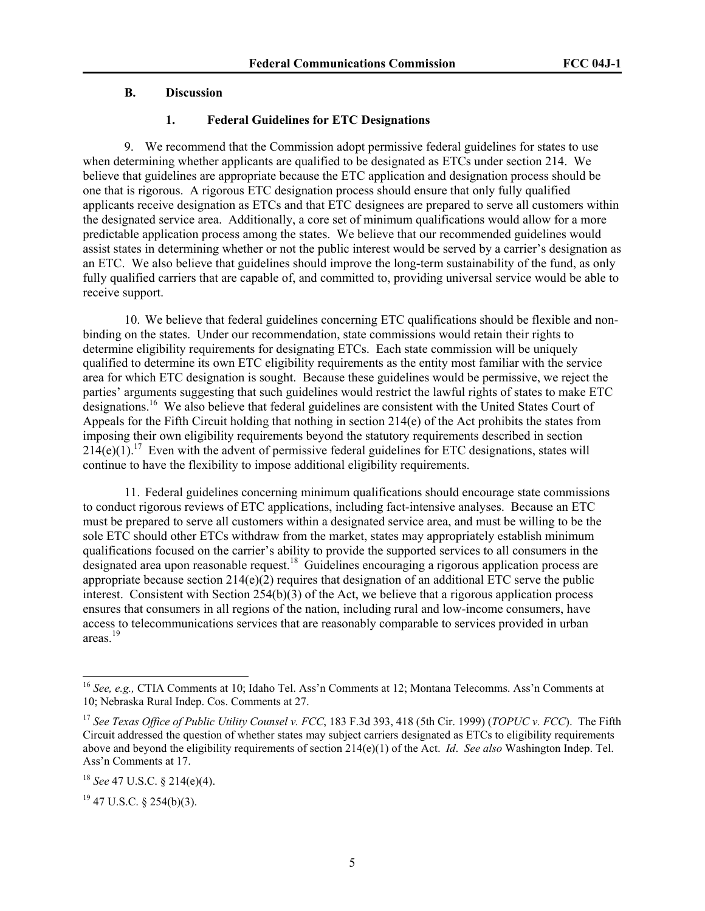### B. Discussion

#### 1. Federal Guidelines for ETC Designations

9. We recommend that the Commission adopt permissive federal guidelines for states to use when determining whether applicants are qualified to be designated as ETCs under section 214. We believe that guidelines are appropriate because the ETC application and designation process should be one that is rigorous. A rigorous ETC designation process should ensure that only fully qualified applicants receive designation as ETCs and that ETC designees are prepared to serve all customers within the designated service area. Additionally, a core set of minimum qualifications would allow for a more predictable application process among the states. We believe that our recommended guidelines would assist states in determining whether or not the public interest would be served by a carrier's designation as an ETC. We also believe that guidelines should improve the long-term sustainability of the fund, as only fully qualified carriers that are capable of, and committed to, providing universal service would be able to receive support.

10. We believe that federal guidelines concerning ETC qualifications should be flexible and non-binding on the states. Under our recommendation, state commissions would retain their rights to determine eligibility requirements for designating ETCs. Each state commission will be uniquely qualified to determine its own ETC eligibility requirements as the entity most familiar with the service area for which ETC designation is sought. Because these guidelines would be permissive, we reject the parties' arguments suggesting that such guidelines would restrict the lawful rights of states to make ETC designations.[16] We also believe that federal guidelines are consistent with the United States Court of Appeals for the Fifth Circuit holding that nothing in section 214(e) of the Act prohibits the states from imposing their own eligibility requirements beyond the statutory requirements described in section 214(e)(1).[17] Even with the advent of permissive federal guidelines for ETC designations, states will continue to have the flexibility to impose additional eligibility requirements.

11. Federal guidelines concerning minimum qualifications should encourage state commissions to conduct rigorous reviews of ETC applications, including fact-intensive analyses. Because an ETC must be prepared to serve all customers within a designated service area, and must be willing to be the sole ETC should other ETCs withdraw from the market, states may appropriately establish minimum qualifications focused on the carrier's ability to provide the supported services to all consumers in the designated area upon reasonable request.[18] Guidelines encouraging a rigorous application process are appropriate because section 214(e)(2) requires that designation of an additional ETC serve the public interest. Consistent with Section 254(b)(3) of the Act, we believe that a rigorous application process ensures that consumers in all regions of the nation, including rural and low-income consumers, have access to telecommunications services that are reasonably comparable to services provided in urban areas.[19]

---

[16] *See, e.g.,* CTIA Comments at 10; Idaho Tel. Ass'n Comments at 12; Montana Telecomms. Ass'n Comments at 10; Nebraska Rural Indep. Cos. Comments at 27.

[17] *See Texas Office of Public Utility Counsel v. FCC*, 183 F.3d 393, 418 (5th Cir. 1999) (*TOPUC v. FCC*). The Fifth Circuit addressed the question of whether states may subject carriers designated as ETCs to eligibility requirements above and beyond the eligibility requirements of section 214(e)(1) of the Act. *Id*. *See also* Washington Indep. Tel. Ass'n Comments at 17.

[18] *See* 47 U.S.C. § 214(e)(4).

[19] 47 U.S.C. § 254(b)(3).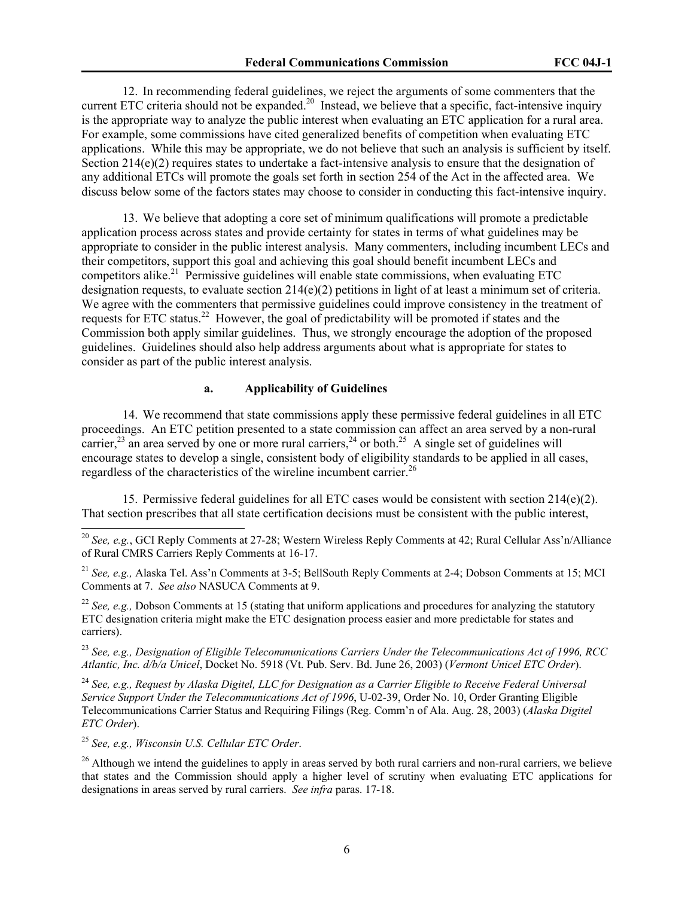12. In recommending federal guidelines, we reject the arguments of some commenters that the current ETC criteria should not be expanded.[20] Instead, we believe that a specific, fact-intensive inquiry is the appropriate way to analyze the public interest when evaluating an ETC application for a rural area. For example, some commissions have cited generalized benefits of competition when evaluating ETC applications. While this may be appropriate, we do not believe that such an analysis is sufficient by itself. Section 214(e)(2) requires states to undertake a fact-intensive analysis to ensure that the designation of any additional ETCs will promote the goals set forth in section 254 of the Act in the affected area. We discuss below some of the factors states may choose to consider in conducting this fact-intensive inquiry.

13. We believe that adopting a core set of minimum qualifications will promote a predictable application process across states and provide certainty for states in terms of what guidelines may be appropriate to consider in the public interest analysis. Many commenters, including incumbent LECs and their competitors, support this goal and achieving this goal should benefit incumbent LECs and competitors alike.[21] Permissive guidelines will enable state commissions, when evaluating ETC designation requests, to evaluate section 214(e)(2) petitions in light of at least a minimum set of criteria. We agree with the commenters that permissive guidelines could improve consistency in the treatment of requests for ETC status.[22] However, the goal of predictability will be promoted if states and the Commission both apply similar guidelines. Thus, we strongly encourage the adoption of the proposed guidelines. Guidelines should also help address arguments about what is appropriate for states to consider as part of the public interest analysis.

#### a. Applicability of Guidelines

14. We recommend that state commissions apply these permissive federal guidelines in all ETC proceedings. An ETC petition presented to a state commission can affect an area served by a non-rural carrier,[23] an area served by one or more rural carriers,[24] or both.[25] A single set of guidelines will encourage states to develop a single, consistent body of eligibility standards to be applied in all cases, regardless of the characteristics of the wireline incumbent carrier.[26]

15. Permissive federal guidelines for all ETC cases would be consistent with section 214(e)(2). That section prescribes that all state certification decisions must be consistent with the public interest,

---

[20] *See, e.g.*, GCI Reply Comments at 27-28; Western Wireless Reply Comments at 42; Rural Cellular Ass'n/Alliance of Rural CMRS Carriers Reply Comments at 16-17.

[21] *See, e.g.,* Alaska Tel. Ass'n Comments at 3-5; BellSouth Reply Comments at 2-4; Dobson Comments at 15; MCI Comments at 7. *See also* NASUCA Comments at 9.

[22] *See, e.g.,* Dobson Comments at 15 (stating that uniform applications and procedures for analyzing the statutory ETC designation criteria might make the ETC designation process easier and more predictable for states and carriers).

[23] *See, e.g., Designation of Eligible Telecommunications Carriers Under the Telecommunications Act of 1996, RCC Atlantic, Inc. d/b/a Unicel*, Docket No. 5918 (Vt. Pub. Serv. Bd. June 26, 2003) (*Vermont Unicel ETC Order*).

[24] *See, e.g., Request by Alaska Digitel, LLC for Designation as a Carrier Eligible to Receive Federal Universal Service Support Under the Telecommunications Act of 1996*, U-02-39, Order No. 10, Order Granting Eligible Telecommunications Carrier Status and Requiring Filings (Reg. Comm'n of Ala. Aug. 28, 2003) (*Alaska Digitel ETC Order*).

[25] *See, e.g., Wisconsin U.S. Cellular ETC Order*.

[26] Although we intend the guidelines to apply in areas served by both rural carriers and non-rural carriers, we believe that states and the Commission should apply a higher level of scrutiny when evaluating ETC applications for designations in areas served by rural carriers. *See infra* paras. 17-18.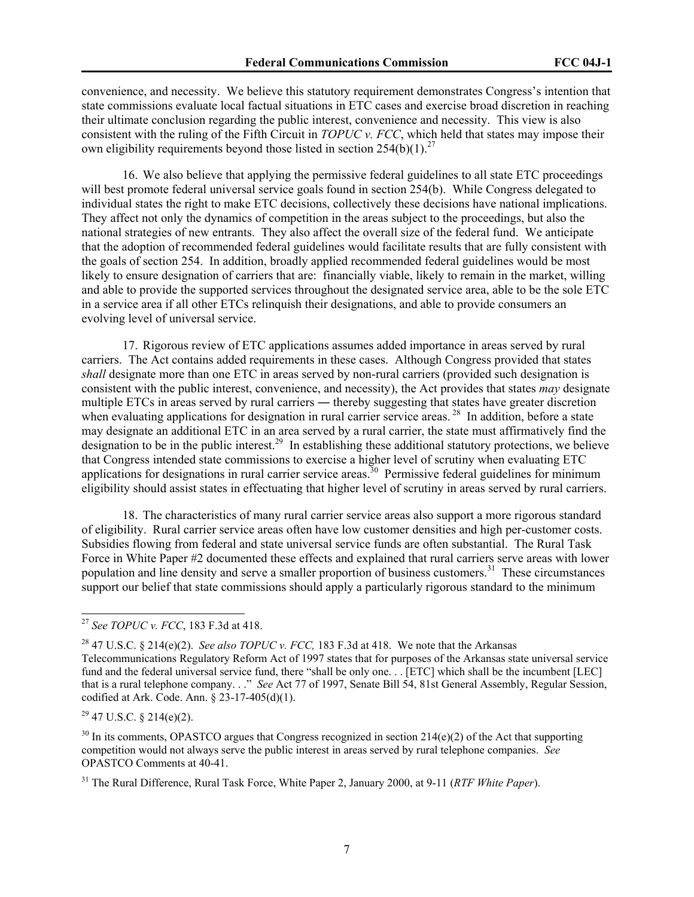convenience, and necessity. We believe this statutory requirement demonstrates Congress's intention that state commissions evaluate local factual situations in ETC cases and exercise broad discretion in reaching their ultimate conclusion regarding the public interest, convenience and necessity. This view is also consistent with the ruling of the Fifth Circuit in *TOPUC v. FCC*, which held that states may impose their own eligibility requirements beyond those listed in section 254(b)(1).[27]

16. We also believe that applying the permissive federal guidelines to all state ETC proceedings will best promote federal universal service goals found in section 254(b). While Congress delegated to individual states the right to make ETC decisions, collectively these decisions have national implications. They affect not only the dynamics of competition in the areas subject to the proceedings, but also the national strategies of new entrants. They also affect the overall size of the federal fund. We anticipate that the adoption of recommended federal guidelines would facilitate results that are fully consistent with the goals of section 254. In addition, broadly applied recommended federal guidelines would be most likely to ensure designation of carriers that are: financially viable, likely to remain in the market, willing and able to provide the supported services throughout the designated service area, able to be the sole ETC in a service area if all other ETCs relinquish their designations, and able to provide consumers an evolving level of universal service.

17. Rigorous review of ETC applications assumes added importance in areas served by rural carriers. The Act contains added requirements in these cases. Although Congress provided that states *shall* designate more than one ETC in areas served by non-rural carriers (provided such designation is consistent with the public interest, convenience, and necessity), the Act provides that states *may* designate multiple ETCs in areas served by rural carriers ― thereby suggesting that states have greater discretion when evaluating applications for designation in rural carrier service areas.[28] In addition, before a state may designate an additional ETC in an area served by a rural carrier, the state must affirmatively find the designation to be in the public interest.[29] In establishing these additional statutory protections, we believe that Congress intended state commissions to exercise a higher level of scrutiny when evaluating ETC applications for designations in rural carrier service areas.[30] Permissive federal guidelines for minimum eligibility should assist states in effectuating that higher level of scrutiny in areas served by rural carriers.

18. The characteristics of many rural carrier service areas also support a more rigorous standard of eligibility. Rural carrier service areas often have low customer densities and high per-customer costs. Subsidies flowing from federal and state universal service funds are often substantial. The Rural Task Force in White Paper #2 documented these effects and explained that rural carriers serve areas with lower population and line density and serve a smaller proportion of business customers.[31] These circumstances support our belief that state commissions should apply a particularly rigorous standard to the minimum

---

[27] *See TOPUC v. FCC*, 183 F.3d at 418.

[28] 47 U.S.C. § 214(e)(2). *See also TOPUC v. FCC,* 183 F.3d at 418. We note that the Arkansas Telecommunications Regulatory Reform Act of 1997 states that for purposes of the Arkansas state universal service fund and the federal universal service fund, there "shall be only one. . . [ETC] which shall be the incumbent [LEC] that is a rural telephone company. . ." *See* Act 77 of 1997, Senate Bill 54, 81st General Assembly, Regular Session, codified at Ark. Code. Ann. § 23-17-405(d)(1).

[29] 47 U.S.C. § 214(e)(2).

[30] In its comments, OPASTCO argues that Congress recognized in section 214(e)(2) of the Act that supporting competition would not always serve the public interest in areas served by rural telephone companies. *See* OPASTCO Comments at 40-41.

[31] The Rural Difference, Rural Task Force, White Paper 2, January 2000, at 9-11 (*RTF White Paper*).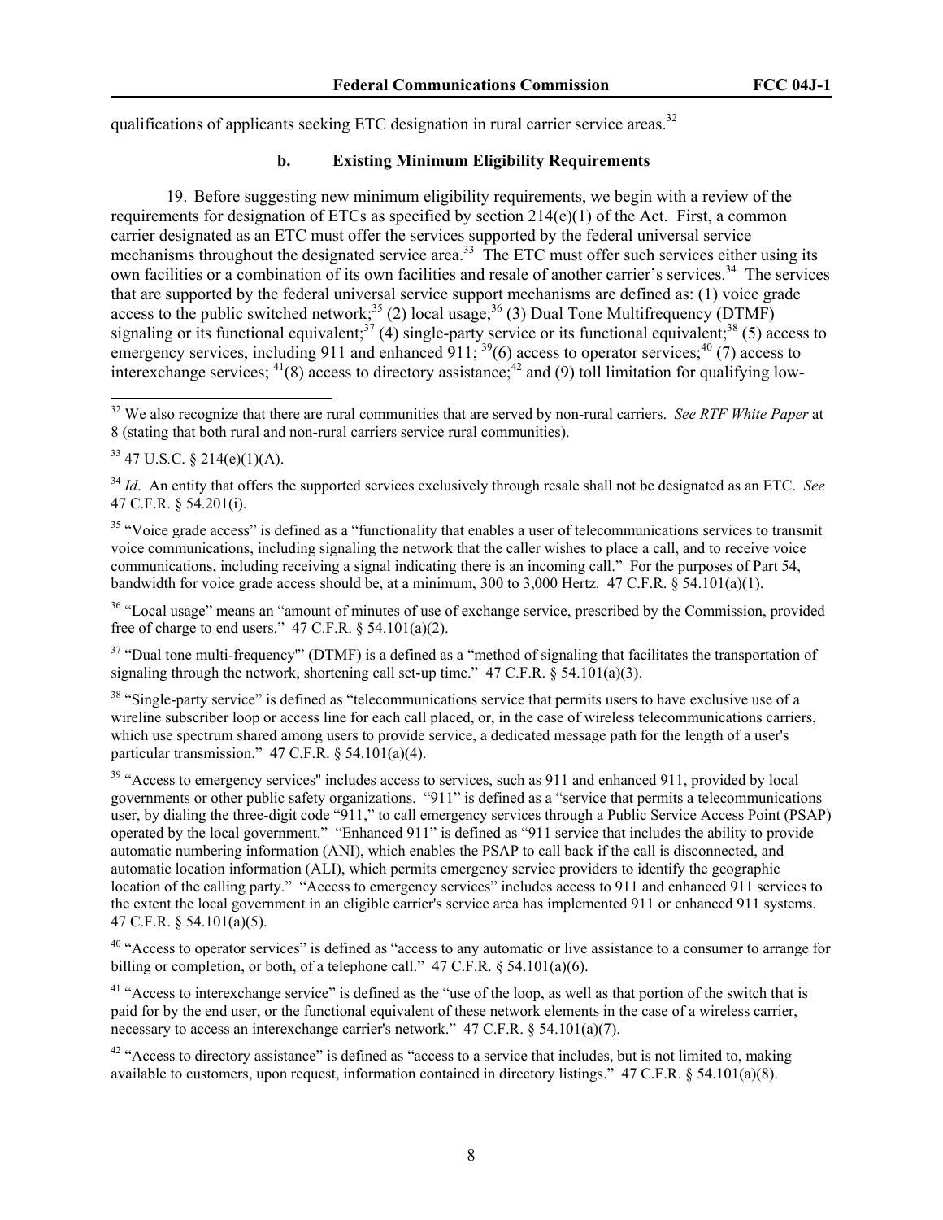qualifications of applicants seeking ETC designation in rural carrier service areas.[32]

### b. Existing Minimum Eligibility Requirements

19. Before suggesting new minimum eligibility requirements, we begin with a review of the requirements for designation of ETCs as specified by section 214(e)(1) of the Act. First, a common carrier designated as an ETC must offer the services supported by the federal universal service mechanisms throughout the designated service area.[33] The ETC must offer such services either using its own facilities or a combination of its own facilities and resale of another carrier's services.[34] The services that are supported by the federal universal service support mechanisms are defined as: (1) voice grade access to the public switched network;[35] (2) local usage;[36] (3) Dual Tone Multifrequency (DTMF) signaling or its functional equivalent;[37] (4) single-party service or its functional equivalent;[38] (5) access to emergency services, including 911 and enhanced 911; [39](6) access to operator services;[40] (7) access to interexchange services; [41](8) access to directory assistance;[42] and (9) toll limitation for qualifying low-

---

[32] We also recognize that there are rural communities that are served by non-rural carriers. *See RTF White Paper* at 8 (stating that both rural and non-rural carriers service rural communities).

[33] 47 U.S.C. § 214(e)(1)(A).

[34] *Id*. An entity that offers the supported services exclusively through resale shall not be designated as an ETC. *See* 47 C.F.R. § 54.201(i).

[35] "Voice grade access" is defined as a "functionality that enables a user of telecommunications services to transmit voice communications, including signaling the network that the caller wishes to place a call, and to receive voice communications, including receiving a signal indicating there is an incoming call." For the purposes of Part 54, bandwidth for voice grade access should be, at a minimum, 300 to 3,000 Hertz. 47 C.F.R. § 54.101(a)(1).

[36] "Local usage" means an "amount of minutes of use of exchange service, prescribed by the Commission, provided free of charge to end users." 47 C.F.R. § 54.101(a)(2).

[37] "Dual tone multi-frequency" (DTMF) is a defined as a "method of signaling that facilitates the transportation of signaling through the network, shortening call set-up time." 47 C.F.R. § 54.101(a)(3).

[38] "Single-party service" is defined as "telecommunications service that permits users to have exclusive use of a wireline subscriber loop or access line for each call placed, or, in the case of wireless telecommunications carriers, which use spectrum shared among users to provide service, a dedicated message path for the length of a user's particular transmission." 47 C.F.R. § 54.101(a)(4).

[39] "Access to emergency services" includes access to services, such as 911 and enhanced 911, provided by local governments or other public safety organizations. "911" is defined as a "service that permits a telecommunications user, by dialing the three-digit code "911," to call emergency services through a Public Service Access Point (PSAP) operated by the local government." "Enhanced 911" is defined as "911 service that includes the ability to provide automatic numbering information (ANI), which enables the PSAP to call back if the call is disconnected, and automatic location information (ALI), which permits emergency service providers to identify the geographic location of the calling party." "Access to emergency services" includes access to 911 and enhanced 911 services to the extent the local government in an eligible carrier's service area has implemented 911 or enhanced 911 systems. 47 C.F.R. § 54.101(a)(5).

[40] "Access to operator services" is defined as "access to any automatic or live assistance to a consumer to arrange for billing or completion, or both, of a telephone call." 47 C.F.R. § 54.101(a)(6).

[41] "Access to interexchange service" is defined as the "use of the loop, as well as that portion of the switch that is paid for by the end user, or the functional equivalent of these network elements in the case of a wireless carrier, necessary to access an interexchange carrier's network." 47 C.F.R. § 54.101(a)(7).

[42] "Access to directory assistance" is defined as "access to a service that includes, but is not limited to, making available to customers, upon request, information contained in directory listings." 47 C.F.R. § 54.101(a)(8).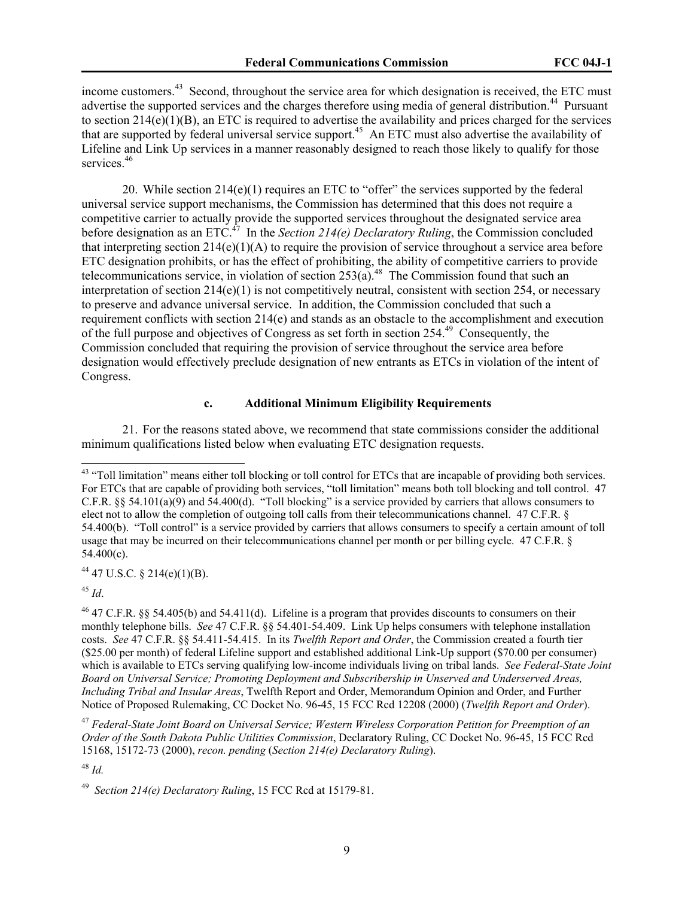income customers.[43] Second, throughout the service area for which designation is received, the ETC must advertise the supported services and the charges therefore using media of general distribution.[44] Pursuant to section 214(e)(1)(B), an ETC is required to advertise the availability and prices charged for the services that are supported by federal universal service support.[45] An ETC must also advertise the availability of Lifeline and Link Up services in a manner reasonably designed to reach those likely to qualify for those services.[46]

20. While section 214(e)(1) requires an ETC to "offer" the services supported by the federal universal service support mechanisms, the Commission has determined that this does not require a competitive carrier to actually provide the supported services throughout the designated service area before designation as an ETC.[47] In the *Section 214(e) Declaratory Ruling*, the Commission concluded that interpreting section 214(e)(1)(A) to require the provision of service throughout a service area before ETC designation prohibits, or has the effect of prohibiting, the ability of competitive carriers to provide telecommunications service, in violation of section 253(a).[48] The Commission found that such an interpretation of section 214(e)(1) is not competitively neutral, consistent with section 254, or necessary to preserve and advance universal service. In addition, the Commission concluded that such a requirement conflicts with section 214(e) and stands as an obstacle to the accomplishment and execution of the full purpose and objectives of Congress as set forth in section 254.[49] Consequently, the Commission concluded that requiring the provision of service throughout the service area before designation would effectively preclude designation of new entrants as ETCs in violation of the intent of Congress.

### c. Additional Minimum Eligibility Requirements

21. For the reasons stated above, we recommend that state commissions consider the additional minimum qualifications listed below when evaluating ETC designation requests.

---

[43] "Toll limitation" means either toll blocking or toll control for ETCs that are incapable of providing both services. For ETCs that are capable of providing both services, "toll limitation" means both toll blocking and toll control. 47 C.F.R. §§ 54.101(a)(9) and 54.400(d). "Toll blocking" is a service provided by carriers that allows consumers to elect not to allow the completion of outgoing toll calls from their telecommunications channel. 47 C.F.R. § 54.400(b). "Toll control" is a service provided by carriers that allows consumers to specify a certain amount of toll usage that may be incurred on their telecommunications channel per month or per billing cycle. 47 C.F.R. § 54.400(c).

[44] 47 U.S.C. § 214(e)(1)(B).

[45] *Id*.

[46] 47 C.F.R. §§ 54.405(b) and 54.411(d). Lifeline is a program that provides discounts to consumers on their monthly telephone bills. *See* 47 C.F.R. §§ 54.401-54.409. Link Up helps consumers with telephone installation costs. *See* 47 C.F.R. §§ 54.411-54.415. In its *Twelfth Report and Order*, the Commission created a fourth tier ($25.00 per month) of federal Lifeline support and established additional Link-Up support ($70.00 per consumer) which is available to ETCs serving qualifying low-income individuals living on tribal lands. *See Federal-State Joint Board on Universal Service; Promoting Deployment and Subscribership in Unserved and Underserved Areas, Including Tribal and Insular Areas*, Twelfth Report and Order, Memorandum Opinion and Order, and Further Notice of Proposed Rulemaking, CC Docket No. 96-45, 15 FCC Rcd 12208 (2000) (*Twelfth Report and Order*).

[47] *Federal-State Joint Board on Universal Service; Western Wireless Corporation Petition for Preemption of an Order of the South Dakota Public Utilities Commission*, Declaratory Ruling, CC Docket No. 96-45, 15 FCC Rcd 15168, 15172-73 (2000), *recon. pending* (*Section 214(e) Declaratory Ruling*).

[48] *Id.*

[49] *Section 214(e) Declaratory Ruling*, 15 FCC Rcd at 15179-81.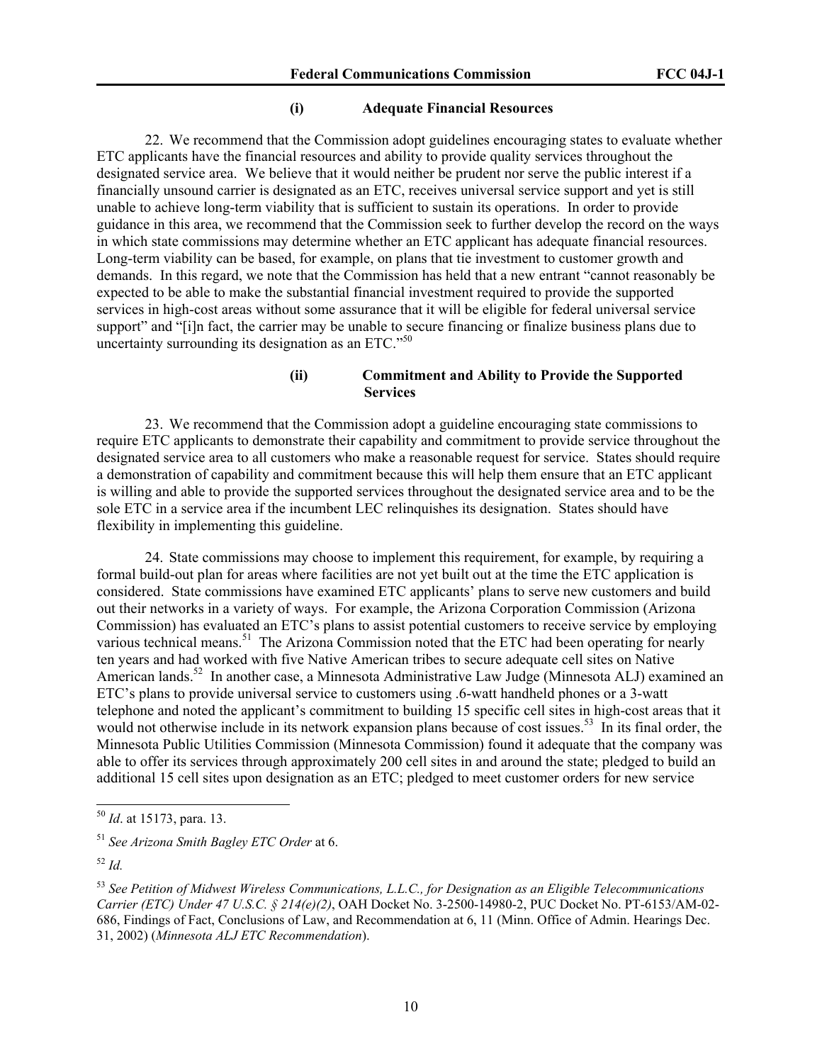#### (i) Adequate Financial Resources

22. We recommend that the Commission adopt guidelines encouraging states to evaluate whether ETC applicants have the financial resources and ability to provide quality services throughout the designated service area. We believe that it would neither be prudent nor serve the public interest if a financially unsound carrier is designated as an ETC, receives universal service support and yet is still unable to achieve long-term viability that is sufficient to sustain its operations. In order to provide guidance in this area, we recommend that the Commission seek to further develop the record on the ways in which state commissions may determine whether an ETC applicant has adequate financial resources. Long-term viability can be based, for example, on plans that tie investment to customer growth and demands. In this regard, we note that the Commission has held that a new entrant "cannot reasonably be expected to be able to make the substantial financial investment required to provide the supported services in high-cost areas without some assurance that it will be eligible for federal universal service support" and "[i]n fact, the carrier may be unable to secure financing or finalize business plans due to uncertainty surrounding its designation as an ETC."[50]

#### (ii) Commitment and Ability to Provide the Supported Services

23. We recommend that the Commission adopt a guideline encouraging state commissions to require ETC applicants to demonstrate their capability and commitment to provide service throughout the designated service area to all customers who make a reasonable request for service. States should require a demonstration of capability and commitment because this will help them ensure that an ETC applicant is willing and able to provide the supported services throughout the designated service area and to be the sole ETC in a service area if the incumbent LEC relinquishes its designation. States should have flexibility in implementing this guideline.

24. State commissions may choose to implement this requirement, for example, by requiring a formal build-out plan for areas where facilities are not yet built out at the time the ETC application is considered. State commissions have examined ETC applicants' plans to serve new customers and build out their networks in a variety of ways. For example, the Arizona Corporation Commission (Arizona Commission) has evaluated an ETC's plans to assist potential customers to receive service by employing various technical means.[51] The Arizona Commission noted that the ETC had been operating for nearly ten years and had worked with five Native American tribes to secure adequate cell sites on Native American lands.[52] In another case, a Minnesota Administrative Law Judge (Minnesota ALJ) examined an ETC's plans to provide universal service to customers using .6-watt handheld phones or a 3-watt telephone and noted the applicant's commitment to building 15 specific cell sites in high-cost areas that it would not otherwise include in its network expansion plans because of cost issues.[53] In its final order, the Minnesota Public Utilities Commission (Minnesota Commission) found it adequate that the company was able to offer its services through approximately 200 cell sites in and around the state; pledged to build an additional 15 cell sites upon designation as an ETC; pledged to meet customer orders for new service

---

[50] *Id*. at 15173, para. 13.

[51] *See Arizona Smith Bagley ETC Order* at 6.

[52] *Id.*

[53] *See Petition of Midwest Wireless Communications, L.L.C., for Designation as an Eligible Telecommunications Carrier (ETC) Under 47 U.S.C. § 214(e)(2)*, OAH Docket No. 3-2500-14980-2, PUC Docket No. PT-6153/AM-02-686, Findings of Fact, Conclusions of Law, and Recommendation at 6, 11 (Minn. Office of Admin. Hearings Dec. 31, 2002) (*Minnesota ALJ ETC Recommendation*).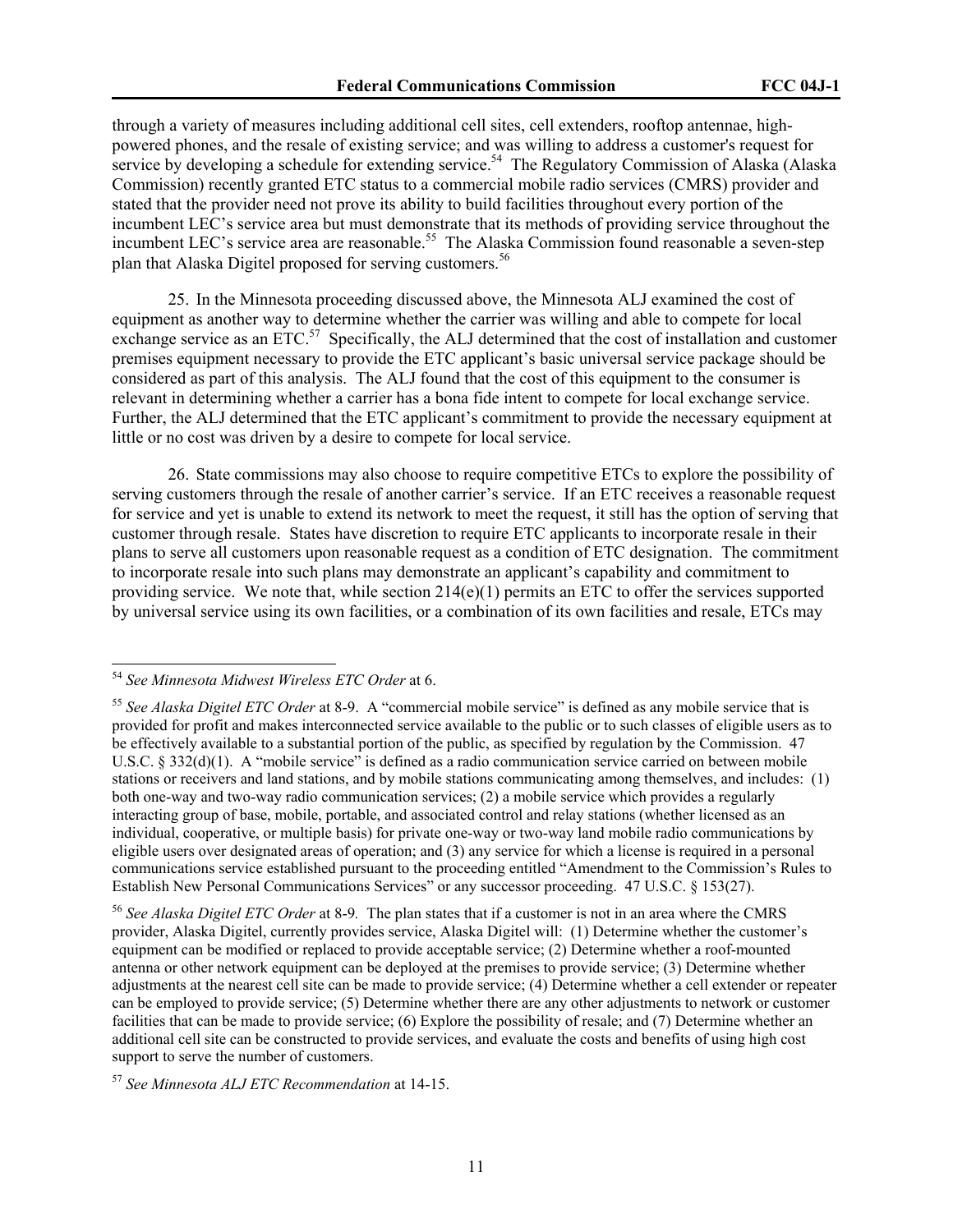through a variety of measures including additional cell sites, cell extenders, rooftop antennae, high-powered phones, and the resale of existing service; and was willing to address a customer's request for service by developing a schedule for extending service.[54] The Regulatory Commission of Alaska (Alaska Commission) recently granted ETC status to a commercial mobile radio services (CMRS) provider and stated that the provider need not prove its ability to build facilities throughout every portion of the incumbent LEC's service area but must demonstrate that its methods of providing service throughout the incumbent LEC's service area are reasonable.[55] The Alaska Commission found reasonable a seven-step plan that Alaska Digitel proposed for serving customers.[56]

25. In the Minnesota proceeding discussed above, the Minnesota ALJ examined the cost of equipment as another way to determine whether the carrier was willing and able to compete for local exchange service as an ETC.[57] Specifically, the ALJ determined that the cost of installation and customer premises equipment necessary to provide the ETC applicant's basic universal service package should be considered as part of this analysis. The ALJ found that the cost of this equipment to the consumer is relevant in determining whether a carrier has a bona fide intent to compete for local exchange service. Further, the ALJ determined that the ETC applicant's commitment to provide the necessary equipment at little or no cost was driven by a desire to compete for local service.

26. State commissions may also choose to require competitive ETCs to explore the possibility of serving customers through the resale of another carrier's service. If an ETC receives a reasonable request for service and yet is unable to extend its network to meet the request, it still has the option of serving that customer through resale. States have discretion to require ETC applicants to incorporate resale in their plans to serve all customers upon reasonable request as a condition of ETC designation. The commitment to incorporate resale into such plans may demonstrate an applicant's capability and commitment to providing service. We note that, while section 214(e)(1) permits an ETC to offer the services supported by universal service using its own facilities, or a combination of its own facilities and resale, ETCs may

---

[54] *See Minnesota Midwest Wireless ETC Order* at 6.

[55] *See Alaska Digitel ETC Order* at 8-9. A "commercial mobile service" is defined as any mobile service that is provided for profit and makes interconnected service available to the public or to such classes of eligible users as to be effectively available to a substantial portion of the public, as specified by regulation by the Commission. 47 U.S.C. § 332(d)(1). A "mobile service" is defined as a radio communication service carried on between mobile stations or receivers and land stations, and by mobile stations communicating among themselves, and includes: (1) both one-way and two-way radio communication services; (2) a mobile service which provides a regularly interacting group of base, mobile, portable, and associated control and relay stations (whether licensed as an individual, cooperative, or multiple basis) for private one-way or two-way land mobile radio communications by eligible users over designated areas of operation; and (3) any service for which a license is required in a personal communications service established pursuant to the proceeding entitled "Amendment to the Commission's Rules to Establish New Personal Communications Services" or any successor proceeding. 47 U.S.C. § 153(27).

[56] *See Alaska Digitel ETC Order* at 8-9. The plan states that if a customer is not in an area where the CMRS provider, Alaska Digitel, currently provides service, Alaska Digitel will: (1) Determine whether the customer's equipment can be modified or replaced to provide acceptable service; (2) Determine whether a roof-mounted antenna or other network equipment can be deployed at the premises to provide service; (3) Determine whether adjustments at the nearest cell site can be made to provide service; (4) Determine whether a cell extender or repeater can be employed to provide service; (5) Determine whether there are any other adjustments to network or customer facilities that can be made to provide service; (6) Explore the possibility of resale; and (7) Determine whether an additional cell site can be constructed to provide services, and evaluate the costs and benefits of using high cost support to serve the number of customers.

[57] *See Minnesota ALJ ETC Recommendation* at 14-15.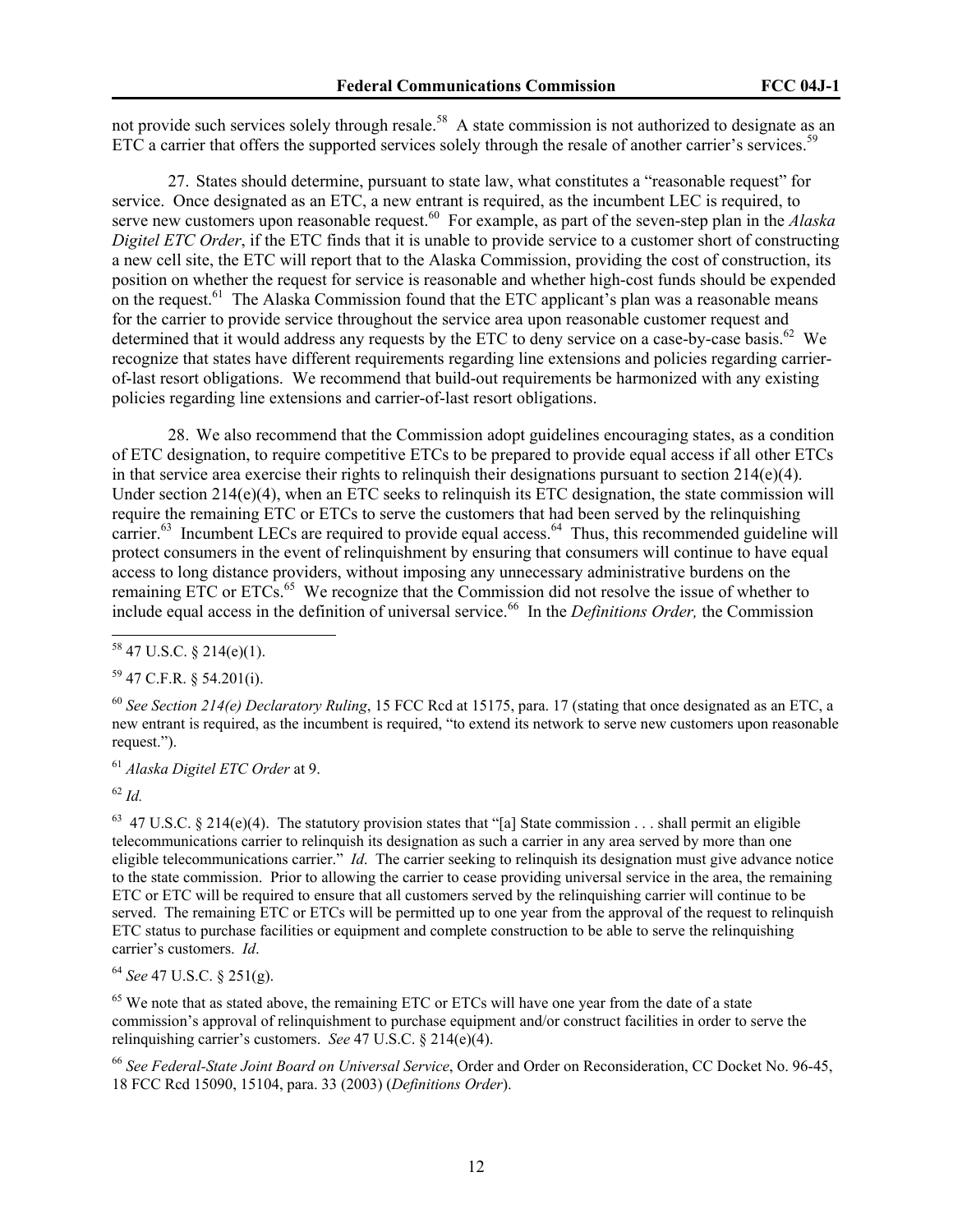not provide such services solely through resale.[58] A state commission is not authorized to designate as an ETC a carrier that offers the supported services solely through the resale of another carrier's services.[59]

27. States should determine, pursuant to state law, what constitutes a "reasonable request" for service. Once designated as an ETC, a new entrant is required, as the incumbent LEC is required, to serve new customers upon reasonable request.[60] For example, as part of the seven-step plan in the *Alaska Digitel ETC Order*, if the ETC finds that it is unable to provide service to a customer short of constructing a new cell site, the ETC will report that to the Alaska Commission, providing the cost of construction, its position on whether the request for service is reasonable and whether high-cost funds should be expended on the request.[61] The Alaska Commission found that the ETC applicant's plan was a reasonable means for the carrier to provide service throughout the service area upon reasonable customer request and determined that it would address any requests by the ETC to deny service on a case-by-case basis.[62] We recognize that states have different requirements regarding line extensions and policies regarding carrier-of-last resort obligations. We recommend that build-out requirements be harmonized with any existing policies regarding line extensions and carrier-of-last resort obligations.

28. We also recommend that the Commission adopt guidelines encouraging states, as a condition of ETC designation, to require competitive ETCs to be prepared to provide equal access if all other ETCs in that service area exercise their rights to relinquish their designations pursuant to section 214(e)(4). Under section 214(e)(4), when an ETC seeks to relinquish its ETC designation, the state commission will require the remaining ETC or ETCs to serve the customers that had been served by the relinquishing carrier.[63] Incumbent LECs are required to provide equal access.[64] Thus, this recommended guideline will protect consumers in the event of relinquishment by ensuring that consumers will continue to have equal access to long distance providers, without imposing any unnecessary administrative burdens on the remaining ETC or ETCs.[65] We recognize that the Commission did not resolve the issue of whether to include equal access in the definition of universal service.[66] In the *Definitions Order,* the Commission

---

[58] 47 U.S.C. § 214(e)(1).

[59] 47 C.F.R. § 54.201(i).

[60] *See Section 214(e) Declaratory Ruling*, 15 FCC Rcd at 15175, para. 17 (stating that once designated as an ETC, a new entrant is required, as the incumbent is required, "to extend its network to serve new customers upon reasonable request.").

[61] *Alaska Digitel ETC Order* at 9.

[62] *Id.*

[63] 47 U.S.C. § 214(e)(4). The statutory provision states that "[a] State commission . . . shall permit an eligible telecommunications carrier to relinquish its designation as such a carrier in any area served by more than one eligible telecommunications carrier." *Id*. The carrier seeking to relinquish its designation must give advance notice to the state commission. Prior to allowing the carrier to cease providing universal service in the area, the remaining ETC or ETC will be required to ensure that all customers served by the relinquishing carrier will continue to be served. The remaining ETC or ETCs will be permitted up to one year from the approval of the request to relinquish ETC status to purchase facilities or equipment and complete construction to be able to serve the relinquishing carrier's customers. *Id*.

[64] *See* 47 U.S.C. § 251(g).

[65] We note that as stated above, the remaining ETC or ETCs will have one year from the date of a state commission's approval of relinquishment to purchase equipment and/or construct facilities in order to serve the relinquishing carrier's customers. *See* 47 U.S.C. § 214(e)(4).

[66] *See Federal-State Joint Board on Universal Service*, Order and Order on Reconsideration, CC Docket No. 96-45, 18 FCC Rcd 15090, 15104, para. 33 (2003) (*Definitions Order*).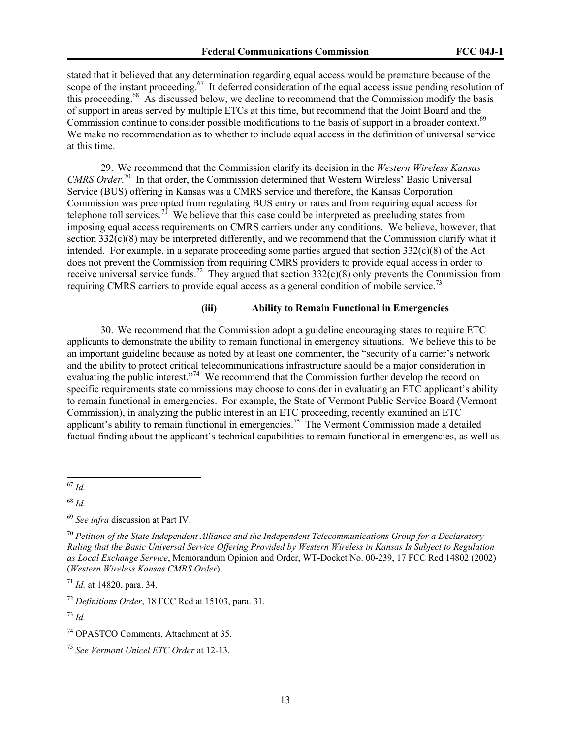stated that it believed that any determination regarding equal access would be premature because of the scope of the instant proceeding.[67] It deferred consideration of the equal access issue pending resolution of this proceeding.[68] As discussed below, we decline to recommend that the Commission modify the basis of support in areas served by multiple ETCs at this time, but recommend that the Joint Board and the Commission continue to consider possible modifications to the basis of support in a broader context.[69] We make no recommendation as to whether to include equal access in the definition of universal service at this time.

29. We recommend that the Commission clarify its decision in the *Western Wireless Kansas CMRS Order*.[70] In that order, the Commission determined that Western Wireless' Basic Universal Service (BUS) offering in Kansas was a CMRS service and therefore, the Kansas Corporation Commission was preempted from regulating BUS entry or rates and from requiring equal access for telephone toll services.[71] We believe that this case could be interpreted as precluding states from imposing equal access requirements on CMRS carriers under any conditions. We believe, however, that section 332(c)(8) may be interpreted differently, and we recommend that the Commission clarify what it intended. For example, in a separate proceeding some parties argued that section 332(c)(8) of the Act does not prevent the Commission from requiring CMRS providers to provide equal access in order to receive universal service funds.[72] They argued that section 332(c)(8) only prevents the Commission from requiring CMRS carriers to provide equal access as a general condition of mobile service.[73]

### (iii) Ability to Remain Functional in Emergencies

30. We recommend that the Commission adopt a guideline encouraging states to require ETC applicants to demonstrate the ability to remain functional in emergency situations. We believe this to be an important guideline because as noted by at least one commenter, the "security of a carrier's network and the ability to protect critical telecommunications infrastructure should be a major consideration in evaluating the public interest."[74] We recommend that the Commission further develop the record on specific requirements state commissions may choose to consider in evaluating an ETC applicant's ability to remain functional in emergencies. For example, the State of Vermont Public Service Board (Vermont Commission), in analyzing the public interest in an ETC proceeding, recently examined an ETC applicant's ability to remain functional in emergencies.[75] The Vermont Commission made a detailed factual finding about the applicant's technical capabilities to remain functional in emergencies, as well as

---

[67] *Id.*

[68] *Id.*

[69] *See infra* discussion at Part IV.

[70] *Petition of the State Independent Alliance and the Independent Telecommunications Group for a Declaratory Ruling that the Basic Universal Service Offering Provided by Western Wireless in Kansas Is Subject to Regulation as Local Exchange Service*, Memorandum Opinion and Order, WT-Docket No. 00-239, 17 FCC Rcd 14802 (2002) (*Western Wireless Kansas CMRS Order*).

[71] *Id.* at 14820, para. 34.

[72] *Definitions Order*, 18 FCC Rcd at 15103, para. 31.

[73] *Id.*

[74] OPASTCO Comments, Attachment at 35.

[75] *See Vermont Unicel ETC Order* at 12-13.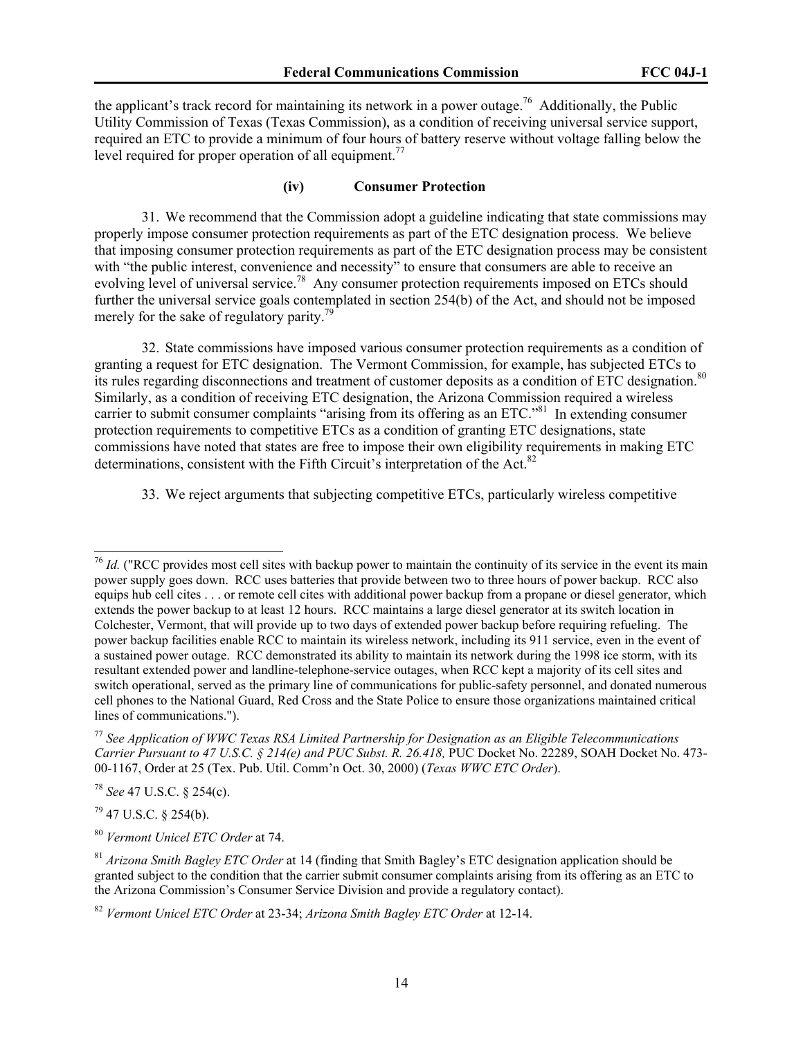the applicant's track record for maintaining its network in a power outage.[76] Additionally, the Public Utility Commission of Texas (Texas Commission), as a condition of receiving universal service support, required an ETC to provide a minimum of four hours of battery reserve without voltage falling below the level required for proper operation of all equipment.[77]

### (iv) Consumer Protection

31. We recommend that the Commission adopt a guideline indicating that state commissions may properly impose consumer protection requirements as part of the ETC designation process. We believe that imposing consumer protection requirements as part of the ETC designation process may be consistent with "the public interest, convenience and necessity" to ensure that consumers are able to receive an evolving level of universal service.[78] Any consumer protection requirements imposed on ETCs should further the universal service goals contemplated in section 254(b) of the Act, and should not be imposed merely for the sake of regulatory parity.[79]

32. State commissions have imposed various consumer protection requirements as a condition of granting a request for ETC designation. The Vermont Commission, for example, has subjected ETCs to its rules regarding disconnections and treatment of customer deposits as a condition of ETC designation.[80] Similarly, as a condition of receiving ETC designation, the Arizona Commission required a wireless carrier to submit consumer complaints "arising from its offering as an ETC."[81] In extending consumer protection requirements to competitive ETCs as a condition of granting ETC designations, state commissions have noted that states are free to impose their own eligibility requirements in making ETC determinations, consistent with the Fifth Circuit's interpretation of the Act.[82]

33. We reject arguments that subjecting competitive ETCs, particularly wireless competitive

---

[76] *Id.* ("RCC provides most cell sites with backup power to maintain the continuity of its service in the event its main power supply goes down. RCC uses batteries that provide between two to three hours of power backup. RCC also equips hub cell cites . . . or remote cell cites with additional power backup from a propane or diesel generator, which extends the power backup to at least 12 hours. RCC maintains a large diesel generator at its switch location in Colchester, Vermont, that will provide up to two days of extended power backup before requiring refueling. The power backup facilities enable RCC to maintain its wireless network, including its 911 service, even in the event of a sustained power outage. RCC demonstrated its ability to maintain its network during the 1998 ice storm, with its resultant extended power and landline-telephone-service outages, when RCC kept a majority of its cell sites and switch operational, served as the primary line of communications for public-safety personnel, and donated numerous cell phones to the National Guard, Red Cross and the State Police to ensure those organizations maintained critical lines of communications.").

[77] *See Application of WWC Texas RSA Limited Partnership for Designation as an Eligible Telecommunications Carrier Pursuant to 47 U.S.C. § 214(e) and PUC Subst. R. 26.418,* PUC Docket No. 22289, SOAH Docket No. 473-00-1167, Order at 25 (Tex. Pub. Util. Comm'n Oct. 30, 2000) (*Texas WWC ETC Order*).

[78] *See* 47 U.S.C. § 254(c).

[79] 47 U.S.C. § 254(b).

[80] *Vermont Unicel ETC Order* at 74.

[81] *Arizona Smith Bagley ETC Order* at 14 (finding that Smith Bagley's ETC designation application should be granted subject to the condition that the carrier submit consumer complaints arising from its offering as an ETC to the Arizona Commission's Consumer Service Division and provide a regulatory contact).

[82] *Vermont Unicel ETC Order* at 23-34; *Arizona Smith Bagley ETC Order* at 12-14.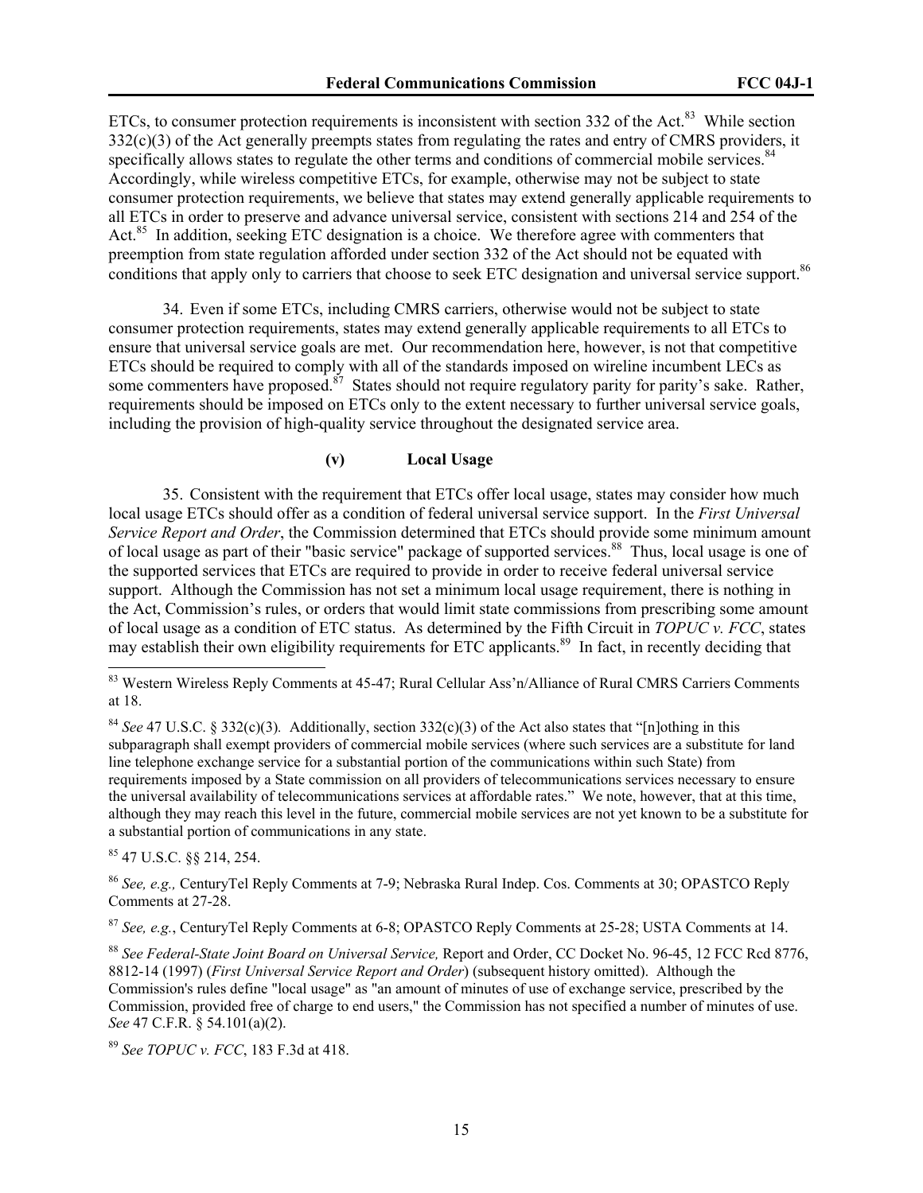ETCs, to consumer protection requirements is inconsistent with section 332 of the Act.[83] While section 332(c)(3) of the Act generally preempts states from regulating the rates and entry of CMRS providers, it specifically allows states to regulate the other terms and conditions of commercial mobile services.[84] Accordingly, while wireless competitive ETCs, for example, otherwise may not be subject to state consumer protection requirements, we believe that states may extend generally applicable requirements to all ETCs in order to preserve and advance universal service, consistent with sections 214 and 254 of the Act.[85] In addition, seeking ETC designation is a choice. We therefore agree with commenters that preemption from state regulation afforded under section 332 of the Act should not be equated with conditions that apply only to carriers that choose to seek ETC designation and universal service support.[86]

34. Even if some ETCs, including CMRS carriers, otherwise would not be subject to state consumer protection requirements, states may extend generally applicable requirements to all ETCs to ensure that universal service goals are met. Our recommendation here, however, is not that competitive ETCs should be required to comply with all of the standards imposed on wireline incumbent LECs as some commenters have proposed.[87] States should not require regulatory parity for parity's sake. Rather, requirements should be imposed on ETCs only to the extent necessary to further universal service goals, including the provision of high-quality service throughout the designated service area.

#### (v) Local Usage

35. Consistent with the requirement that ETCs offer local usage, states may consider how much local usage ETCs should offer as a condition of federal universal service support. In the *First Universal Service Report and Order*, the Commission determined that ETCs should provide some minimum amount of local usage as part of their "basic service" package of supported services.[88] Thus, local usage is one of the supported services that ETCs are required to provide in order to receive federal universal service support. Although the Commission has not set a minimum local usage requirement, there is nothing in the Act, Commission's rules, or orders that would limit state commissions from prescribing some amount of local usage as a condition of ETC status. As determined by the Fifth Circuit in *TOPUC v. FCC*, states may establish their own eligibility requirements for ETC applicants.[89] In fact, in recently deciding that

---

[83] Western Wireless Reply Comments at 45-47; Rural Cellular Ass'n/Alliance of Rural CMRS Carriers Comments at 18.

[84] *See* 47 U.S.C. § 332(c)(3). Additionally, section 332(c)(3) of the Act also states that "[n]othing in this subparagraph shall exempt providers of commercial mobile services (where such services are a substitute for land line telephone exchange service for a substantial portion of the communications within such State) from requirements imposed by a State commission on all providers of telecommunications services necessary to ensure the universal availability of telecommunications services at affordable rates." We note, however, that at this time, although they may reach this level in the future, commercial mobile services are not yet known to be a substitute for a substantial portion of communications in any state.

[85] 47 U.S.C. §§ 214, 254.

[86] *See, e.g.,* CenturyTel Reply Comments at 7-9; Nebraska Rural Indep. Cos. Comments at 30; OPASTCO Reply Comments at 27-28.

[87] *See, e.g.*, CenturyTel Reply Comments at 6-8; OPASTCO Reply Comments at 25-28; USTA Comments at 14.

[88] *See Federal-State Joint Board on Universal Service,* Report and Order, CC Docket No. 96-45, 12 FCC Rcd 8776, 8812-14 (1997) (*First Universal Service Report and Order*) (subsequent history omitted). Although the Commission's rules define "local usage" as "an amount of minutes of use of exchange service, prescribed by the Commission, provided free of charge to end users," the Commission has not specified a number of minutes of use. *See* 47 C.F.R. § 54.101(a)(2).

[89] *See TOPUC v. FCC*, 183 F.3d at 418.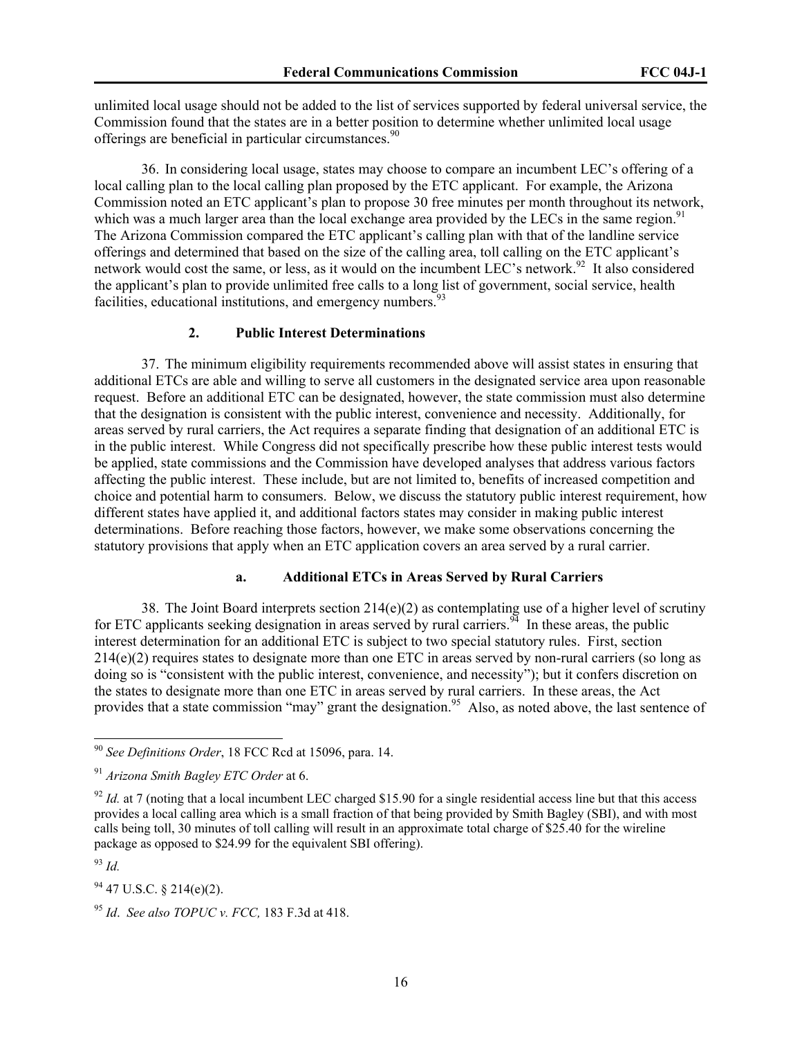unlimited local usage should not be added to the list of services supported by federal universal service, the Commission found that the states are in a better position to determine whether unlimited local usage offerings are beneficial in particular circumstances.[90]

36. In considering local usage, states may choose to compare an incumbent LEC's offering of a local calling plan to the local calling plan proposed by the ETC applicant. For example, the Arizona Commission noted an ETC applicant's plan to propose 30 free minutes per month throughout its network, which was a much larger area than the local exchange area provided by the LECs in the same region.[91] The Arizona Commission compared the ETC applicant's calling plan with that of the landline service offerings and determined that based on the size of the calling area, toll calling on the ETC applicant's network would cost the same, or less, as it would on the incumbent LEC's network.[92] It also considered the applicant's plan to provide unlimited free calls to a long list of government, social service, health facilities, educational institutions, and emergency numbers.[93]

### 2. Public Interest Determinations

37. The minimum eligibility requirements recommended above will assist states in ensuring that additional ETCs are able and willing to serve all customers in the designated service area upon reasonable request. Before an additional ETC can be designated, however, the state commission must also determine that the designation is consistent with the public interest, convenience and necessity. Additionally, for areas served by rural carriers, the Act requires a separate finding that designation of an additional ETC is in the public interest. While Congress did not specifically prescribe how these public interest tests would be applied, state commissions and the Commission have developed analyses that address various factors affecting the public interest. These include, but are not limited to, benefits of increased competition and choice and potential harm to consumers. Below, we discuss the statutory public interest requirement, how different states have applied it, and additional factors states may consider in making public interest determinations. Before reaching those factors, however, we make some observations concerning the statutory provisions that apply when an ETC application covers an area served by a rural carrier.

#### a. Additional ETCs in Areas Served by Rural Carriers

38. The Joint Board interprets section 214(e)(2) as contemplating use of a higher level of scrutiny for ETC applicants seeking designation in areas served by rural carriers.[94] In these areas, the public interest determination for an additional ETC is subject to two special statutory rules. First, section 214(e)(2) requires states to designate more than one ETC in areas served by non-rural carriers (so long as doing so is "consistent with the public interest, convenience, and necessity"); but it confers discretion on the states to designate more than one ETC in areas served by rural carriers. In these areas, the Act provides that a state commission "may" grant the designation.[95] Also, as noted above, the last sentence of

---

[90] *See Definitions Order*, 18 FCC Rcd at 15096, para. 14.

[91] *Arizona Smith Bagley ETC Order* at 6.

[92] *Id.* at 7 (noting that a local incumbent LEC charged $15.90 for a single residential access line but that this access provides a local calling area which is a small fraction of that being provided by Smith Bagley (SBI), and with most calls being toll, 30 minutes of toll calling will result in an approximate total charge of $25.40 for the wireline package as opposed to $24.99 for the equivalent SBI offering).

[93] *Id.*

[94] 47 U.S.C. § 214(e)(2).

[95] *Id*. *See also TOPUC v. FCC,* 183 F.3d at 418.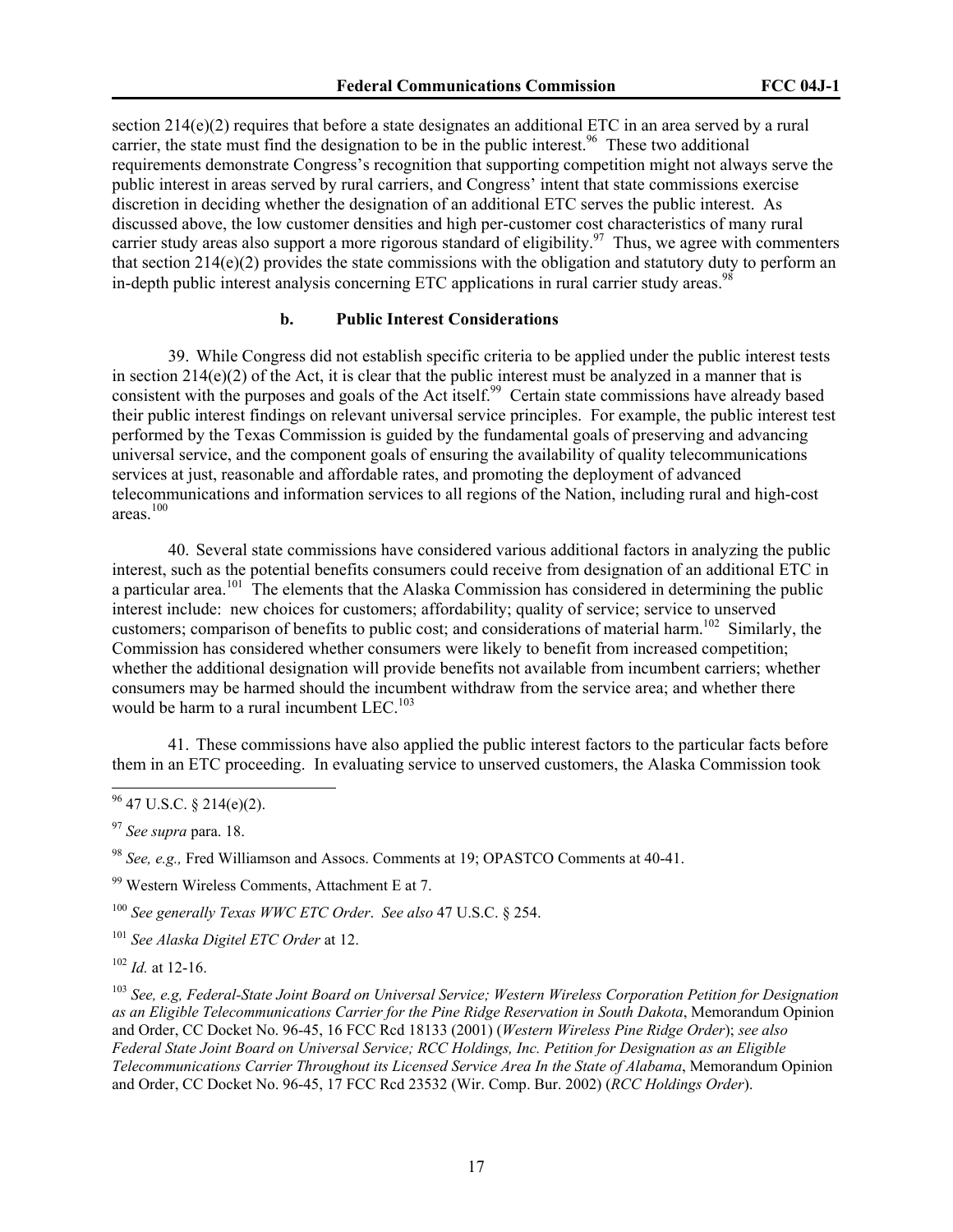section 214(e)(2) requires that before a state designates an additional ETC in an area served by a rural carrier, the state must find the designation to be in the public interest.[96] These two additional requirements demonstrate Congress's recognition that supporting competition might not always serve the public interest in areas served by rural carriers, and Congress' intent that state commissions exercise discretion in deciding whether the designation of an additional ETC serves the public interest. As discussed above, the low customer densities and high per-customer cost characteristics of many rural carrier study areas also support a more rigorous standard of eligibility.[97] Thus, we agree with commenters that section 214(e)(2) provides the state commissions with the obligation and statutory duty to perform an in-depth public interest analysis concerning ETC applications in rural carrier study areas.[98]

### b. Public Interest Considerations

39. While Congress did not establish specific criteria to be applied under the public interest tests in section 214(e)(2) of the Act, it is clear that the public interest must be analyzed in a manner that is consistent with the purposes and goals of the Act itself.[99] Certain state commissions have already based their public interest findings on relevant universal service principles. For example, the public interest test performed by the Texas Commission is guided by the fundamental goals of preserving and advancing universal service, and the component goals of ensuring the availability of quality telecommunications services at just, reasonable and affordable rates, and promoting the deployment of advanced telecommunications and information services to all regions of the Nation, including rural and high-cost areas.[100]

40. Several state commissions have considered various additional factors in analyzing the public interest, such as the potential benefits consumers could receive from designation of an additional ETC in a particular area.[101] The elements that the Alaska Commission has considered in determining the public interest include: new choices for customers; affordability; quality of service; service to unserved customers; comparison of benefits to public cost; and considerations of material harm.[102] Similarly, the Commission has considered whether consumers were likely to benefit from increased competition; whether the additional designation will provide benefits not available from incumbent carriers; whether consumers may be harmed should the incumbent withdraw from the service area; and whether there would be harm to a rural incumbent LEC.[103]

41. These commissions have also applied the public interest factors to the particular facts before them in an ETC proceeding. In evaluating service to unserved customers, the Alaska Commission took

---

[96] 47 U.S.C. § 214(e)(2).

[97] *See supra* para. 18.

[98] *See, e.g.,* Fred Williamson and Assocs. Comments at 19; OPASTCO Comments at 40-41.

[99] Western Wireless Comments, Attachment E at 7.

[100] *See generally Texas WWC ETC Order*. *See also* 47 U.S.C. § 254.

[101] *See Alaska Digitel ETC Order* at 12.

[102] *Id.* at 12-16.

[103] *See, e.g, Federal-State Joint Board on Universal Service; Western Wireless Corporation Petition for Designation as an Eligible Telecommunications Carrier for the Pine Ridge Reservation in South Dakota*, Memorandum Opinion and Order, CC Docket No. 96-45, 16 FCC Rcd 18133 (2001) (*Western Wireless Pine Ridge Order*); *see also Federal State Joint Board on Universal Service; RCC Holdings, Inc. Petition for Designation as an Eligible Telecommunications Carrier Throughout its Licensed Service Area In the State of Alabama*, Memorandum Opinion and Order, CC Docket No. 96-45, 17 FCC Rcd 23532 (Wir. Comp. Bur. 2002) (*RCC Holdings Order*).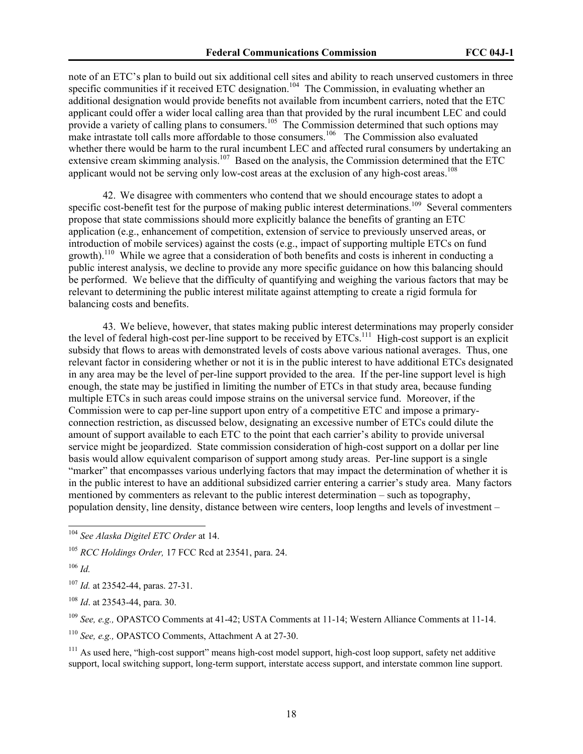note of an ETC's plan to build out six additional cell sites and ability to reach unserved customers in three specific communities if it received ETC designation.[104] The Commission, in evaluating whether an additional designation would provide benefits not available from incumbent carriers, noted that the ETC applicant could offer a wider local calling area than that provided by the rural incumbent LEC and could provide a variety of calling plans to consumers.[105] The Commission determined that such options may make intrastate toll calls more affordable to those consumers.[106] The Commission also evaluated whether there would be harm to the rural incumbent LEC and affected rural consumers by undertaking an extensive cream skimming analysis.[107] Based on the analysis, the Commission determined that the ETC applicant would not be serving only low-cost areas at the exclusion of any high-cost areas.[108]

42. We disagree with commenters who contend that we should encourage states to adopt a specific cost-benefit test for the purpose of making public interest determinations.[109] Several commenters propose that state commissions should more explicitly balance the benefits of granting an ETC application (e.g., enhancement of competition, extension of service to previously unserved areas, or introduction of mobile services) against the costs (e.g., impact of supporting multiple ETCs on fund growth).[110] While we agree that a consideration of both benefits and costs is inherent in conducting a public interest analysis, we decline to provide any more specific guidance on how this balancing should be performed. We believe that the difficulty of quantifying and weighing the various factors that may be relevant to determining the public interest militate against attempting to create a rigid formula for balancing costs and benefits.

43. We believe, however, that states making public interest determinations may properly consider the level of federal high-cost per-line support to be received by ETCs.[111] High-cost support is an explicit subsidy that flows to areas with demonstrated levels of costs above various national averages. Thus, one relevant factor in considering whether or not it is in the public interest to have additional ETCs designated in any area may be the level of per-line support provided to the area. If the per-line support level is high enough, the state may be justified in limiting the number of ETCs in that study area, because funding multiple ETCs in such areas could impose strains on the universal service fund. Moreover, if the Commission were to cap per-line support upon entry of a competitive ETC and impose a primary-connection restriction, as discussed below, designating an excessive number of ETCs could dilute the amount of support available to each ETC to the point that each carrier's ability to provide universal service might be jeopardized. State commission consideration of high-cost support on a dollar per line basis would allow equivalent comparison of support among study areas. Per-line support is a single "marker" that encompasses various underlying factors that may impact the determination of whether it is in the public interest to have an additional subsidized carrier entering a carrier's study area. Many factors mentioned by commenters as relevant to the public interest determination – such as topography, population density, line density, distance between wire centers, loop lengths and levels of investment –

[104] *See Alaska Digitel ETC Order* at 14.

[105] *RCC Holdings Order,* 17 FCC Rcd at 23541, para. 24.

[106] *Id.*

[107] *Id.* at 23542-44, paras. 27-31.

[108] *Id*. at 23543-44, para. 30.

[109] *See, e.g.,* OPASTCO Comments at 41-42; USTA Comments at 11-14; Western Alliance Comments at 11-14.

[110] *See, e.g.,* OPASTCO Comments, Attachment A at 27-30.

[111] As used here, "high-cost support" means high-cost model support, high-cost loop support, safety net additive support, local switching support, long-term support, interstate access support, and interstate common line support.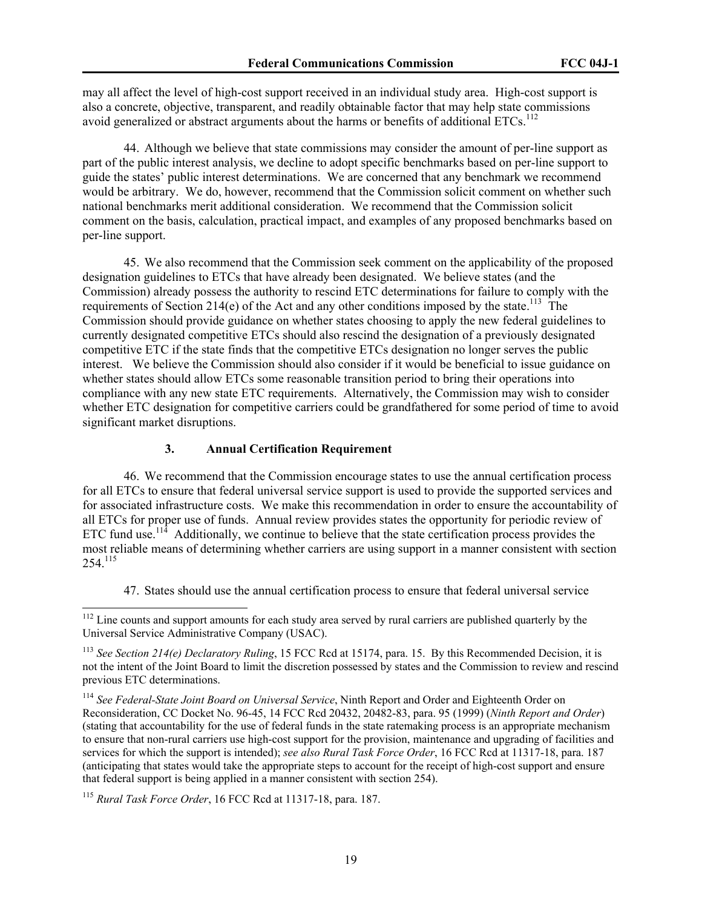may all affect the level of high-cost support received in an individual study area. High-cost support is also a concrete, objective, transparent, and readily obtainable factor that may help state commissions avoid generalized or abstract arguments about the harms or benefits of additional ETCs.[112]

44. Although we believe that state commissions may consider the amount of per-line support as part of the public interest analysis, we decline to adopt specific benchmarks based on per-line support to guide the states' public interest determinations. We are concerned that any benchmark we recommend would be arbitrary. We do, however, recommend that the Commission solicit comment on whether such national benchmarks merit additional consideration. We recommend that the Commission solicit comment on the basis, calculation, practical impact, and examples of any proposed benchmarks based on per-line support.

45. We also recommend that the Commission seek comment on the applicability of the proposed designation guidelines to ETCs that have already been designated. We believe states (and the Commission) already possess the authority to rescind ETC determinations for failure to comply with the requirements of Section 214(e) of the Act and any other conditions imposed by the state.[113] The Commission should provide guidance on whether states choosing to apply the new federal guidelines to currently designated competitive ETCs should also rescind the designation of a previously designated competitive ETC if the state finds that the competitive ETCs designation no longer serves the public interest. We believe the Commission should also consider if it would be beneficial to issue guidance on whether states should allow ETCs some reasonable transition period to bring their operations into compliance with any new state ETC requirements. Alternatively, the Commission may wish to consider whether ETC designation for competitive carriers could be grandfathered for some period of time to avoid significant market disruptions.

### 3. Annual Certification Requirement

46. We recommend that the Commission encourage states to use the annual certification process for all ETCs to ensure that federal universal service support is used to provide the supported services and for associated infrastructure costs. We make this recommendation in order to ensure the accountability of all ETCs for proper use of funds. Annual review provides states the opportunity for periodic review of ETC fund use.[114] Additionally, we continue to believe that the state certification process provides the most reliable means of determining whether carriers are using support in a manner consistent with section 254.[115]

47. States should use the annual certification process to ensure that federal universal service

---

[112] Line counts and support amounts for each study area served by rural carriers are published quarterly by the Universal Service Administrative Company (USAC).

[113] *See Section 214(e) Declaratory Ruling*, 15 FCC Rcd at 15174, para. 15. By this Recommended Decision, it is not the intent of the Joint Board to limit the discretion possessed by states and the Commission to review and rescind previous ETC determinations.

[114] *See Federal-State Joint Board on Universal Service*, Ninth Report and Order and Eighteenth Order on Reconsideration, CC Docket No. 96-45, 14 FCC Rcd 20432, 20482-83, para. 95 (1999) (*Ninth Report and Order*) (stating that accountability for the use of federal funds in the state ratemaking process is an appropriate mechanism to ensure that non-rural carriers use high-cost support for the provision, maintenance and upgrading of facilities and services for which the support is intended); *see also Rural Task Force Order*, 16 FCC Rcd at 11317-18, para. 187 (anticipating that states would take the appropriate steps to account for the receipt of high-cost support and ensure that federal support is being applied in a manner consistent with section 254).

[115] *Rural Task Force Order*, 16 FCC Rcd at 11317-18, para. 187.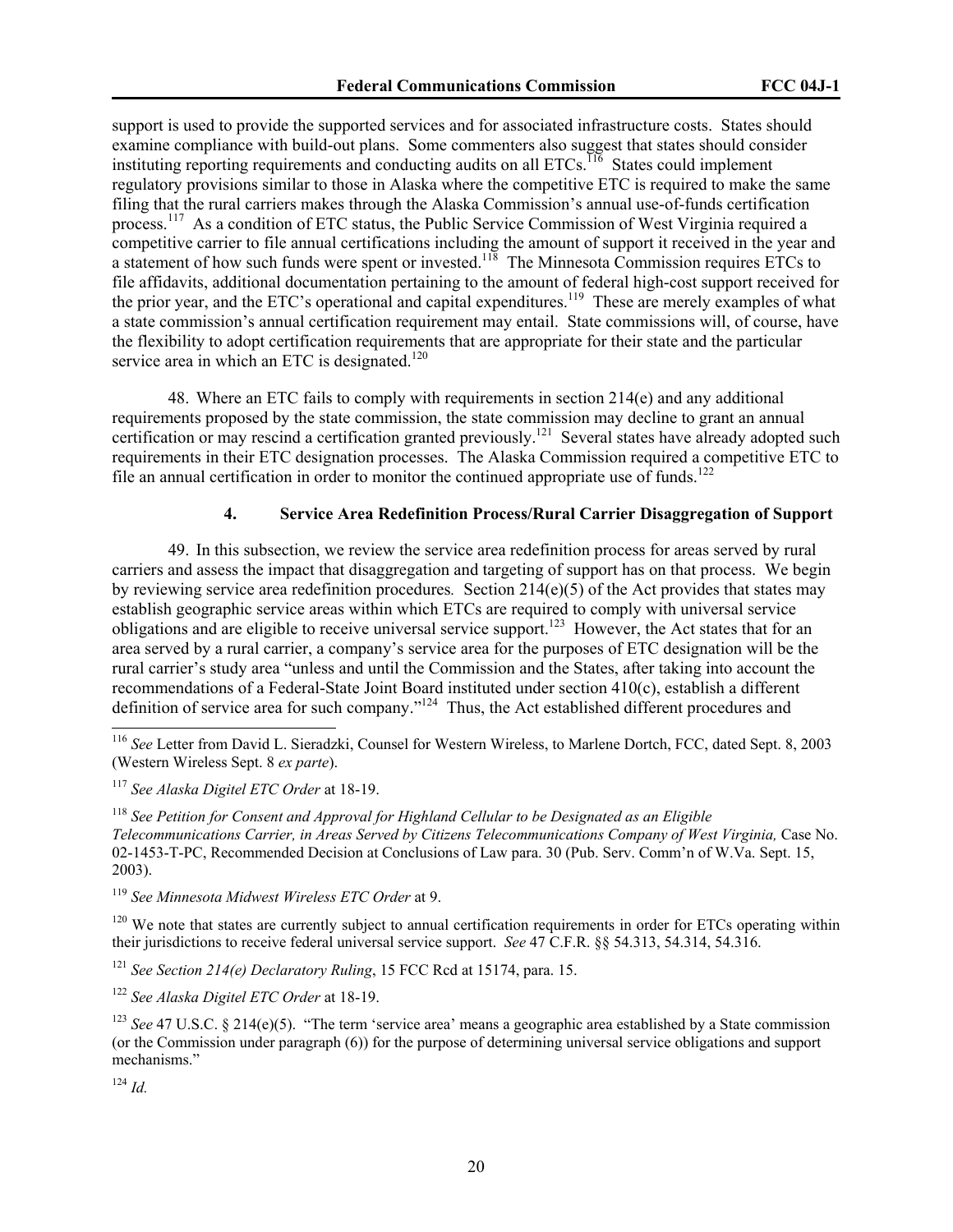support is used to provide the supported services and for associated infrastructure costs. States should examine compliance with build-out plans. Some commenters also suggest that states should consider instituting reporting requirements and conducting audits on all ETCs.[116] States could implement regulatory provisions similar to those in Alaska where the competitive ETC is required to make the same filing that the rural carriers makes through the Alaska Commission's annual use-of-funds certification process.[117] As a condition of ETC status, the Public Service Commission of West Virginia required a competitive carrier to file annual certifications including the amount of support it received in the year and a statement of how such funds were spent or invested.[118] The Minnesota Commission requires ETCs to file affidavits, additional documentation pertaining to the amount of federal high-cost support received for the prior year, and the ETC's operational and capital expenditures.[119] These are merely examples of what a state commission's annual certification requirement may entail. State commissions will, of course, have the flexibility to adopt certification requirements that are appropriate for their state and the particular service area in which an ETC is designated.[120]

48. Where an ETC fails to comply with requirements in section 214(e) and any additional requirements proposed by the state commission, the state commission may decline to grant an annual certification or may rescind a certification granted previously.[121] Several states have already adopted such requirements in their ETC designation processes. The Alaska Commission required a competitive ETC to file an annual certification in order to monitor the continued appropriate use of funds.[122]

#### 4. Service Area Redefinition Process/Rural Carrier Disaggregation of Support

49. In this subsection, we review the service area redefinition process for areas served by rural carriers and assess the impact that disaggregation and targeting of support has on that process. We begin by reviewing service area redefinition procedures*.* Section 214(e)(5) of the Act provides that states may establish geographic service areas within which ETCs are required to comply with universal service obligations and are eligible to receive universal service support.[123] However, the Act states that for an area served by a rural carrier, a company's service area for the purposes of ETC designation will be the rural carrier's study area "unless and until the Commission and the States, after taking into account the recommendations of a Federal-State Joint Board instituted under section 410(c), establish a different definition of service area for such company."[124] Thus, the Act established different procedures and

---

[116] *See* Letter from David L. Sieradzki, Counsel for Western Wireless, to Marlene Dortch, FCC, dated Sept. 8, 2003 (Western Wireless Sept. 8 *ex parte*).

[117] *See Alaska Digitel ETC Order* at 18-19.

[118] *See Petition for Consent and Approval for Highland Cellular to be Designated as an Eligible Telecommunications Carrier, in Areas Served by Citizens Telecommunications Company of West Virginia,* Case No. 02-1453-T-PC, Recommended Decision at Conclusions of Law para. 30 (Pub. Serv. Comm'n of W.Va. Sept. 15, 2003).

[119] *See Minnesota Midwest Wireless ETC Order* at 9.

[120] We note that states are currently subject to annual certification requirements in order for ETCs operating within their jurisdictions to receive federal universal service support. *See* 47 C.F.R. §§ 54.313, 54.314, 54.316.

[121] *See Section 214(e) Declaratory Ruling*, 15 FCC Rcd at 15174, para. 15.

[122] *See Alaska Digitel ETC Order* at 18-19.

[123] *See* 47 U.S.C. § 214(e)(5). "The term 'service area' means a geographic area established by a State commission (or the Commission under paragraph (6)) for the purpose of determining universal service obligations and support mechanisms."

[124] *Id.*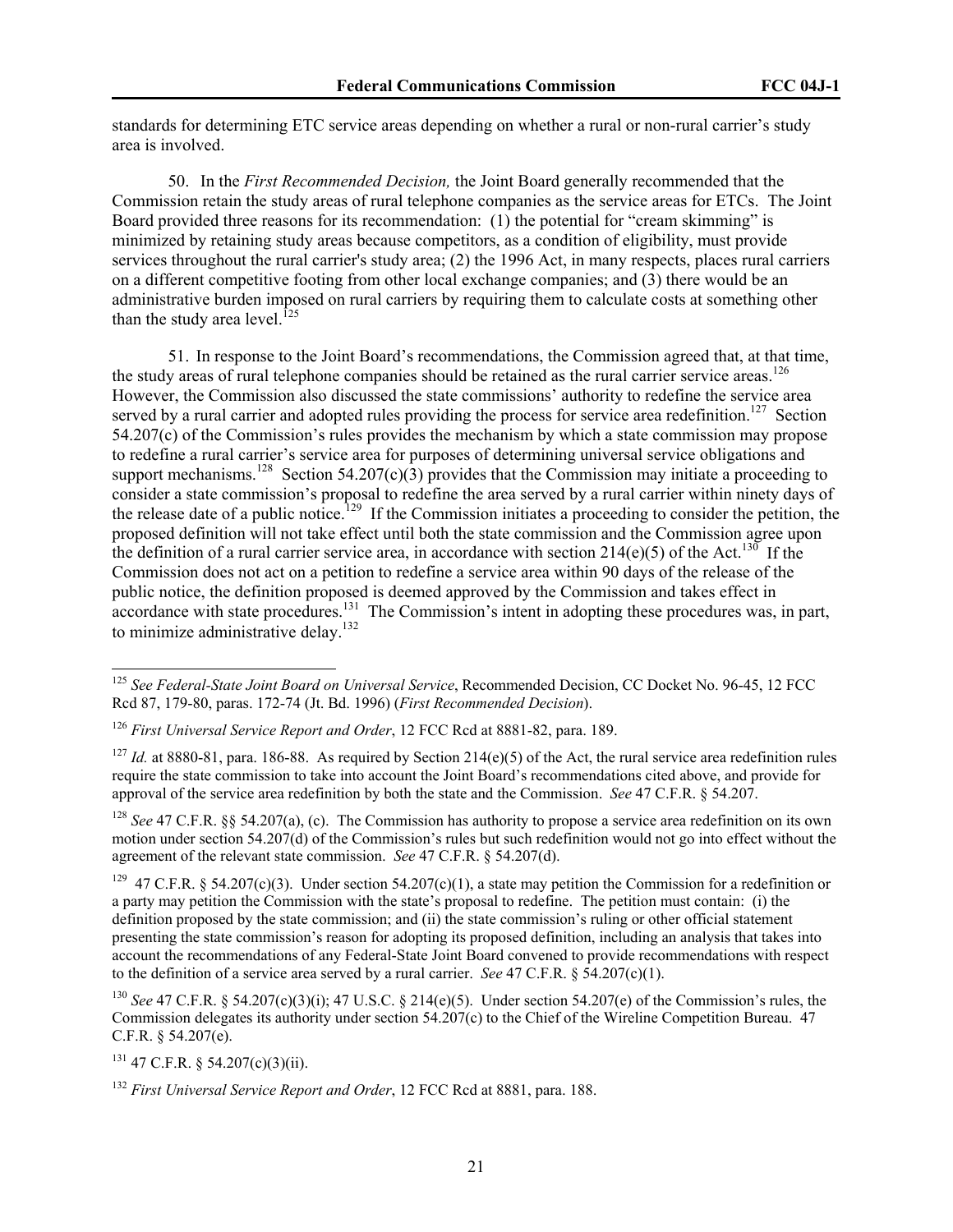standards for determining ETC service areas depending on whether a rural or non-rural carrier's study area is involved.

50. In the *First Recommended Decision,* the Joint Board generally recommended that the Commission retain the study areas of rural telephone companies as the service areas for ETCs. The Joint Board provided three reasons for its recommendation: (1) the potential for "cream skimming" is minimized by retaining study areas because competitors, as a condition of eligibility, must provide services throughout the rural carrier's study area; (2) the 1996 Act, in many respects, places rural carriers on a different competitive footing from other local exchange companies; and (3) there would be an administrative burden imposed on rural carriers by requiring them to calculate costs at something other than the study area level.[125]

51. In response to the Joint Board's recommendations, the Commission agreed that, at that time, the study areas of rural telephone companies should be retained as the rural carrier service areas.[126] However, the Commission also discussed the state commissions' authority to redefine the service area served by a rural carrier and adopted rules providing the process for service area redefinition.[127] Section 54.207(c) of the Commission's rules provides the mechanism by which a state commission may propose to redefine a rural carrier's service area for purposes of determining universal service obligations and support mechanisms.[128] Section 54.207(c)(3) provides that the Commission may initiate a proceeding to consider a state commission's proposal to redefine the area served by a rural carrier within ninety days of the release date of a public notice.[129] If the Commission initiates a proceeding to consider the petition, the proposed definition will not take effect until both the state commission and the Commission agree upon the definition of a rural carrier service area, in accordance with section 214(e)(5) of the Act.[130] If the Commission does not act on a petition to redefine a service area within 90 days of the release of the public notice, the definition proposed is deemed approved by the Commission and takes effect in accordance with state procedures.[131] The Commission's intent in adopting these procedures was, in part, to minimize administrative delay.[132]

---

[125] *See Federal-State Joint Board on Universal Service*, Recommended Decision, CC Docket No. 96-45, 12 FCC Rcd 87, 179-80, paras. 172-74 (Jt. Bd. 1996) (*First Recommended Decision*).

[126] *First Universal Service Report and Order*, 12 FCC Rcd at 8881-82, para. 189.

[127] *Id.* at 8880-81, para. 186-88. As required by Section 214(e)(5) of the Act, the rural service area redefinition rules require the state commission to take into account the Joint Board's recommendations cited above, and provide for approval of the service area redefinition by both the state and the Commission. *See* 47 C.F.R. § 54.207.

[128] *See* 47 C.F.R. §§ 54.207(a), (c). The Commission has authority to propose a service area redefinition on its own motion under section 54.207(d) of the Commission's rules but such redefinition would not go into effect without the agreement of the relevant state commission. *See* 47 C.F.R. § 54.207(d).

[129] 47 C.F.R. § 54.207(c)(3). Under section 54.207(c)(1), a state may petition the Commission for a redefinition or a party may petition the Commission with the state's proposal to redefine. The petition must contain: (i) the definition proposed by the state commission; and (ii) the state commission's ruling or other official statement presenting the state commission's reason for adopting its proposed definition, including an analysis that takes into account the recommendations of any Federal-State Joint Board convened to provide recommendations with respect to the definition of a service area served by a rural carrier. *See* 47 C.F.R. § 54.207(c)(1).

[130] *See* 47 C.F.R. § 54.207(c)(3)(i); 47 U.S.C. § 214(e)(5). Under section 54.207(e) of the Commission's rules, the Commission delegates its authority under section 54.207(c) to the Chief of the Wireline Competition Bureau. 47 C.F.R. § 54.207(e).

[131] 47 C.F.R. § 54.207(c)(3)(ii).

[132] *First Universal Service Report and Order*, 12 FCC Rcd at 8881, para. 188.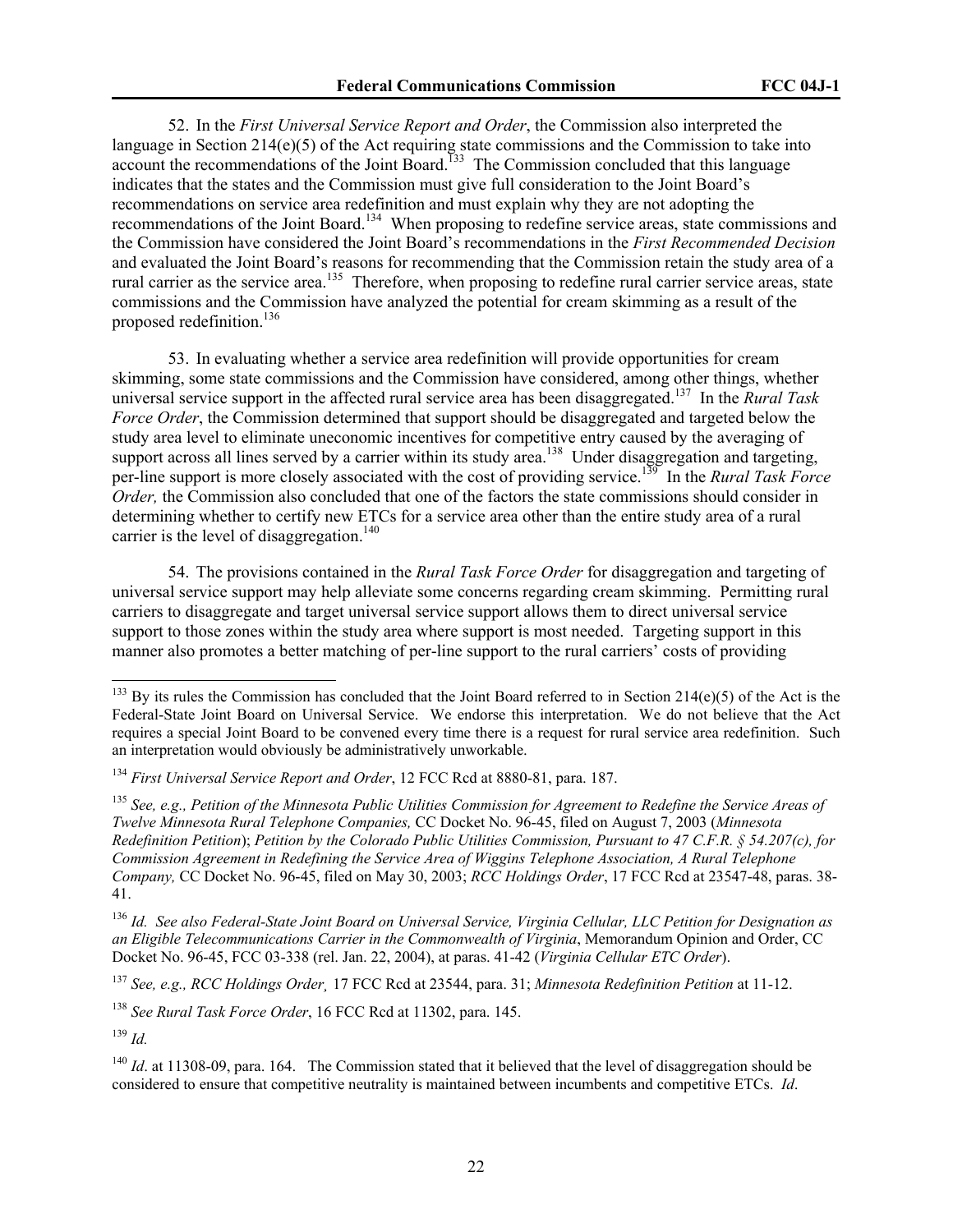52. In the *First Universal Service Report and Order*, the Commission also interpreted the language in Section 214(e)(5) of the Act requiring state commissions and the Commission to take into account the recommendations of the Joint Board.[133] The Commission concluded that this language indicates that the states and the Commission must give full consideration to the Joint Board's recommendations on service area redefinition and must explain why they are not adopting the recommendations of the Joint Board.[134] When proposing to redefine service areas, state commissions and the Commission have considered the Joint Board's recommendations in the *First Recommended Decision* and evaluated the Joint Board's reasons for recommending that the Commission retain the study area of a rural carrier as the service area.[135] Therefore, when proposing to redefine rural carrier service areas, state commissions and the Commission have analyzed the potential for cream skimming as a result of the proposed redefinition.[136]

53. In evaluating whether a service area redefinition will provide opportunities for cream skimming, some state commissions and the Commission have considered, among other things, whether universal service support in the affected rural service area has been disaggregated.[137] In the *Rural Task Force Order*, the Commission determined that support should be disaggregated and targeted below the study area level to eliminate uneconomic incentives for competitive entry caused by the averaging of support across all lines served by a carrier within its study area.[138] Under disaggregation and targeting, per-line support is more closely associated with the cost of providing service.[139] In the *Rural Task Force Order,* the Commission also concluded that one of the factors the state commissions should consider in determining whether to certify new ETCs for a service area other than the entire study area of a rural carrier is the level of disaggregation.[140]

54. The provisions contained in the *Rural Task Force Order* for disaggregation and targeting of universal service support may help alleviate some concerns regarding cream skimming. Permitting rural carriers to disaggregate and target universal service support allows them to direct universal service support to those zones within the study area where support is most needed. Targeting support in this manner also promotes a better matching of per-line support to the rural carriers' costs of providing

---

[133] By its rules the Commission has concluded that the Joint Board referred to in Section 214(e)(5) of the Act is the Federal-State Joint Board on Universal Service. We endorse this interpretation. We do not believe that the Act requires a special Joint Board to be convened every time there is a request for rural service area redefinition. Such an interpretation would obviously be administratively unworkable.

[134] *First Universal Service Report and Order*, 12 FCC Rcd at 8880-81, para. 187.

[135] *See, e.g., Petition of the Minnesota Public Utilities Commission for Agreement to Redefine the Service Areas of Twelve Minnesota Rural Telephone Companies,* CC Docket No. 96-45, filed on August 7, 2003 (*Minnesota Redefinition Petition*); *Petition by the Colorado Public Utilities Commission, Pursuant to 47 C.F.R. § 54.207(c), for Commission Agreement in Redefining the Service Area of Wiggins Telephone Association, A Rural Telephone Company,* CC Docket No. 96-45, filed on May 30, 2003; *RCC Holdings Order*, 17 FCC Rcd at 23547-48, paras. 38-41.

[136] *Id. See also Federal-State Joint Board on Universal Service, Virginia Cellular, LLC Petition for Designation as an Eligible Telecommunications Carrier in the Commonwealth of Virginia*, Memorandum Opinion and Order, CC Docket No. 96-45, FCC 03-338 (rel. Jan. 22, 2004), at paras. 41-42 (*Virginia Cellular ETC Order*).

[137] *See, e.g., RCC Holdings Order¸* 17 FCC Rcd at 23544, para. 31; *Minnesota Redefinition Petition* at 11-12.

[138] *See Rural Task Force Order*, 16 FCC Rcd at 11302, para. 145.

[139] *Id.*

[140] *Id*. at 11308-09, para. 164. The Commission stated that it believed that the level of disaggregation should be considered to ensure that competitive neutrality is maintained between incumbents and competitive ETCs. *Id*.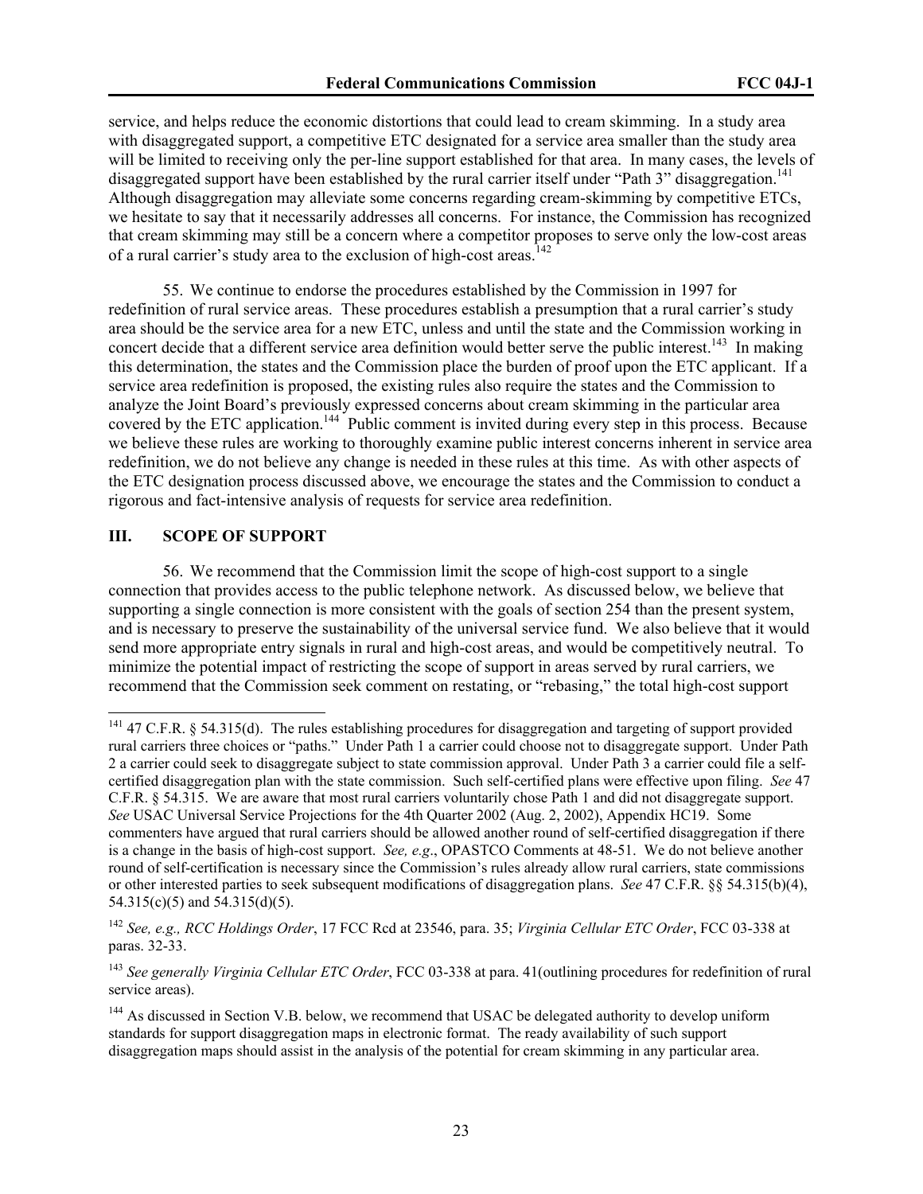service, and helps reduce the economic distortions that could lead to cream skimming. In a study area with disaggregated support, a competitive ETC designated for a service area smaller than the study area will be limited to receiving only the per-line support established for that area. In many cases, the levels of disaggregated support have been established by the rural carrier itself under "Path 3" disaggregation.[141] Although disaggregation may alleviate some concerns regarding cream-skimming by competitive ETCs, we hesitate to say that it necessarily addresses all concerns. For instance, the Commission has recognized that cream skimming may still be a concern where a competitor proposes to serve only the low-cost areas of a rural carrier's study area to the exclusion of high-cost areas.[142]

55. We continue to endorse the procedures established by the Commission in 1997 for redefinition of rural service areas. These procedures establish a presumption that a rural carrier's study area should be the service area for a new ETC, unless and until the state and the Commission working in concert decide that a different service area definition would better serve the public interest.[143] In making this determination, the states and the Commission place the burden of proof upon the ETC applicant. If a service area redefinition is proposed, the existing rules also require the states and the Commission to analyze the Joint Board's previously expressed concerns about cream skimming in the particular area covered by the ETC application.[144] Public comment is invited during every step in this process. Because we believe these rules are working to thoroughly examine public interest concerns inherent in service area redefinition, we do not believe any change is needed in these rules at this time. As with other aspects of the ETC designation process discussed above, we encourage the states and the Commission to conduct a rigorous and fact-intensive analysis of requests for service area redefinition.

## III. SCOPE OF SUPPORT

56. We recommend that the Commission limit the scope of high-cost support to a single connection that provides access to the public telephone network. As discussed below, we believe that supporting a single connection is more consistent with the goals of section 254 than the present system, and is necessary to preserve the sustainability of the universal service fund. We also believe that it would send more appropriate entry signals in rural and high-cost areas, and would be competitively neutral. To minimize the potential impact of restricting the scope of support in areas served by rural carriers, we recommend that the Commission seek comment on restating, or "rebasing," the total high-cost support

---

[141] 47 C.F.R. § 54.315(d). The rules establishing procedures for disaggregation and targeting of support provided rural carriers three choices or "paths." Under Path 1 a carrier could choose not to disaggregate support. Under Path 2 a carrier could seek to disaggregate subject to state commission approval. Under Path 3 a carrier could file a self-certified disaggregation plan with the state commission. Such self-certified plans were effective upon filing. *See* 47 C.F.R. § 54.315. We are aware that most rural carriers voluntarily chose Path 1 and did not disaggregate support. *See* USAC Universal Service Projections for the 4th Quarter 2002 (Aug. 2, 2002), Appendix HC19. Some commenters have argued that rural carriers should be allowed another round of self-certified disaggregation if there is a change in the basis of high-cost support. *See, e.g*., OPASTCO Comments at 48-51. We do not believe another round of self-certification is necessary since the Commission's rules already allow rural carriers, state commissions or other interested parties to seek subsequent modifications of disaggregation plans. *See* 47 C.F.R. §§ 54.315(b)(4), 54.315(c)(5) and 54.315(d)(5).

[142] *See, e.g., RCC Holdings Order*, 17 FCC Rcd at 23546, para. 35; *Virginia Cellular ETC Order*, FCC 03-338 at paras. 32-33.

[143] *See generally Virginia Cellular ETC Order*, FCC 03-338 at para. 41(outlining procedures for redefinition of rural service areas).

[144] As discussed in Section V.B. below, we recommend that USAC be delegated authority to develop uniform standards for support disaggregation maps in electronic format. The ready availability of such support disaggregation maps should assist in the analysis of the potential for cream skimming in any particular area.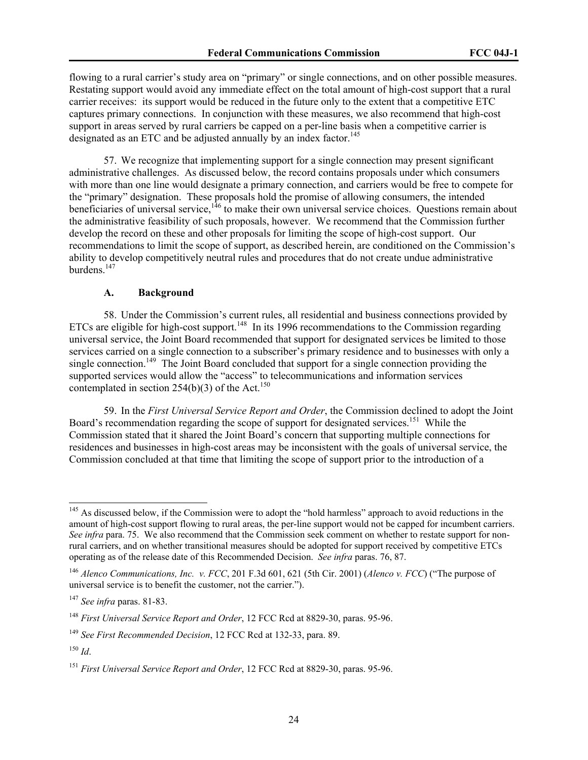flowing to a rural carrier's study area on "primary" or single connections, and on other possible measures. Restating support would avoid any immediate effect on the total amount of high-cost support that a rural carrier receives: its support would be reduced in the future only to the extent that a competitive ETC captures primary connections. In conjunction with these measures, we also recommend that high-cost support in areas served by rural carriers be capped on a per-line basis when a competitive carrier is designated as an ETC and be adjusted annually by an index factor.[145]

57. We recognize that implementing support for a single connection may present significant administrative challenges. As discussed below, the record contains proposals under which consumers with more than one line would designate a primary connection, and carriers would be free to compete for the "primary" designation. These proposals hold the promise of allowing consumers, the intended beneficiaries of universal service,[146] to make their own universal service choices. Questions remain about the administrative feasibility of such proposals, however. We recommend that the Commission further develop the record on these and other proposals for limiting the scope of high-cost support. Our recommendations to limit the scope of support, as described herein, are conditioned on the Commission's ability to develop competitively neutral rules and procedures that do not create undue administrative burdens.[147]

### A. Background

58. Under the Commission's current rules, all residential and business connections provided by ETCs are eligible for high-cost support.[148] In its 1996 recommendations to the Commission regarding universal service, the Joint Board recommended that support for designated services be limited to those services carried on a single connection to a subscriber's primary residence and to businesses with only a single connection.[149] The Joint Board concluded that support for a single connection providing the supported services would allow the "access" to telecommunications and information services contemplated in section 254(b)(3) of the Act.[150]

59. In the *First Universal Service Report and Order*, the Commission declined to adopt the Joint Board's recommendation regarding the scope of support for designated services.[151] While the Commission stated that it shared the Joint Board's concern that supporting multiple connections for residences and businesses in high-cost areas may be inconsistent with the goals of universal service, the Commission concluded at that time that limiting the scope of support prior to the introduction of a

---

[145] As discussed below, if the Commission were to adopt the "hold harmless" approach to avoid reductions in the amount of high-cost support flowing to rural areas, the per-line support would not be capped for incumbent carriers. *See infra* para. 75. We also recommend that the Commission seek comment on whether to restate support for non-rural carriers, and on whether transitional measures should be adopted for support received by competitive ETCs operating as of the release date of this Recommended Decision. *See infra* paras. 76, 87.

[146] *Alenco Communications, Inc. v. FCC*, 201 F.3d 601, 621 (5th Cir. 2001) (*Alenco v. FCC*) ("The purpose of universal service is to benefit the customer, not the carrier.").

[147] *See infra* paras. 81-83.

[148] *First Universal Service Report and Order*, 12 FCC Rcd at 8829-30, paras. 95-96.

[149] *See First Recommended Decision*, 12 FCC Rcd at 132-33, para. 89.

[150] *Id*.

[151] *First Universal Service Report and Order*, 12 FCC Rcd at 8829-30, paras. 95-96.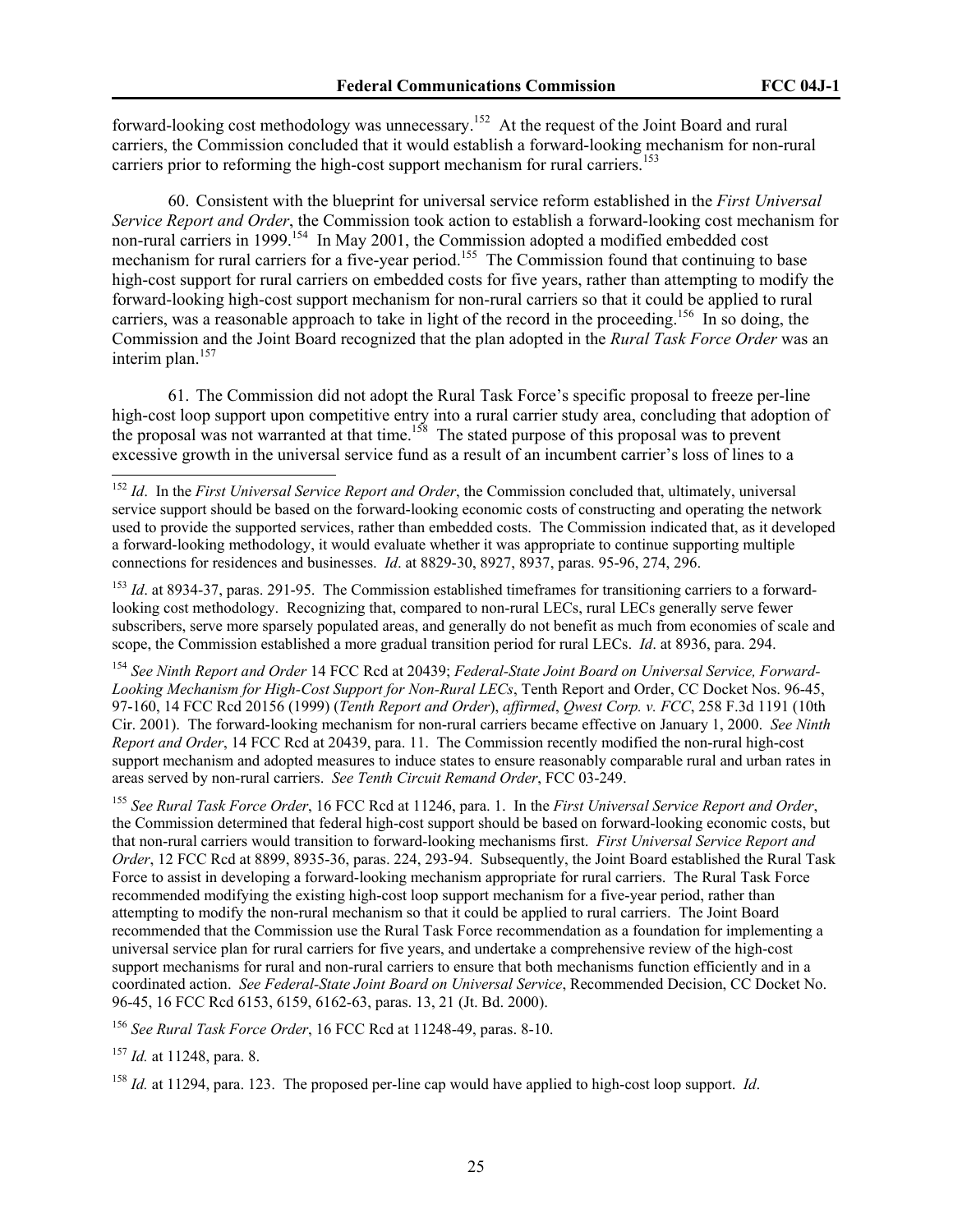forward-looking cost methodology was unnecessary.[152] At the request of the Joint Board and rural carriers, the Commission concluded that it would establish a forward-looking mechanism for non-rural carriers prior to reforming the high-cost support mechanism for rural carriers.[153]

60. Consistent with the blueprint for universal service reform established in the *First Universal Service Report and Order*, the Commission took action to establish a forward-looking cost mechanism for non-rural carriers in 1999.[154] In May 2001, the Commission adopted a modified embedded cost mechanism for rural carriers for a five-year period.[155] The Commission found that continuing to base high-cost support for rural carriers on embedded costs for five years, rather than attempting to modify the forward-looking high-cost support mechanism for non-rural carriers so that it could be applied to rural carriers, was a reasonable approach to take in light of the record in the proceeding.[156] In so doing, the Commission and the Joint Board recognized that the plan adopted in the *Rural Task Force Order* was an interim plan.[157]

61. The Commission did not adopt the Rural Task Force's specific proposal to freeze per-line high-cost loop support upon competitive entry into a rural carrier study area, concluding that adoption of the proposal was not warranted at that time.[158] The stated purpose of this proposal was to prevent excessive growth in the universal service fund as a result of an incumbent carrier's loss of lines to a

---

[152] *Id*. In the *First Universal Service Report and Order*, the Commission concluded that, ultimately, universal service support should be based on the forward-looking economic costs of constructing and operating the network used to provide the supported services, rather than embedded costs. The Commission indicated that, as it developed a forward-looking methodology, it would evaluate whether it was appropriate to continue supporting multiple connections for residences and businesses. *Id*. at 8829-30, 8927, 8937, paras. 95-96, 274, 296.

[153] *Id*. at 8934-37, paras. 291-95. The Commission established timeframes for transitioning carriers to a forward-looking cost methodology. Recognizing that, compared to non-rural LECs, rural LECs generally serve fewer subscribers, serve more sparsely populated areas, and generally do not benefit as much from economies of scale and scope, the Commission established a more gradual transition period for rural LECs. *Id*. at 8936, para. 294.

[154] *See Ninth Report and Order* 14 FCC Rcd at 20439; *Federal-State Joint Board on Universal Service, Forward-Looking Mechanism for High-Cost Support for Non-Rural LECs*, Tenth Report and Order, CC Docket Nos. 96-45, 97-160, 14 FCC Rcd 20156 (1999) (*Tenth Report and Order*), *affirmed*, *Qwest Corp. v. FCC*, 258 F.3d 1191 (10th Cir. 2001). The forward-looking mechanism for non-rural carriers became effective on January 1, 2000. *See Ninth Report and Order*, 14 FCC Rcd at 20439, para. 11. The Commission recently modified the non-rural high-cost support mechanism and adopted measures to induce states to ensure reasonably comparable rural and urban rates in areas served by non-rural carriers. *See Tenth Circuit Remand Order*, FCC 03-249.

[155] *See Rural Task Force Order*, 16 FCC Rcd at 11246, para. 1. In the *First Universal Service Report and Order*, the Commission determined that federal high-cost support should be based on forward-looking economic costs, but that non-rural carriers would transition to forward-looking mechanisms first. *First Universal Service Report and Order*, 12 FCC Rcd at 8899, 8935-36, paras. 224, 293-94. Subsequently, the Joint Board established the Rural Task Force to assist in developing a forward-looking mechanism appropriate for rural carriers. The Rural Task Force recommended modifying the existing high-cost loop support mechanism for a five-year period, rather than attempting to modify the non-rural mechanism so that it could be applied to rural carriers. The Joint Board recommended that the Commission use the Rural Task Force recommendation as a foundation for implementing a universal service plan for rural carriers for five years, and undertake a comprehensive review of the high-cost support mechanisms for rural and non-rural carriers to ensure that both mechanisms function efficiently and in a coordinated action. *See Federal-State Joint Board on Universal Service*, Recommended Decision, CC Docket No. 96-45, 16 FCC Rcd 6153, 6159, 6162-63, paras. 13, 21 (Jt. Bd. 2000).

[156] *See Rural Task Force Order*, 16 FCC Rcd at 11248-49, paras. 8-10.

[157] *Id.* at 11248, para. 8.

[158] *Id.* at 11294, para. 123. The proposed per-line cap would have applied to high-cost loop support. *Id*.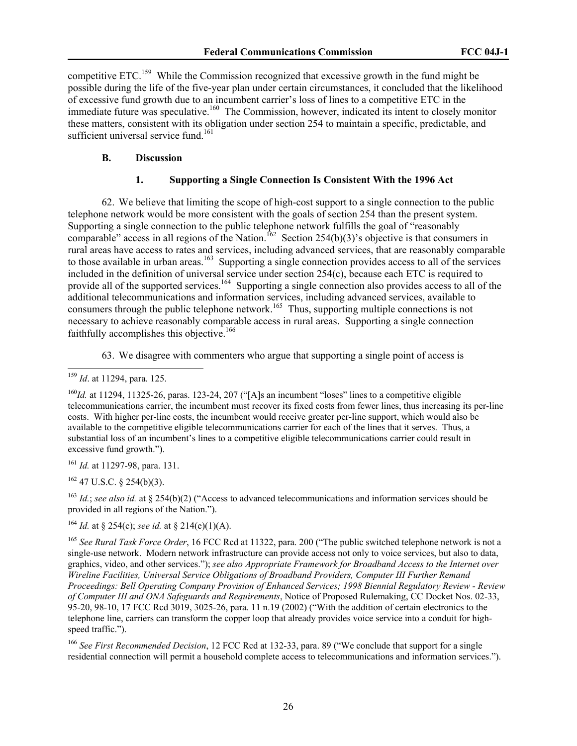competitive ETC.[159] While the Commission recognized that excessive growth in the fund might be possible during the life of the five-year plan under certain circumstances, it concluded that the likelihood of excessive fund growth due to an incumbent carrier's loss of lines to a competitive ETC in the immediate future was speculative.[160] The Commission, however, indicated its intent to closely monitor these matters, consistent with its obligation under section 254 to maintain a specific, predictable, and sufficient universal service fund.[161]

### B. Discussion

#### 1. Supporting a Single Connection Is Consistent With the 1996 Act

62. We believe that limiting the scope of high-cost support to a single connection to the public telephone network would be more consistent with the goals of section 254 than the present system. Supporting a single connection to the public telephone network fulfills the goal of "reasonably comparable" access in all regions of the Nation.[162] Section 254(b)(3)'s objective is that consumers in rural areas have access to rates and services, including advanced services, that are reasonably comparable to those available in urban areas.[163] Supporting a single connection provides access to all of the services included in the definition of universal service under section 254(c), because each ETC is required to provide all of the supported services.[164] Supporting a single connection also provides access to all of the additional telecommunications and information services, including advanced services, available to consumers through the public telephone network.[165] Thus, supporting multiple connections is not necessary to achieve reasonably comparable access in rural areas. Supporting a single connection faithfully accomplishes this objective.[166]

63. We disagree with commenters who argue that supporting a single point of access is

---

[159] *Id*. at 11294, para. 125.

[160] *Id.* at 11294, 11325-26, paras. 123-24, 207 ("[A]s an incumbent "loses" lines to a competitive eligible telecommunications carrier, the incumbent must recover its fixed costs from fewer lines, thus increasing its per-line costs. With higher per-line costs, the incumbent would receive greater per-line support, which would also be available to the competitive eligible telecommunications carrier for each of the lines that it serves. Thus, a substantial loss of an incumbent's lines to a competitive eligible telecommunications carrier could result in excessive fund growth.").

[161] *Id.* at 11297-98, para. 131.

[162] 47 U.S.C. § 254(b)(3).

[163] *Id.*; *see also id.* at § 254(b)(2) ("Access to advanced telecommunications and information services should be provided in all regions of the Nation.").

[164] *Id.* at § 254(c); *see id.* at § 214(e)(1)(A).

[165] *See Rural Task Force Order*, 16 FCC Rcd at 11322, para. 200 ("The public switched telephone network is not a single-use network. Modern network infrastructure can provide access not only to voice services, but also to data, graphics, video, and other services."); *see also Appropriate Framework for Broadband Access to the Internet over Wireline Facilities, Universal Service Obligations of Broadband Providers, Computer III Further Remand Proceedings: Bell Operating Company Provision of Enhanced Services; 1998 Biennial Regulatory Review - Review of Computer III and ONA Safeguards and Requirements*, Notice of Proposed Rulemaking, CC Docket Nos. 02-33, 95-20, 98-10, 17 FCC Rcd 3019, 3025-26, para. 11 n.19 (2002) ("With the addition of certain electronics to the telephone line, carriers can transform the copper loop that already provides voice service into a conduit for high-speed traffic.").

[166] *See First Recommended Decision*, 12 FCC Rcd at 132-33, para. 89 ("We conclude that support for a single residential connection will permit a household complete access to telecommunications and information services.").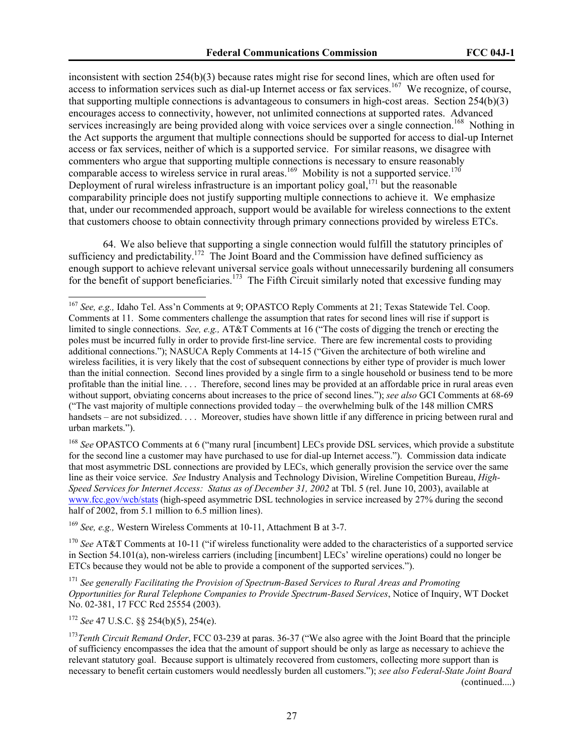inconsistent with section 254(b)(3) because rates might rise for second lines, which are often used for access to information services such as dial-up Internet access or fax services.[167] We recognize, of course, that supporting multiple connections is advantageous to consumers in high-cost areas. Section 254(b)(3) encourages access to connectivity, however, not unlimited connections at supported rates. Advanced services increasingly are being provided along with voice services over a single connection.[168] Nothing in the Act supports the argument that multiple connections should be supported for access to dial-up Internet access or fax services, neither of which is a supported service. For similar reasons, we disagree with commenters who argue that supporting multiple connections is necessary to ensure reasonably comparable access to wireless service in rural areas.[169] Mobility is not a supported service.[170] Deployment of rural wireless infrastructure is an important policy goal,[171] but the reasonable comparability principle does not justify supporting multiple connections to achieve it. We emphasize that, under our recommended approach, support would be available for wireless connections to the extent that customers choose to obtain connectivity through primary connections provided by wireless ETCs.

64. We also believe that supporting a single connection would fulfill the statutory principles of sufficiency and predictability.[172] The Joint Board and the Commission have defined sufficiency as enough support to achieve relevant universal service goals without unnecessarily burdening all consumers for the benefit of support beneficiaries.[173] The Fifth Circuit similarly noted that excessive funding may

---

[167] *See, e.g.,* Idaho Tel. Ass'n Comments at 9; OPASTCO Reply Comments at 21; Texas Statewide Tel. Coop. Comments at 11. Some commenters challenge the assumption that rates for second lines will rise if support is limited to single connections. *See, e.g.,* AT&T Comments at 16 ("The costs of digging the trench or erecting the poles must be incurred fully in order to provide first-line service. There are few incremental costs to providing additional connections."); NASUCA Reply Comments at 14-15 ("Given the architecture of both wireline and wireless facilities, it is very likely that the cost of subsequent connections by either type of provider is much lower than the initial connection. Second lines provided by a single firm to a single household or business tend to be more profitable than the initial line. . . . Therefore, second lines may be provided at an affordable price in rural areas even without support, obviating concerns about increases to the price of second lines."); *see also* GCI Comments at 68-69 ("The vast majority of multiple connections provided today – the overwhelming bulk of the 148 million CMRS handsets – are not subsidized. . . . Moreover, studies have shown little if any difference in pricing between rural and urban markets.").

[168] *See* OPASTCO Comments at 6 ("many rural [incumbent] LECs provide DSL services, which provide a substitute for the second line a customer may have purchased to use for dial-up Internet access."). Commission data indicate that most asymmetric DSL connections are provided by LECs, which generally provision the service over the same line as their voice service. *See* Industry Analysis and Technology Division, Wireline Competition Bureau, *High-Speed Services for Internet Access: Status as of December 31, 2002* at Tbl. 5 (rel. June 10, 2003), available at www.fcc.gov/wcb/stats (high-speed asymmetric DSL technologies in service increased by 27% during the second half of 2002, from 5.1 million to 6.5 million lines).

[169] *See, e.g.,* Western Wireless Comments at 10-11, Attachment B at 3-7.

[170] *See* AT&T Comments at 10-11 ("if wireless functionality were added to the characteristics of a supported service in Section 54.101(a), non-wireless carriers (including [incumbent] LECs' wireline operations) could no longer be ETCs because they would not be able to provide a component of the supported services.").

[171] *See generally Facilitating the Provision of Spectrum-Based Services to Rural Areas and Promoting Opportunities for Rural Telephone Companies to Provide Spectrum-Based Services*, Notice of Inquiry, WT Docket No. 02-381, 17 FCC Rcd 25554 (2003).

[172] *See* 47 U.S.C. §§ 254(b)(5), 254(e).

[173] *Tenth Circuit Remand Order*, FCC 03-239 at paras. 36-37 ("We also agree with the Joint Board that the principle of sufficiency encompasses the idea that the amount of support should be only as large as necessary to achieve the relevant statutory goal. Because support is ultimately recovered from customers, collecting more support than is necessary to benefit certain customers would needlessly burden all customers."); *see also Federal-State Joint Board* (continued....)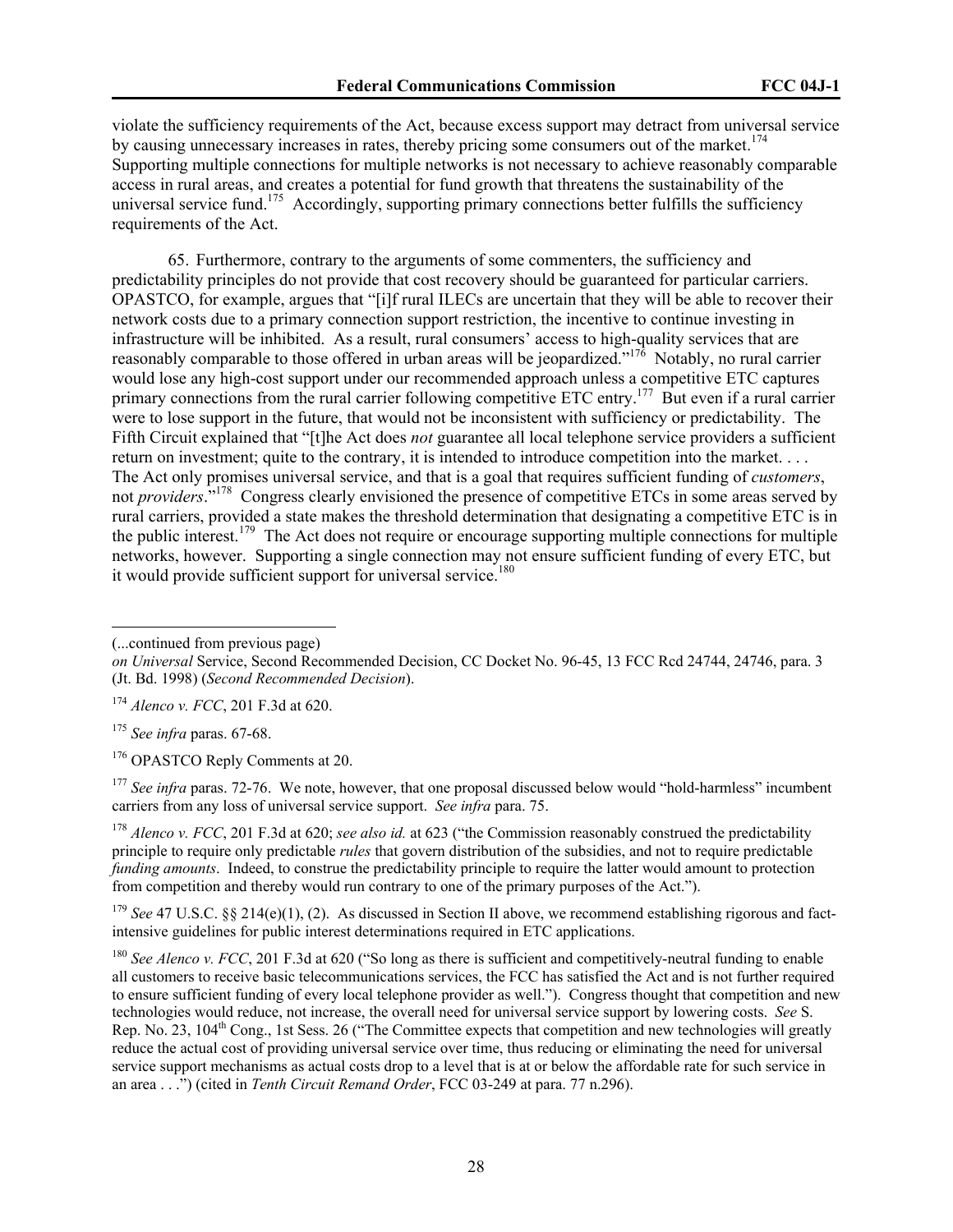violate the sufficiency requirements of the Act, because excess support may detract from universal service by causing unnecessary increases in rates, thereby pricing some consumers out of the market.[174] Supporting multiple connections for multiple networks is not necessary to achieve reasonably comparable access in rural areas, and creates a potential for fund growth that threatens the sustainability of the universal service fund.[175] Accordingly, supporting primary connections better fulfills the sufficiency requirements of the Act.

65. Furthermore, contrary to the arguments of some commenters, the sufficiency and predictability principles do not provide that cost recovery should be guaranteed for particular carriers. OPASTCO, for example, argues that "[i]f rural ILECs are uncertain that they will be able to recover their network costs due to a primary connection support restriction, the incentive to continue investing in infrastructure will be inhibited. As a result, rural consumers' access to high-quality services that are reasonably comparable to those offered in urban areas will be jeopardized."[176] Notably, no rural carrier would lose any high-cost support under our recommended approach unless a competitive ETC captures primary connections from the rural carrier following competitive ETC entry.[177] But even if a rural carrier were to lose support in the future, that would not be inconsistent with sufficiency or predictability. The Fifth Circuit explained that "[t]he Act does *not* guarantee all local telephone service providers a sufficient return on investment; quite to the contrary, it is intended to introduce competition into the market. . . . The Act only promises universal service, and that is a goal that requires sufficient funding of *customers*, not *providers*."[178] Congress clearly envisioned the presence of competitive ETCs in some areas served by rural carriers, provided a state makes the threshold determination that designating a competitive ETC is in the public interest.[179] The Act does not require or encourage supporting multiple connections for multiple networks, however. Supporting a single connection may not ensure sufficient funding of every ETC, but it would provide sufficient support for universal service.[180]

---

(...continued from previous page)
*on Universal* Service, Second Recommended Decision, CC Docket No. 96-45, 13 FCC Rcd 24744, 24746, para. 3 (Jt. Bd. 1998) (*Second Recommended Decision*).

[174] *Alenco v. FCC*, 201 F.3d at 620.

[175] *See infra* paras. 67-68.

[176] OPASTCO Reply Comments at 20.

[177] *See infra* paras. 72-76. We note, however, that one proposal discussed below would "hold-harmless" incumbent carriers from any loss of universal service support. *See infra* para. 75.

[178] *Alenco v. FCC*, 201 F.3d at 620; *see also id.* at 623 ("the Commission reasonably construed the predictability principle to require only predictable *rules* that govern distribution of the subsidies, and not to require predictable *funding amounts*. Indeed, to construe the predictability principle to require the latter would amount to protection from competition and thereby would run contrary to one of the primary purposes of the Act.").

[179] *See* 47 U.S.C. §§ 214(e)(1), (2). As discussed in Section II above, we recommend establishing rigorous and fact-intensive guidelines for public interest determinations required in ETC applications.

[180] *See Alenco v. FCC*, 201 F.3d at 620 ("So long as there is sufficient and competitively-neutral funding to enable all customers to receive basic telecommunications services, the FCC has satisfied the Act and is not further required to ensure sufficient funding of every local telephone provider as well."). Congress thought that competition and new technologies would reduce, not increase, the overall need for universal service support by lowering costs. *See* S. Rep. No. 23, 104th Cong., 1st Sess. 26 ("The Committee expects that competition and new technologies will greatly reduce the actual cost of providing universal service over time, thus reducing or eliminating the need for universal service support mechanisms as actual costs drop to a level that is at or below the affordable rate for such service in an area . . .") (cited in *Tenth Circuit Remand Order*, FCC 03-249 at para. 77 n.296).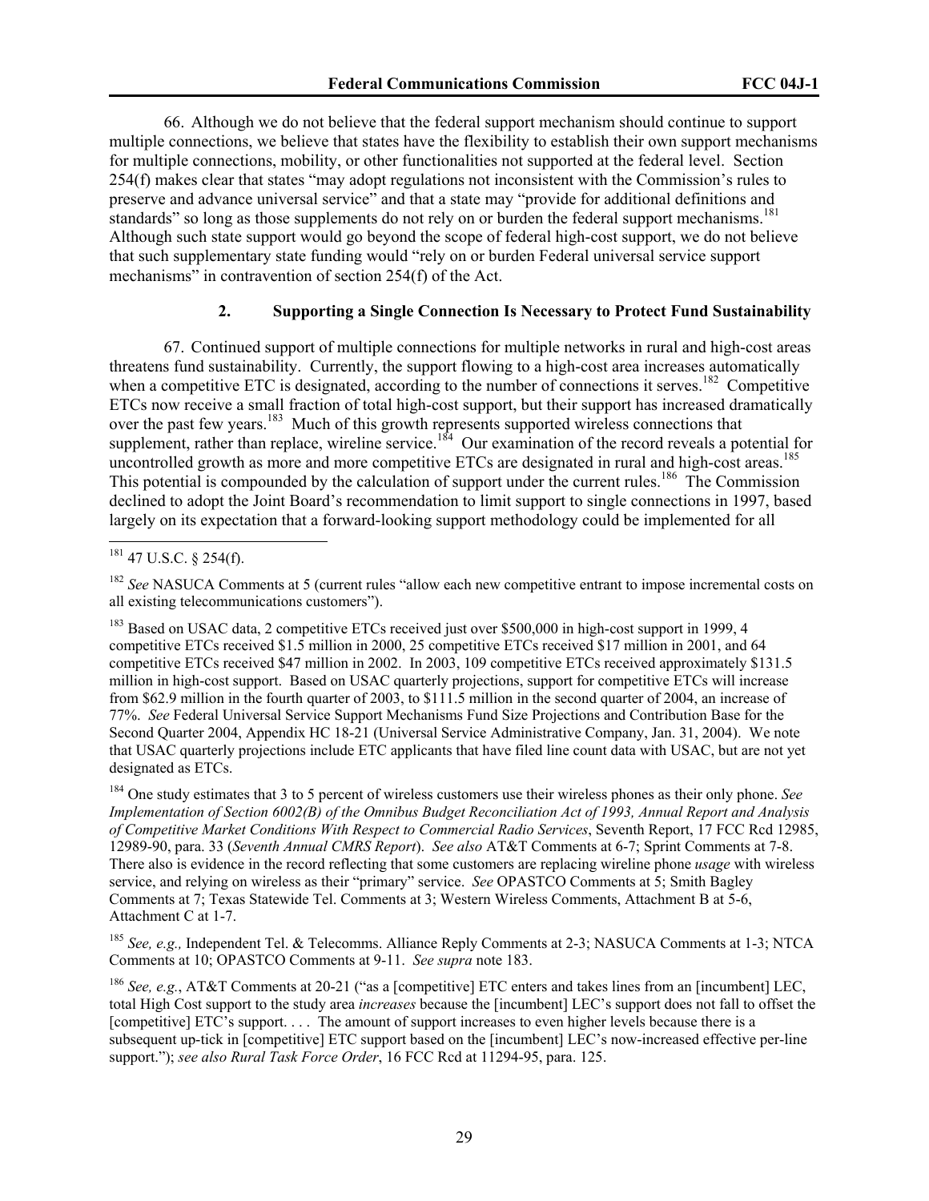66. Although we do not believe that the federal support mechanism should continue to support multiple connections, we believe that states have the flexibility to establish their own support mechanisms for multiple connections, mobility, or other functionalities not supported at the federal level. Section 254(f) makes clear that states "may adopt regulations not inconsistent with the Commission's rules to preserve and advance universal service" and that a state may "provide for additional definitions and standards" so long as those supplements do not rely on or burden the federal support mechanisms.[181] Although such state support would go beyond the scope of federal high-cost support, we do not believe that such supplementary state funding would "rely on or burden Federal universal service support mechanisms" in contravention of section 254(f) of the Act.

### 2. Supporting a Single Connection Is Necessary to Protect Fund Sustainability

67. Continued support of multiple connections for multiple networks in rural and high-cost areas threatens fund sustainability. Currently, the support flowing to a high-cost area increases automatically when a competitive ETC is designated, according to the number of connections it serves.[182] Competitive ETCs now receive a small fraction of total high-cost support, but their support has increased dramatically over the past few years.[183] Much of this growth represents supported wireless connections that supplement, rather than replace, wireline service.[184] Our examination of the record reveals a potential for uncontrolled growth as more and more competitive ETCs are designated in rural and high-cost areas.[185] This potential is compounded by the calculation of support under the current rules.[186] The Commission declined to adopt the Joint Board's recommendation to limit support to single connections in 1997, based largely on its expectation that a forward-looking support methodology could be implemented for all

---

[181] 47 U.S.C. § 254(f).

[182] *See* NASUCA Comments at 5 (current rules "allow each new competitive entrant to impose incremental costs on all existing telecommunications customers").

[183] Based on USAC data, 2 competitive ETCs received just over $500,000 in high-cost support in 1999, 4 competitive ETCs received $1.5 million in 2000, 25 competitive ETCs received $17 million in 2001, and 64 competitive ETCs received $47 million in 2002. In 2003, 109 competitive ETCs received approximately $131.5 million in high-cost support. Based on USAC quarterly projections, support for competitive ETCs will increase from $62.9 million in the fourth quarter of 2003, to $111.5 million in the second quarter of 2004, an increase of 77%. *See* Federal Universal Service Support Mechanisms Fund Size Projections and Contribution Base for the Second Quarter 2004, Appendix HC 18-21 (Universal Service Administrative Company, Jan. 31, 2004). We note that USAC quarterly projections include ETC applicants that have filed line count data with USAC, but are not yet designated as ETCs.

[184] One study estimates that 3 to 5 percent of wireless customers use their wireless phones as their only phone. *See Implementation of Section 6002(B) of the Omnibus Budget Reconciliation Act of 1993, Annual Report and Analysis of Competitive Market Conditions With Respect to Commercial Radio Services*, Seventh Report, 17 FCC Rcd 12985, 12989-90, para. 33 (*Seventh Annual CMRS Report*). *See also* AT&T Comments at 6-7; Sprint Comments at 7-8. There also is evidence in the record reflecting that some customers are replacing wireline phone *usage* with wireless service, and relying on wireless as their "primary" service. *See* OPASTCO Comments at 5; Smith Bagley Comments at 7; Texas Statewide Tel. Comments at 3; Western Wireless Comments, Attachment B at 5-6, Attachment C at 1-7.

[185] *See, e.g.,* Independent Tel. & Telecomms. Alliance Reply Comments at 2-3; NASUCA Comments at 1-3; NTCA Comments at 10; OPASTCO Comments at 9-11. *See supra* note 183.

[186] *See, e.g.*, AT&T Comments at 20-21 ("as a [competitive] ETC enters and takes lines from an [incumbent] LEC, total High Cost support to the study area *increases* because the [incumbent] LEC's support does not fall to offset the [competitive] ETC's support. . . . The amount of support increases to even higher levels because there is a subsequent up-tick in [competitive] ETC support based on the [incumbent] LEC's now-increased effective per-line support."); *see also Rural Task Force Order*, 16 FCC Rcd at 11294-95, para. 125.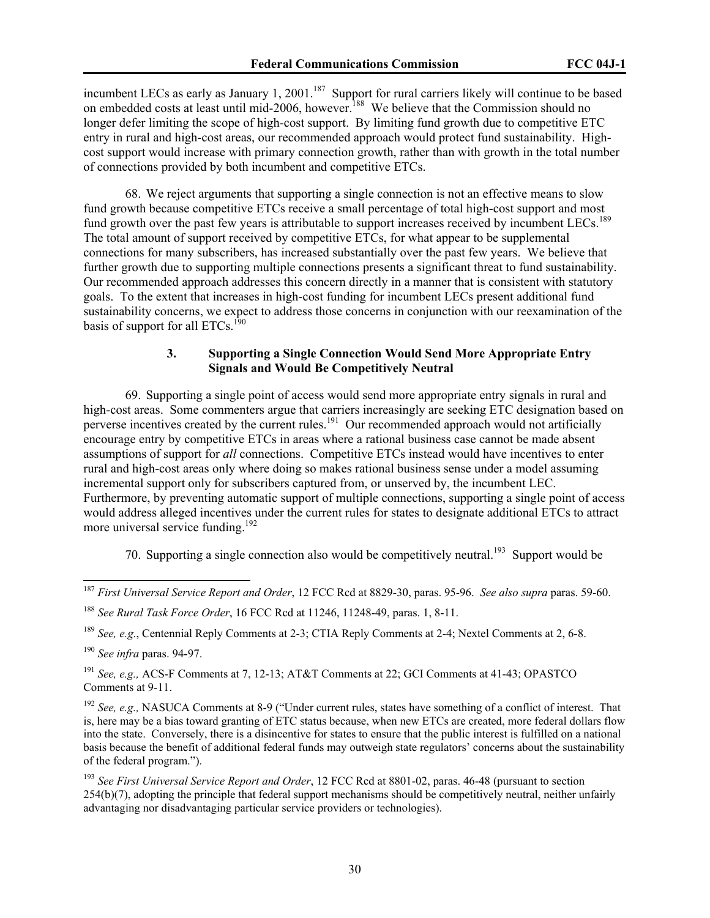incumbent LECs as early as January 1, 2001.[187] Support for rural carriers likely will continue to be based on embedded costs at least until mid-2006, however.[188] We believe that the Commission should no longer defer limiting the scope of high-cost support. By limiting fund growth due to competitive ETC entry in rural and high-cost areas, our recommended approach would protect fund sustainability. High-cost support would increase with primary connection growth, rather than with growth in the total number of connections provided by both incumbent and competitive ETCs.

68. We reject arguments that supporting a single connection is not an effective means to slow fund growth because competitive ETCs receive a small percentage of total high-cost support and most fund growth over the past few years is attributable to support increases received by incumbent LECs.[189] The total amount of support received by competitive ETCs, for what appear to be supplemental connections for many subscribers, has increased substantially over the past few years. We believe that further growth due to supporting multiple connections presents a significant threat to fund sustainability. Our recommended approach addresses this concern directly in a manner that is consistent with statutory goals. To the extent that increases in high-cost funding for incumbent LECs present additional fund sustainability concerns, we expect to address those concerns in conjunction with our reexamination of the basis of support for all ETCs.[190]

### 3. Supporting a Single Connection Would Send More Appropriate Entry Signals and Would Be Competitively Neutral

69. Supporting a single point of access would send more appropriate entry signals in rural and high-cost areas. Some commenters argue that carriers increasingly are seeking ETC designation based on perverse incentives created by the current rules.[191] Our recommended approach would not artificially encourage entry by competitive ETCs in areas where a rational business case cannot be made absent assumptions of support for *all* connections. Competitive ETCs instead would have incentives to enter rural and high-cost areas only where doing so makes rational business sense under a model assuming incremental support only for subscribers captured from, or unserved by, the incumbent LEC. Furthermore, by preventing automatic support of multiple connections, supporting a single point of access would address alleged incentives under the current rules for states to designate additional ETCs to attract more universal service funding.[192]

70. Supporting a single connection also would be competitively neutral.[193] Support would be

---

[187] *First Universal Service Report and Order*, 12 FCC Rcd at 8829-30, paras. 95-96. *See also supra* paras. 59-60.

[188] *See Rural Task Force Order*, 16 FCC Rcd at 11246, 11248-49, paras. 1, 8-11.

[189] *See, e.g.*, Centennial Reply Comments at 2-3; CTIA Reply Comments at 2-4; Nextel Comments at 2, 6-8.

[190] *See infra* paras. 94-97.

[191] *See, e.g.,* ACS-F Comments at 7, 12-13; AT&T Comments at 22; GCI Comments at 41-43; OPASTCO Comments at 9-11.

[192] *See, e.g.,* NASUCA Comments at 8-9 ("Under current rules, states have something of a conflict of interest. That is, here may be a bias toward granting of ETC status because, when new ETCs are created, more federal dollars flow into the state. Conversely, there is a disincentive for states to ensure that the public interest is fulfilled on a national basis because the benefit of additional federal funds may outweigh state regulators' concerns about the sustainability of the federal program.").

[193] *See First Universal Service Report and Order*, 12 FCC Rcd at 8801-02, paras. 46-48 (pursuant to section 254(b)(7), adopting the principle that federal support mechanisms should be competitively neutral, neither unfairly advantaging nor disadvantaging particular service providers or technologies).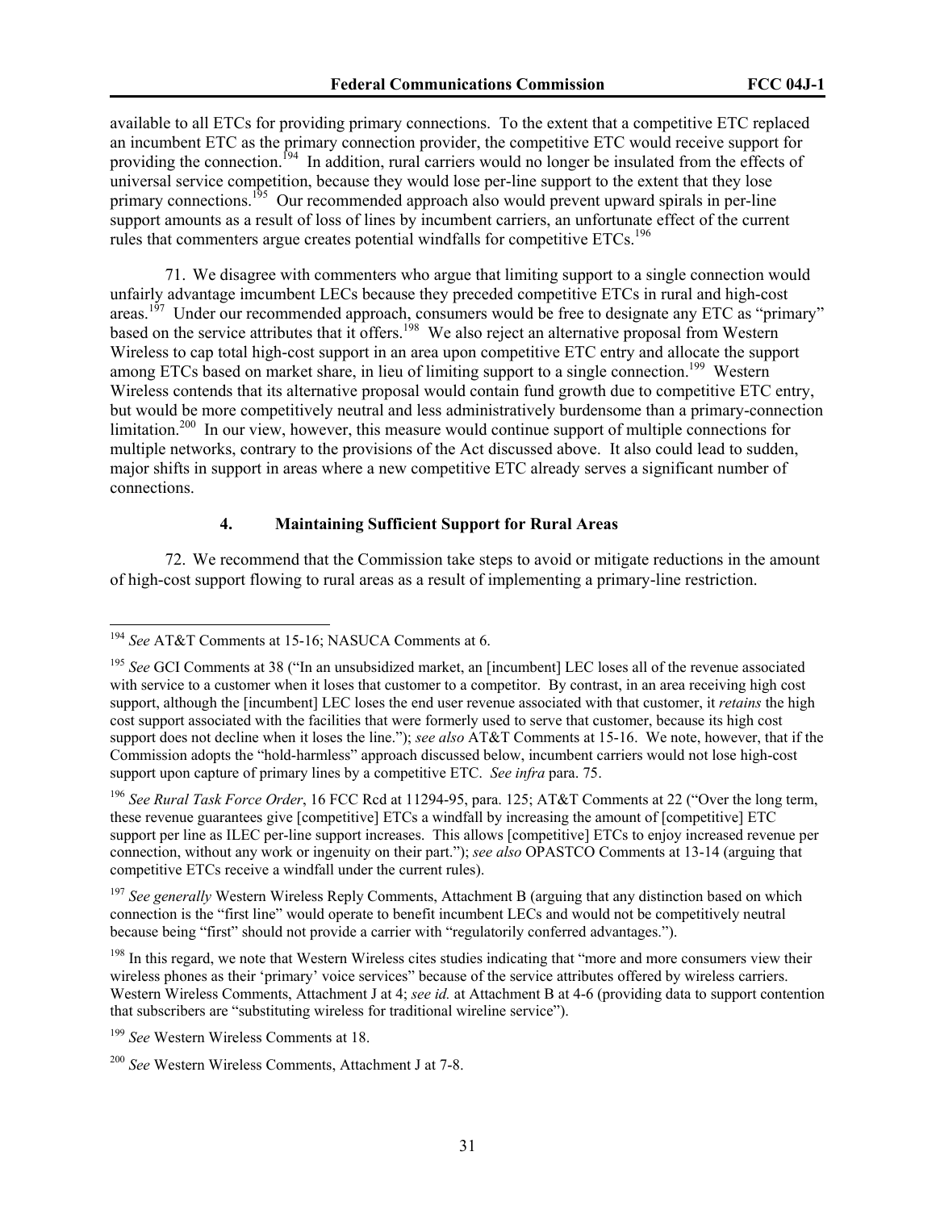available to all ETCs for providing primary connections. To the extent that a competitive ETC replaced an incumbent ETC as the primary connection provider, the competitive ETC would receive support for providing the connection.[194] In addition, rural carriers would no longer be insulated from the effects of universal service competition, because they would lose per-line support to the extent that they lose primary connections.[195] Our recommended approach also would prevent upward spirals in per-line support amounts as a result of loss of lines by incumbent carriers, an unfortunate effect of the current rules that commenters argue creates potential windfalls for competitive ETCs.[196]

71. We disagree with commenters who argue that limiting support to a single connection would unfairly advantage imcumbent LECs because they preceded competitive ETCs in rural and high-cost areas.[197] Under our recommended approach, consumers would be free to designate any ETC as "primary" based on the service attributes that it offers.[198] We also reject an alternative proposal from Western Wireless to cap total high-cost support in an area upon competitive ETC entry and allocate the support among ETCs based on market share, in lieu of limiting support to a single connection.[199] Western Wireless contends that its alternative proposal would contain fund growth due to competitive ETC entry, but would be more competitively neutral and less administratively burdensome than a primary-connection limitation.[200] In our view, however, this measure would continue support of multiple connections for multiple networks, contrary to the provisions of the Act discussed above. It also could lead to sudden, major shifts in support in areas where a new competitive ETC already serves a significant number of connections.

#### 4. Maintaining Sufficient Support for Rural Areas

72. We recommend that the Commission take steps to avoid or mitigate reductions in the amount of high-cost support flowing to rural areas as a result of implementing a primary-line restriction.

---

[194] *See* AT&T Comments at 15-16; NASUCA Comments at 6.

[195] *See* GCI Comments at 38 ("In an unsubsidized market, an [incumbent] LEC loses all of the revenue associated with service to a customer when it loses that customer to a competitor. By contrast, in an area receiving high cost support, although the [incumbent] LEC loses the end user revenue associated with that customer, it *retains* the high cost support associated with the facilities that were formerly used to serve that customer, because its high cost support does not decline when it loses the line."); *see also* AT&T Comments at 15-16. We note, however, that if the Commission adopts the "hold-harmless" approach discussed below, incumbent carriers would not lose high-cost support upon capture of primary lines by a competitive ETC. *See infra* para. 75.

[196] *See Rural Task Force Order*, 16 FCC Rcd at 11294-95, para. 125; AT&T Comments at 22 ("Over the long term, these revenue guarantees give [competitive] ETCs a windfall by increasing the amount of [competitive] ETC support per line as ILEC per-line support increases. This allows [competitive] ETCs to enjoy increased revenue per connection, without any work or ingenuity on their part."); *see also* OPASTCO Comments at 13-14 (arguing that competitive ETCs receive a windfall under the current rules).

[197] *See generally* Western Wireless Reply Comments, Attachment B (arguing that any distinction based on which connection is the "first line" would operate to benefit incumbent LECs and would not be competitively neutral because being "first" should not provide a carrier with "regulatorily conferred advantages.").

[198] In this regard, we note that Western Wireless cites studies indicating that "more and more consumers view their wireless phones as their 'primary' voice services" because of the service attributes offered by wireless carriers. Western Wireless Comments, Attachment J at 4; *see id.* at Attachment B at 4-6 (providing data to support contention that subscribers are "substituting wireless for traditional wireline service").

[199] *See* Western Wireless Comments at 18.

[200] *See* Western Wireless Comments, Attachment J at 7-8.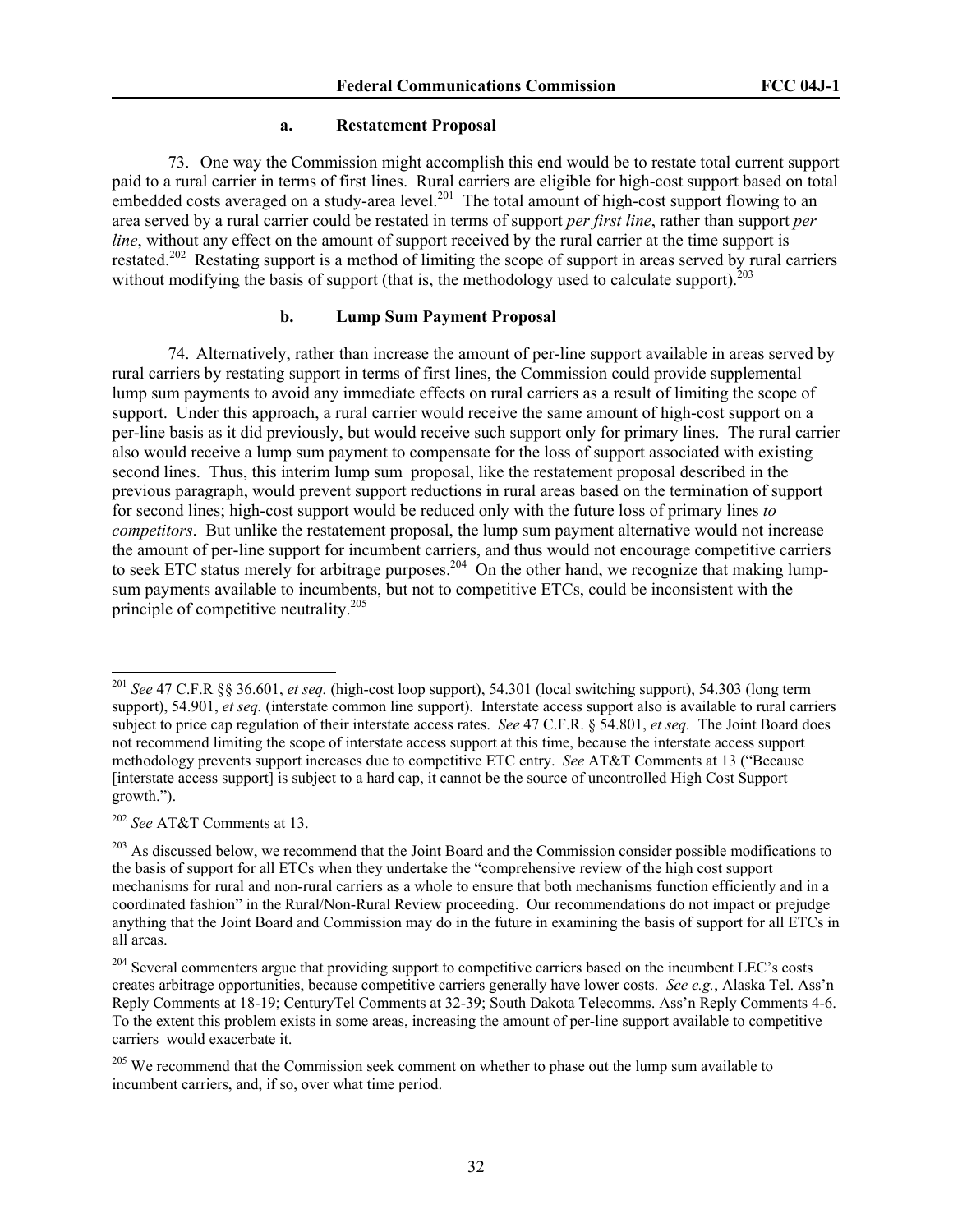#### a. Restatement Proposal

73. One way the Commission might accomplish this end would be to restate total current support paid to a rural carrier in terms of first lines. Rural carriers are eligible for high-cost support based on total embedded costs averaged on a study-area level.[201] The total amount of high-cost support flowing to an area served by a rural carrier could be restated in terms of support *per first line*, rather than support *per line*, without any effect on the amount of support received by the rural carrier at the time support is restated.[202] Restating support is a method of limiting the scope of support in areas served by rural carriers without modifying the basis of support (that is, the methodology used to calculate support).[203]

#### b. Lump Sum Payment Proposal

74. Alternatively, rather than increase the amount of per-line support available in areas served by rural carriers by restating support in terms of first lines, the Commission could provide supplemental lump sum payments to avoid any immediate effects on rural carriers as a result of limiting the scope of support. Under this approach, a rural carrier would receive the same amount of high-cost support on a per-line basis as it did previously, but would receive such support only for primary lines. The rural carrier also would receive a lump sum payment to compensate for the loss of support associated with existing second lines. Thus, this interim lump sum proposal, like the restatement proposal described in the previous paragraph, would prevent support reductions in rural areas based on the termination of support for second lines; high-cost support would be reduced only with the future loss of primary lines *to competitors*. But unlike the restatement proposal, the lump sum payment alternative would not increase the amount of per-line support for incumbent carriers, and thus would not encourage competitive carriers to seek ETC status merely for arbitrage purposes.[204] On the other hand, we recognize that making lump-sum payments available to incumbents, but not to competitive ETCs, could be inconsistent with the principle of competitive neutrality.[205]

---

[201] *See* 47 C.F.R §§ 36.601, *et seq.* (high-cost loop support), 54.301 (local switching support), 54.303 (long term support), 54.901, *et seq.* (interstate common line support). Interstate access support also is available to rural carriers subject to price cap regulation of their interstate access rates. *See* 47 C.F.R. § 54.801, *et seq.* The Joint Board does not recommend limiting the scope of interstate access support at this time, because the interstate access support methodology prevents support increases due to competitive ETC entry. *See* AT&T Comments at 13 ("Because [interstate access support] is subject to a hard cap, it cannot be the source of uncontrolled High Cost Support growth.").

[202] *See* AT&T Comments at 13.

[203] As discussed below, we recommend that the Joint Board and the Commission consider possible modifications to the basis of support for all ETCs when they undertake the "comprehensive review of the high cost support mechanisms for rural and non-rural carriers as a whole to ensure that both mechanisms function efficiently and in a coordinated fashion" in the Rural/Non-Rural Review proceeding. Our recommendations do not impact or prejudge anything that the Joint Board and Commission may do in the future in examining the basis of support for all ETCs in all areas.

[204] Several commenters argue that providing support to competitive carriers based on the incumbent LEC's costs creates arbitrage opportunities, because competitive carriers generally have lower costs. *See e.g.*, Alaska Tel. Ass'n Reply Comments at 18-19; CenturyTel Comments at 32-39; South Dakota Telecomms. Ass'n Reply Comments 4-6. To the extent this problem exists in some areas, increasing the amount of per-line support available to competitive carriers would exacerbate it.

[205] We recommend that the Commission seek comment on whether to phase out the lump sum available to incumbent carriers, and, if so, over what time period.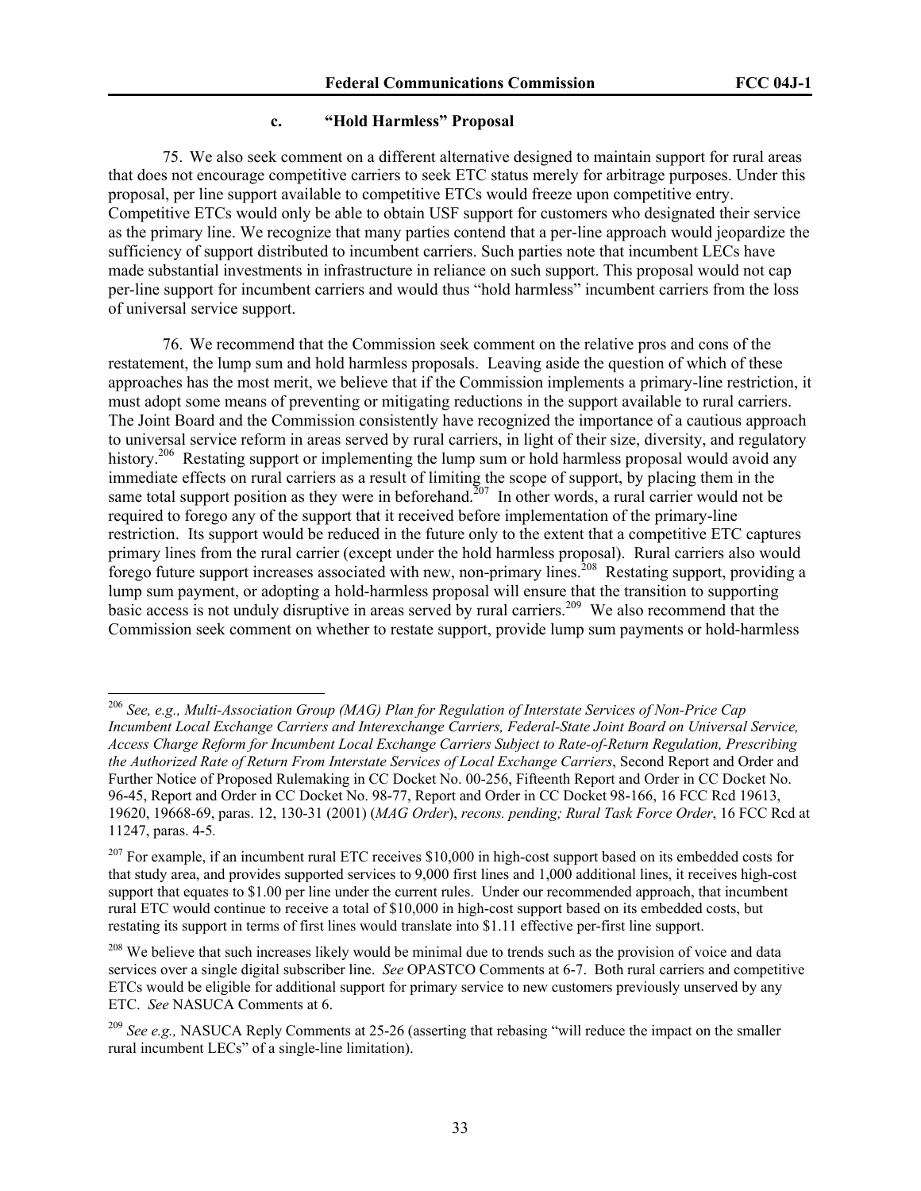### c. "Hold Harmless" Proposal

75. We also seek comment on a different alternative designed to maintain support for rural areas that does not encourage competitive carriers to seek ETC status merely for arbitrage purposes. Under this proposal, per line support available to competitive ETCs would freeze upon competitive entry. Competitive ETCs would only be able to obtain USF support for customers who designated their service as the primary line. We recognize that many parties contend that a per-line approach would jeopardize the sufficiency of support distributed to incumbent carriers. Such parties note that incumbent LECs have made substantial investments in infrastructure in reliance on such support. This proposal would not cap per-line support for incumbent carriers and would thus "hold harmless" incumbent carriers from the loss of universal service support.

76. We recommend that the Commission seek comment on the relative pros and cons of the restatement, the lump sum and hold harmless proposals. Leaving aside the question of which of these approaches has the most merit, we believe that if the Commission implements a primary-line restriction, it must adopt some means of preventing or mitigating reductions in the support available to rural carriers. The Joint Board and the Commission consistently have recognized the importance of a cautious approach to universal service reform in areas served by rural carriers, in light of their size, diversity, and regulatory history.[206] Restating support or implementing the lump sum or hold harmless proposal would avoid any immediate effects on rural carriers as a result of limiting the scope of support, by placing them in the same total support position as they were in beforehand.[207] In other words, a rural carrier would not be required to forego any of the support that it received before implementation of the primary-line restriction. Its support would be reduced in the future only to the extent that a competitive ETC captures primary lines from the rural carrier (except under the hold harmless proposal). Rural carriers also would forego future support increases associated with new, non-primary lines.[208] Restating support, providing a lump sum payment, or adopting a hold-harmless proposal will ensure that the transition to supporting basic access is not unduly disruptive in areas served by rural carriers.[209] We also recommend that the Commission seek comment on whether to restate support, provide lump sum payments or hold-harmless

---

[206] *See, e.g., Multi-Association Group (MAG) Plan for Regulation of Interstate Services of Non-Price Cap Incumbent Local Exchange Carriers and Interexchange Carriers, Federal-State Joint Board on Universal Service, Access Charge Reform for Incumbent Local Exchange Carriers Subject to Rate-of-Return Regulation, Prescribing the Authorized Rate of Return From Interstate Services of Local Exchange Carriers*, Second Report and Order and Further Notice of Proposed Rulemaking in CC Docket No. 00-256, Fifteenth Report and Order in CC Docket No. 96-45, Report and Order in CC Docket No. 98-77, Report and Order in CC Docket 98-166, 16 FCC Rcd 19613, 19620, 19668-69, paras. 12, 130-31 (2001) (*MAG Order*), *recons. pending; Rural Task Force Order*, 16 FCC Rcd at 11247, paras. 4-5.

[207] For example, if an incumbent rural ETC receives $10,000 in high-cost support based on its embedded costs for that study area, and provides supported services to 9,000 first lines and 1,000 additional lines, it receives high-cost support that equates to $1.00 per line under the current rules. Under our recommended approach, that incumbent rural ETC would continue to receive a total of $10,000 in high-cost support based on its embedded costs, but restating its support in terms of first lines would translate into $1.11 effective per-first line support.

[208] We believe that such increases likely would be minimal due to trends such as the provision of voice and data services over a single digital subscriber line. *See* OPASTCO Comments at 6-7. Both rural carriers and competitive ETCs would be eligible for additional support for primary service to new customers previously unserved by any ETC. *See* NASUCA Comments at 6.

[209] *See e.g.,* NASUCA Reply Comments at 25-26 (asserting that rebasing "will reduce the impact on the smaller rural incumbent LECs" of a single-line limitation).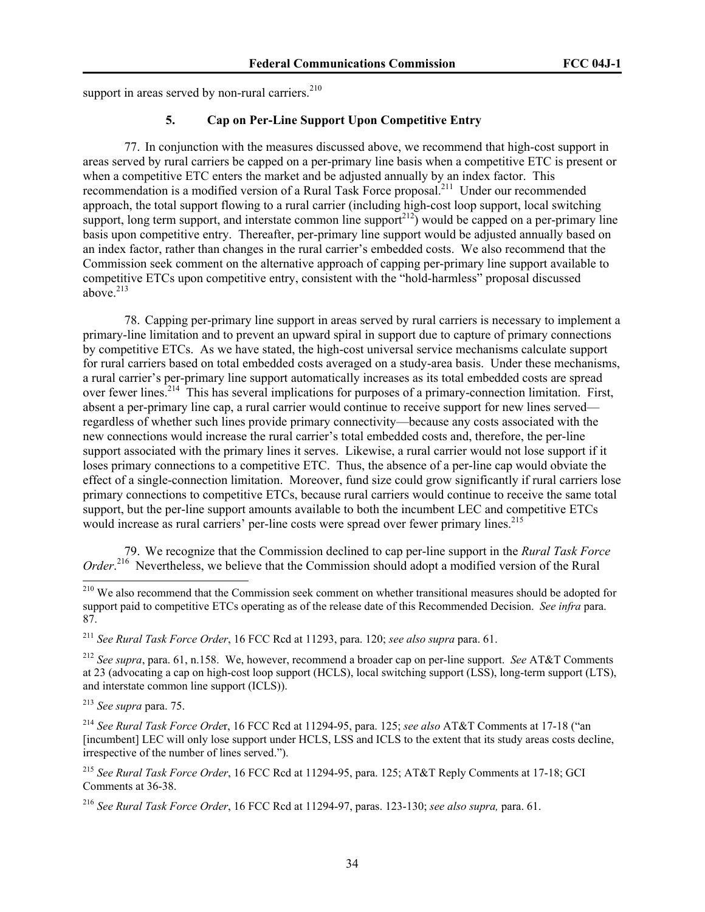support in areas served by non-rural carriers.[210]

### 5. Cap on Per-Line Support Upon Competitive Entry

77. In conjunction with the measures discussed above, we recommend that high-cost support in areas served by rural carriers be capped on a per-primary line basis when a competitive ETC is present or when a competitive ETC enters the market and be adjusted annually by an index factor. This recommendation is a modified version of a Rural Task Force proposal.[211] Under our recommended approach, the total support flowing to a rural carrier (including high-cost loop support, local switching support, long term support, and interstate common line support[212]) would be capped on a per-primary line basis upon competitive entry. Thereafter, per-primary line support would be adjusted annually based on an index factor, rather than changes in the rural carrier's embedded costs. We also recommend that the Commission seek comment on the alternative approach of capping per-primary line support available to competitive ETCs upon competitive entry, consistent with the "hold-harmless" proposal discussed above.[213]

78. Capping per-primary line support in areas served by rural carriers is necessary to implement a primary-line limitation and to prevent an upward spiral in support due to capture of primary connections by competitive ETCs. As we have stated, the high-cost universal service mechanisms calculate support for rural carriers based on total embedded costs averaged on a study-area basis. Under these mechanisms, a rural carrier's per-primary line support automatically increases as its total embedded costs are spread over fewer lines.[214] This has several implications for purposes of a primary-connection limitation. First, absent a per-primary line cap, a rural carrier would continue to receive support for new lines served—regardless of whether such lines provide primary connectivity—because any costs associated with the new connections would increase the rural carrier's total embedded costs and, therefore, the per-line support associated with the primary lines it serves. Likewise, a rural carrier would not lose support if it loses primary connections to a competitive ETC. Thus, the absence of a per-line cap would obviate the effect of a single-connection limitation. Moreover, fund size could grow significantly if rural carriers lose primary connections to competitive ETCs, because rural carriers would continue to receive the same total support, but the per-line support amounts available to both the incumbent LEC and competitive ETCs would increase as rural carriers' per-line costs were spread over fewer primary lines.[215]

79. We recognize that the Commission declined to cap per-line support in the *Rural Task Force Order*.[216] Nevertheless, we believe that the Commission should adopt a modified version of the Rural

---

[210] We also recommend that the Commission seek comment on whether transitional measures should be adopted for support paid to competitive ETCs operating as of the release date of this Recommended Decision. *See infra* para. 87.

[211] *See Rural Task Force Order*, 16 FCC Rcd at 11293, para. 120; *see also supra* para. 61.

[212] *See supra*, para. 61, n.158. We, however, recommend a broader cap on per-line support. *See* AT&T Comments at 23 (advocating a cap on high-cost loop support (HCLS), local switching support (LSS), long-term support (LTS), and interstate common line support (ICLS)).

[213] *See supra* para. 75.

[214] *See Rural Task Force Order*, 16 FCC Rcd at 11294-95, para. 125; *see also* AT&T Comments at 17-18 ("an [incumbent] LEC will only lose support under HCLS, LSS and ICLS to the extent that its study areas costs decline, irrespective of the number of lines served.").

[215] *See Rural Task Force Order*, 16 FCC Rcd at 11294-95, para. 125; AT&T Reply Comments at 17-18; GCI Comments at 36-38.

[216] *See Rural Task Force Order*, 16 FCC Rcd at 11294-97, paras. 123-130; *see also supra,* para. 61.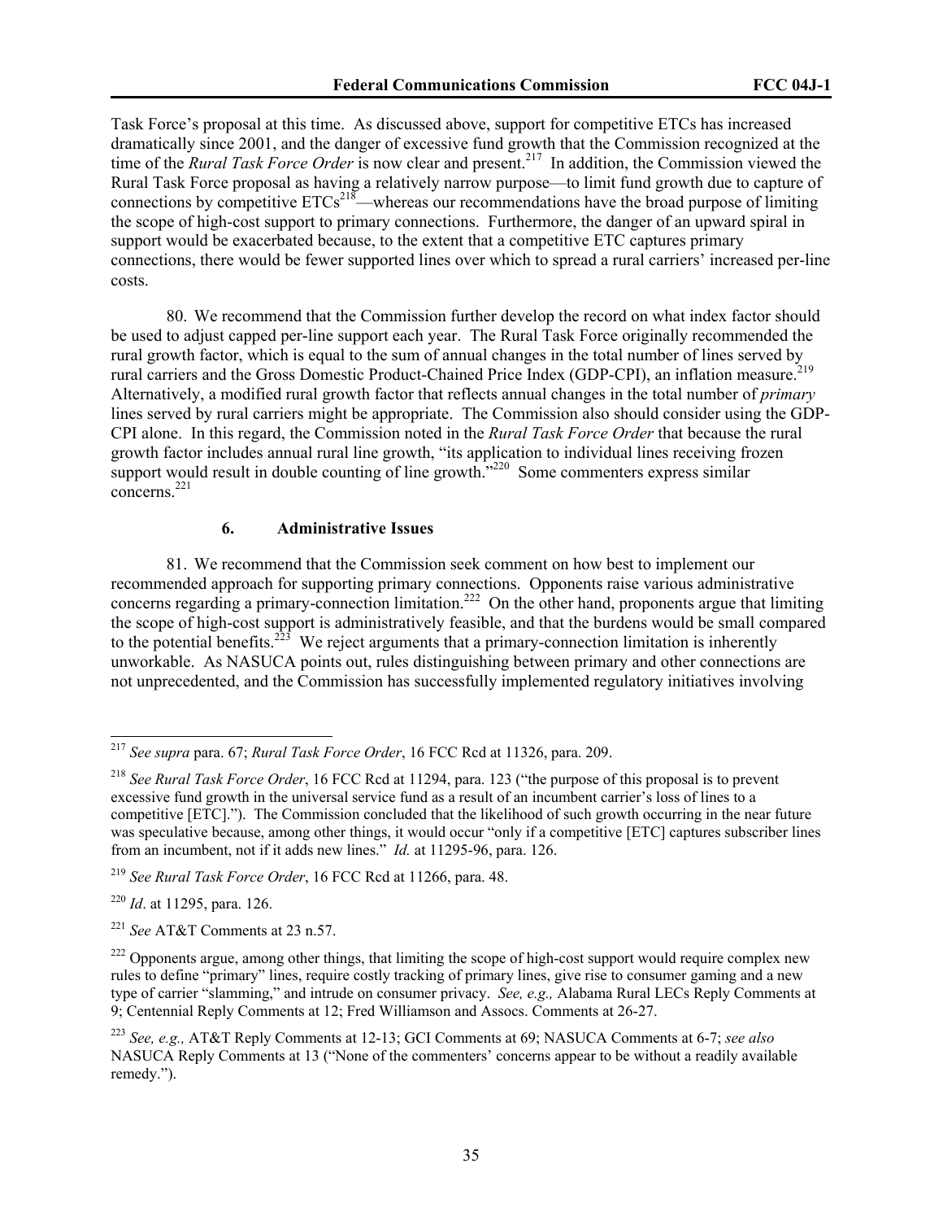Task Force's proposal at this time. As discussed above, support for competitive ETCs has increased dramatically since 2001, and the danger of excessive fund growth that the Commission recognized at the time of the *Rural Task Force Order* is now clear and present.[217] In addition, the Commission viewed the Rural Task Force proposal as having a relatively narrow purpose—to limit fund growth due to capture of connections by competitive ETCs[218]—whereas our recommendations have the broad purpose of limiting the scope of high-cost support to primary connections. Furthermore, the danger of an upward spiral in support would be exacerbated because, to the extent that a competitive ETC captures primary connections, there would be fewer supported lines over which to spread a rural carriers' increased per-line costs.

80. We recommend that the Commission further develop the record on what index factor should be used to adjust capped per-line support each year. The Rural Task Force originally recommended the rural growth factor, which is equal to the sum of annual changes in the total number of lines served by rural carriers and the Gross Domestic Product-Chained Price Index (GDP-CPI), an inflation measure.[219] Alternatively, a modified rural growth factor that reflects annual changes in the total number of *primary* lines served by rural carriers might be appropriate. The Commission also should consider using the GDP-CPI alone. In this regard, the Commission noted in the *Rural Task Force Order* that because the rural growth factor includes annual rural line growth, "its application to individual lines receiving frozen support would result in double counting of line growth."[220] Some commenters express similar concerns.[221]

### 6. Administrative Issues

81. We recommend that the Commission seek comment on how best to implement our recommended approach for supporting primary connections. Opponents raise various administrative concerns regarding a primary-connection limitation.[222] On the other hand, proponents argue that limiting the scope of high-cost support is administratively feasible, and that the burdens would be small compared to the potential benefits.[223] We reject arguments that a primary-connection limitation is inherently unworkable. As NASUCA points out, rules distinguishing between primary and other connections are not unprecedented, and the Commission has successfully implemented regulatory initiatives involving

---

[217] *See supra* para. 67; *Rural Task Force Order*, 16 FCC Rcd at 11326, para. 209.

[218] *See Rural Task Force Order*, 16 FCC Rcd at 11294, para. 123 ("the purpose of this proposal is to prevent excessive fund growth in the universal service fund as a result of an incumbent carrier's loss of lines to a competitive [ETC]."). The Commission concluded that the likelihood of such growth occurring in the near future was speculative because, among other things, it would occur "only if a competitive [ETC] captures subscriber lines from an incumbent, not if it adds new lines." *Id.* at 11295-96, para. 126.

[219] *See Rural Task Force Order*, 16 FCC Rcd at 11266, para. 48.

[220] *Id*. at 11295, para. 126.

[221] *See* AT&T Comments at 23 n.57.

[222] Opponents argue, among other things, that limiting the scope of high-cost support would require complex new rules to define "primary" lines, require costly tracking of primary lines, give rise to consumer gaming and a new type of carrier "slamming," and intrude on consumer privacy. *See, e.g.,* Alabama Rural LECs Reply Comments at 9; Centennial Reply Comments at 12; Fred Williamson and Assocs. Comments at 26-27.

[223] *See, e.g.,* AT&T Reply Comments at 12-13; GCI Comments at 69; NASUCA Comments at 6-7; *see also* NASUCA Reply Comments at 13 ("None of the commenters' concerns appear to be without a readily available remedy.").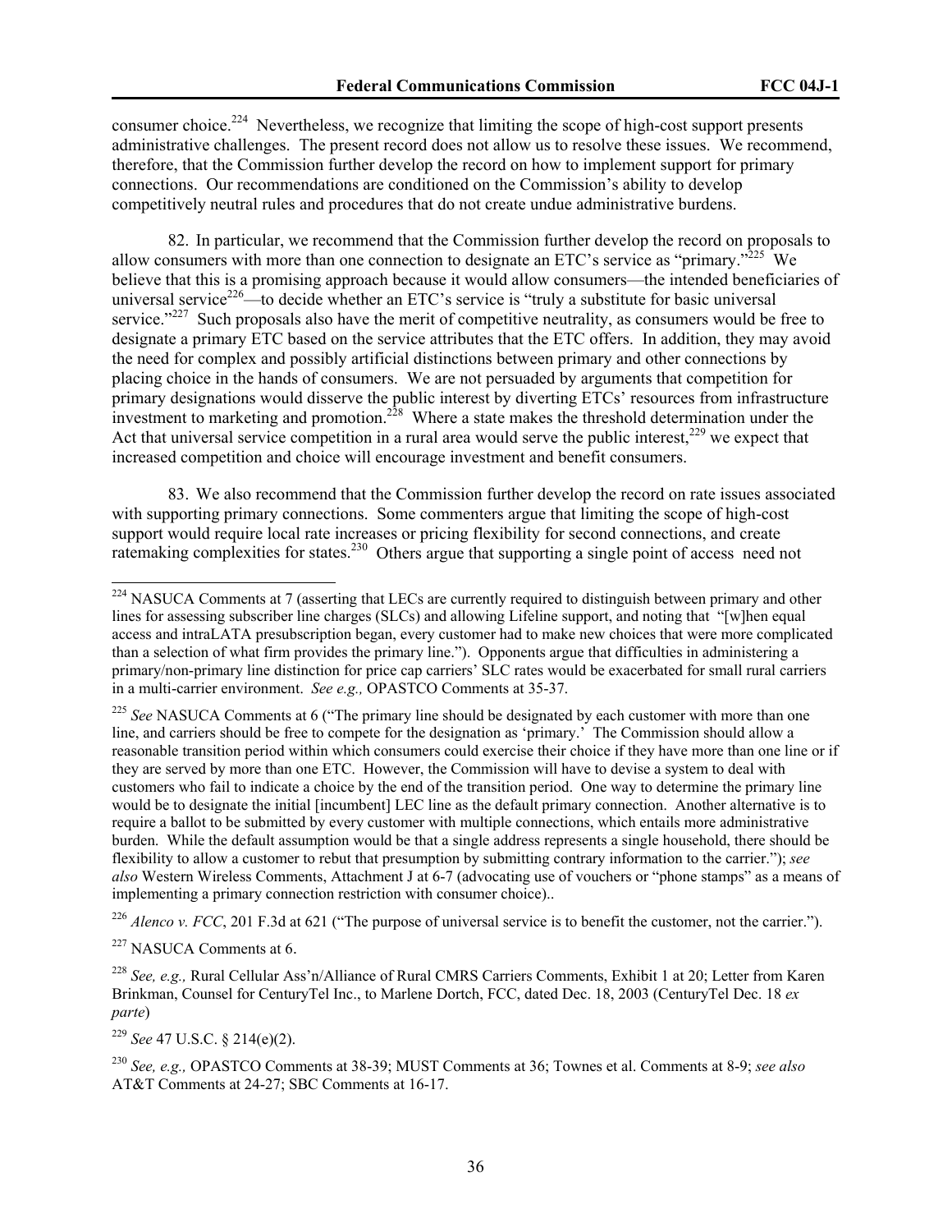consumer choice.[224] Nevertheless, we recognize that limiting the scope of high-cost support presents administrative challenges. The present record does not allow us to resolve these issues. We recommend, therefore, that the Commission further develop the record on how to implement support for primary connections. Our recommendations are conditioned on the Commission's ability to develop competitively neutral rules and procedures that do not create undue administrative burdens.

82. In particular, we recommend that the Commission further develop the record on proposals to allow consumers with more than one connection to designate an ETC's service as "primary."[225] We believe that this is a promising approach because it would allow consumers—the intended beneficiaries of universal service[226]—to decide whether an ETC's service is "truly a substitute for basic universal service."[227] Such proposals also have the merit of competitive neutrality, as consumers would be free to designate a primary ETC based on the service attributes that the ETC offers. In addition, they may avoid the need for complex and possibly artificial distinctions between primary and other connections by placing choice in the hands of consumers. We are not persuaded by arguments that competition for primary designations would disserve the public interest by diverting ETCs' resources from infrastructure investment to marketing and promotion.[228] Where a state makes the threshold determination under the Act that universal service competition in a rural area would serve the public interest,[229] we expect that increased competition and choice will encourage investment and benefit consumers.

83. We also recommend that the Commission further develop the record on rate issues associated with supporting primary connections. Some commenters argue that limiting the scope of high-cost support would require local rate increases or pricing flexibility for second connections, and create ratemaking complexities for states.[230] Others argue that supporting a single point of access need not

---

[224] NASUCA Comments at 7 (asserting that LECs are currently required to distinguish between primary and other lines for assessing subscriber line charges (SLCs) and allowing Lifeline support, and noting that "[w]hen equal access and intraLATA presubscription began, every customer had to make new choices that were more complicated than a selection of what firm provides the primary line."). Opponents argue that difficulties in administering a primary/non-primary line distinction for price cap carriers' SLC rates would be exacerbated for small rural carriers in a multi-carrier environment. *See e.g.,* OPASTCO Comments at 35-37.

[225] *See* NASUCA Comments at 6 ("The primary line should be designated by each customer with more than one line, and carriers should be free to compete for the designation as 'primary.' The Commission should allow a reasonable transition period within which consumers could exercise their choice if they have more than one line or if they are served by more than one ETC. However, the Commission will have to devise a system to deal with customers who fail to indicate a choice by the end of the transition period. One way to determine the primary line would be to designate the initial [incumbent] LEC line as the default primary connection. Another alternative is to require a ballot to be submitted by every customer with multiple connections, which entails more administrative burden. While the default assumption would be that a single address represents a single household, there should be flexibility to allow a customer to rebut that presumption by submitting contrary information to the carrier."); *see also* Western Wireless Comments, Attachment J at 6-7 (advocating use of vouchers or "phone stamps" as a means of implementing a primary connection restriction with consumer choice)..

[226] *Alenco v. FCC*, 201 F.3d at 621 ("The purpose of universal service is to benefit the customer, not the carrier.").

[227] NASUCA Comments at 6.

[228] *See, e.g.,* Rural Cellular Ass'n/Alliance of Rural CMRS Carriers Comments, Exhibit 1 at 20; Letter from Karen Brinkman, Counsel for CenturyTel Inc., to Marlene Dortch, FCC, dated Dec. 18, 2003 (CenturyTel Dec. 18 *ex parte*)

[229] *See* 47 U.S.C. § 214(e)(2).

[230] *See, e.g.,* OPASTCO Comments at 38-39; MUST Comments at 36; Townes et al. Comments at 8-9; *see also* AT&T Comments at 24-27; SBC Comments at 16-17.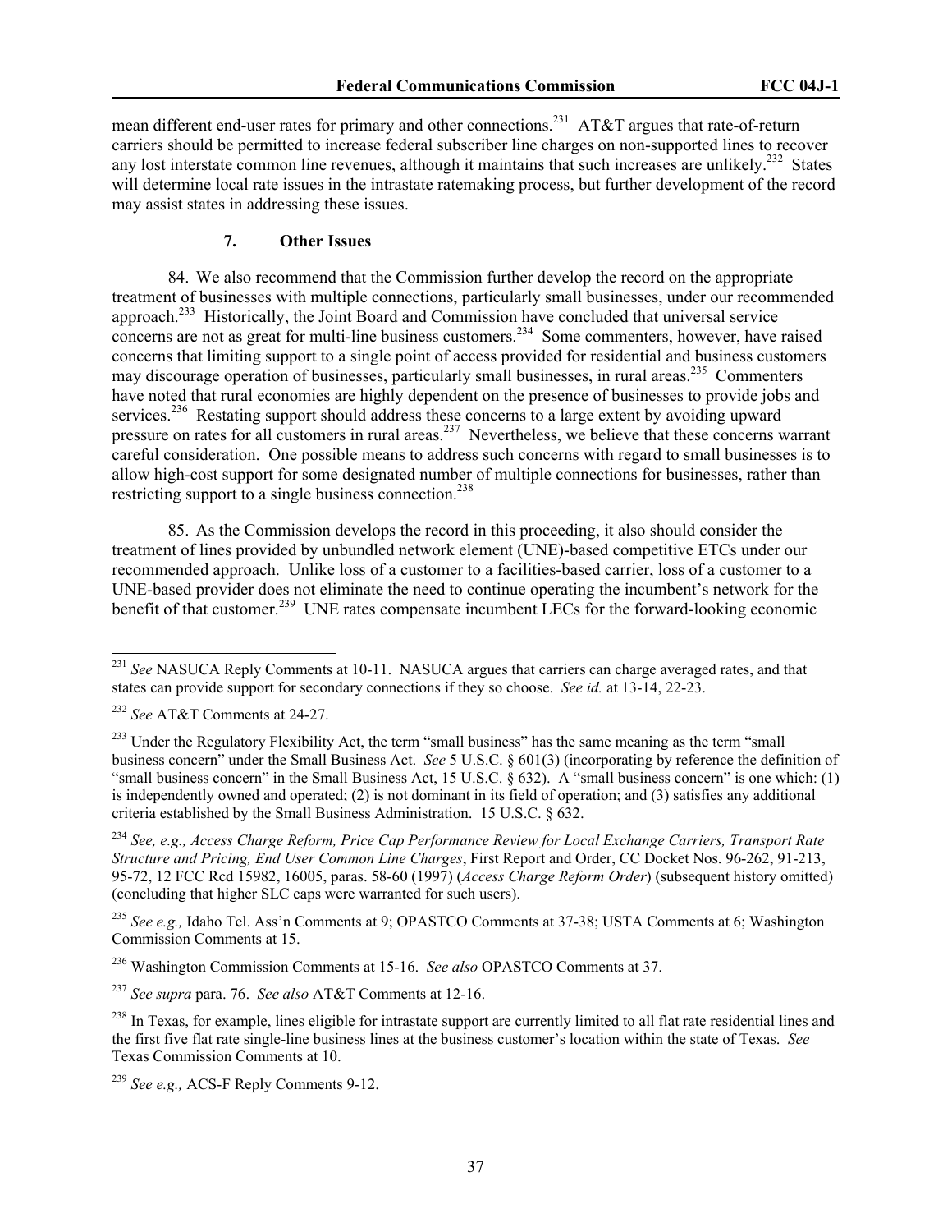mean different end-user rates for primary and other connections.[231] AT&T argues that rate-of-return carriers should be permitted to increase federal subscriber line charges on non-supported lines to recover any lost interstate common line revenues, although it maintains that such increases are unlikely.[232] States will determine local rate issues in the intrastate ratemaking process, but further development of the record may assist states in addressing these issues.

### 7. Other Issues

84. We also recommend that the Commission further develop the record on the appropriate treatment of businesses with multiple connections, particularly small businesses, under our recommended approach.[233] Historically, the Joint Board and Commission have concluded that universal service concerns are not as great for multi-line business customers.[234] Some commenters, however, have raised concerns that limiting support to a single point of access provided for residential and business customers may discourage operation of businesses, particularly small businesses, in rural areas.[235] Commenters have noted that rural economies are highly dependent on the presence of businesses to provide jobs and services.[236] Restating support should address these concerns to a large extent by avoiding upward pressure on rates for all customers in rural areas.[237] Nevertheless, we believe that these concerns warrant careful consideration. One possible means to address such concerns with regard to small businesses is to allow high-cost support for some designated number of multiple connections for businesses, rather than restricting support to a single business connection.[238]

85. As the Commission develops the record in this proceeding, it also should consider the treatment of lines provided by unbundled network element (UNE)-based competitive ETCs under our recommended approach. Unlike loss of a customer to a facilities-based carrier, loss of a customer to a UNE-based provider does not eliminate the need to continue operating the incumbent's network for the benefit of that customer.[239] UNE rates compensate incumbent LECs for the forward-looking economic

---

[231] *See* NASUCA Reply Comments at 10-11. NASUCA argues that carriers can charge averaged rates, and that states can provide support for secondary connections if they so choose. *See id.* at 13-14, 22-23.

[232] *See* AT&T Comments at 24-27.

[233] Under the Regulatory Flexibility Act, the term "small business" has the same meaning as the term "small business concern" under the Small Business Act. *See* 5 U.S.C. § 601(3) (incorporating by reference the definition of "small business concern" in the Small Business Act, 15 U.S.C. § 632). A "small business concern" is one which: (1) is independently owned and operated; (2) is not dominant in its field of operation; and (3) satisfies any additional criteria established by the Small Business Administration. 15 U.S.C. § 632.

[234] *See, e.g., Access Charge Reform, Price Cap Performance Review for Local Exchange Carriers, Transport Rate Structure and Pricing, End User Common Line Charges*, First Report and Order, CC Docket Nos. 96-262, 91-213, 95-72, 12 FCC Rcd 15982, 16005, paras. 58-60 (1997) (*Access Charge Reform Order*) (subsequent history omitted) (concluding that higher SLC caps were warranted for such users).

[235] *See e.g.,* Idaho Tel. Ass'n Comments at 9; OPASTCO Comments at 37-38; USTA Comments at 6; Washington Commission Comments at 15.

[236] Washington Commission Comments at 15-16. *See also* OPASTCO Comments at 37.

[237] *See supra* para. 76. *See also* AT&T Comments at 12-16.

[238] In Texas, for example, lines eligible for intrastate support are currently limited to all flat rate residential lines and the first five flat rate single-line business lines at the business customer's location within the state of Texas. *See* Texas Commission Comments at 10.

[239] *See e.g.,* ACS-F Reply Comments 9-12.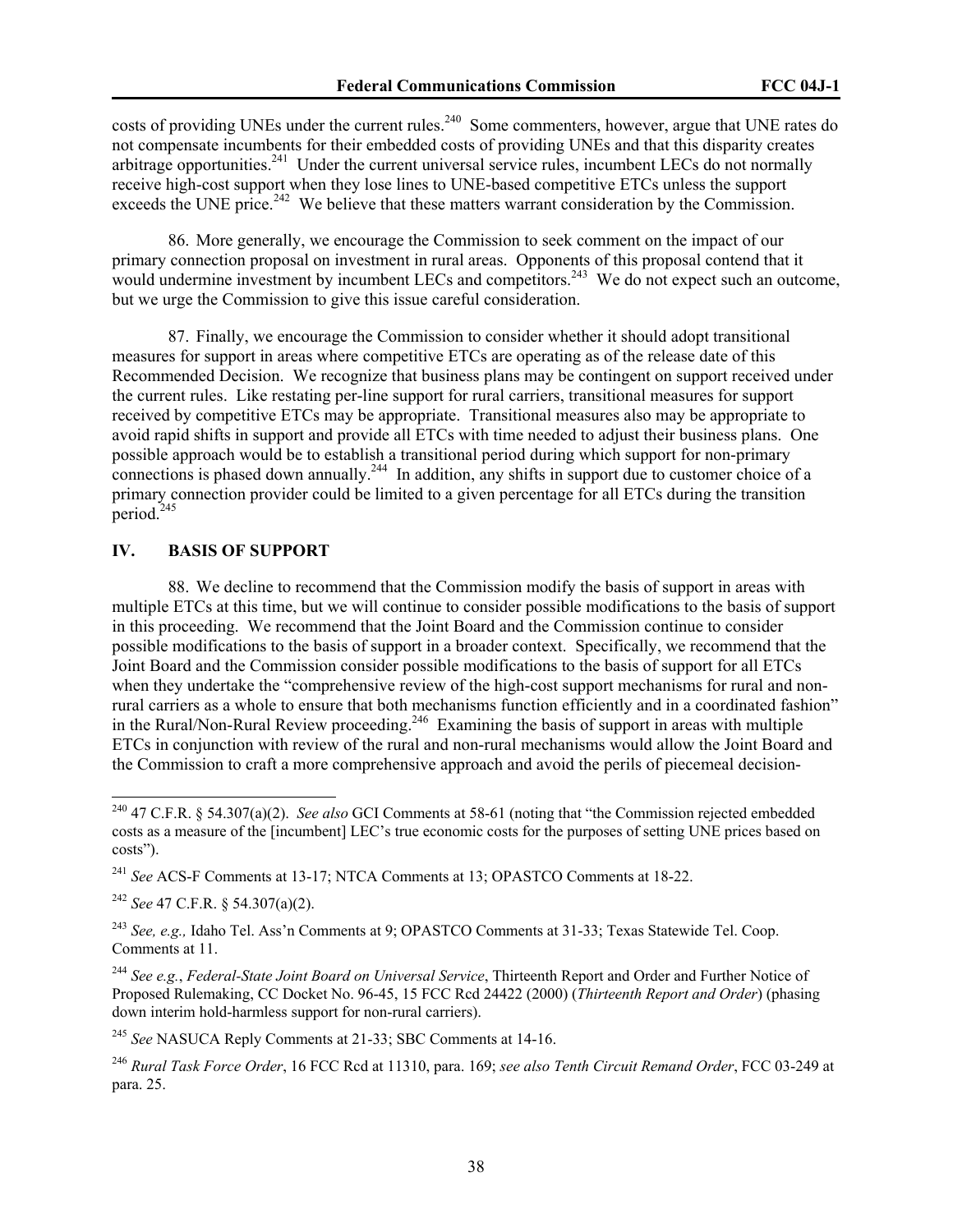costs of providing UNEs under the current rules.[240] Some commenters, however, argue that UNE rates do not compensate incumbents for their embedded costs of providing UNEs and that this disparity creates arbitrage opportunities.[241] Under the current universal service rules, incumbent LECs do not normally receive high-cost support when they lose lines to UNE-based competitive ETCs unless the support exceeds the UNE price.[242] We believe that these matters warrant consideration by the Commission.

86. More generally, we encourage the Commission to seek comment on the impact of our primary connection proposal on investment in rural areas. Opponents of this proposal contend that it would undermine investment by incumbent LECs and competitors.[243] We do not expect such an outcome, but we urge the Commission to give this issue careful consideration.

87. Finally, we encourage the Commission to consider whether it should adopt transitional measures for support in areas where competitive ETCs are operating as of the release date of this Recommended Decision. We recognize that business plans may be contingent on support received under the current rules. Like restating per-line support for rural carriers, transitional measures for support received by competitive ETCs may be appropriate. Transitional measures also may be appropriate to avoid rapid shifts in support and provide all ETCs with time needed to adjust their business plans. One possible approach would be to establish a transitional period during which support for non-primary connections is phased down annually.[244] In addition, any shifts in support due to customer choice of a primary connection provider could be limited to a given percentage for all ETCs during the transition period.[245]

## IV. BASIS OF SUPPORT

88. We decline to recommend that the Commission modify the basis of support in areas with multiple ETCs at this time, but we will continue to consider possible modifications to the basis of support in this proceeding. We recommend that the Joint Board and the Commission continue to consider possible modifications to the basis of support in a broader context. Specifically, we recommend that the Joint Board and the Commission consider possible modifications to the basis of support for all ETCs when they undertake the "comprehensive review of the high-cost support mechanisms for rural and non-rural carriers as a whole to ensure that both mechanisms function efficiently and in a coordinated fashion" in the Rural/Non-Rural Review proceeding.[246] Examining the basis of support in areas with multiple ETCs in conjunction with review of the rural and non-rural mechanisms would allow the Joint Board and the Commission to craft a more comprehensive approach and avoid the perils of piecemeal decision-

---

[240] 47 C.F.R. § 54.307(a)(2). *See also* GCI Comments at 58-61 (noting that "the Commission rejected embedded costs as a measure of the [incumbent] LEC's true economic costs for the purposes of setting UNE prices based on costs").

[241] *See* ACS-F Comments at 13-17; NTCA Comments at 13; OPASTCO Comments at 18-22.

[242] *See* 47 C.F.R. § 54.307(a)(2).

[243] *See, e.g.,* Idaho Tel. Ass'n Comments at 9; OPASTCO Comments at 31-33; Texas Statewide Tel. Coop. Comments at 11.

[244] *See e.g.*, *Federal-State Joint Board on Universal Service*, Thirteenth Report and Order and Further Notice of Proposed Rulemaking, CC Docket No. 96-45, 15 FCC Rcd 24422 (2000) (*Thirteenth Report and Order*) (phasing down interim hold-harmless support for non-rural carriers).

[245] *See* NASUCA Reply Comments at 21-33; SBC Comments at 14-16.

[246] *Rural Task Force Order*, 16 FCC Rcd at 11310, para. 169; *see also Tenth Circuit Remand Order*, FCC 03-249 at para. 25.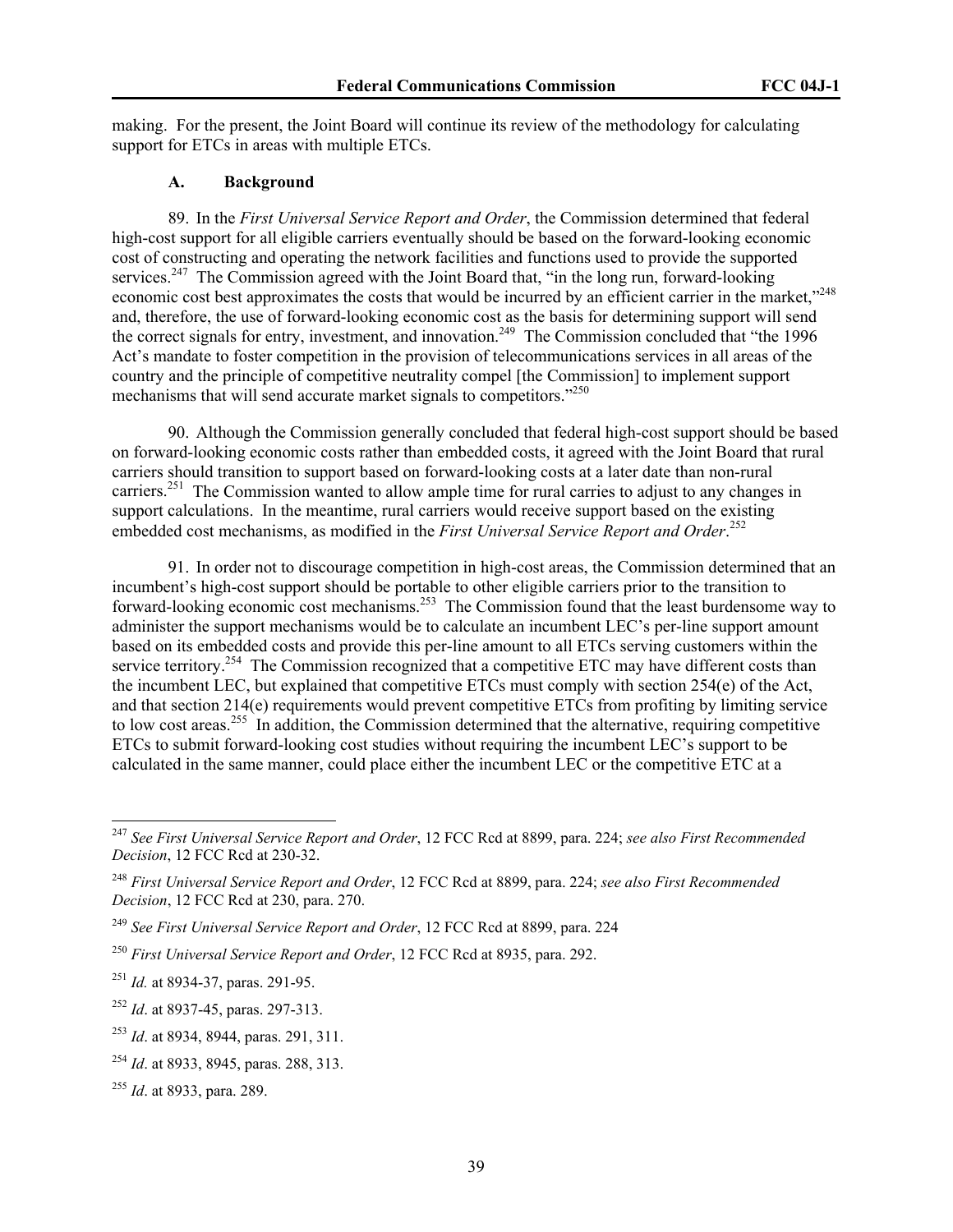making. For the present, the Joint Board will continue its review of the methodology for calculating support for ETCs in areas with multiple ETCs.

### A. Background

89. In the *First Universal Service Report and Order*, the Commission determined that federal high-cost support for all eligible carriers eventually should be based on the forward-looking economic cost of constructing and operating the network facilities and functions used to provide the supported services.[247] The Commission agreed with the Joint Board that, "in the long run, forward-looking economic cost best approximates the costs that would be incurred by an efficient carrier in the market,"[248] and, therefore, the use of forward-looking economic cost as the basis for determining support will send the correct signals for entry, investment, and innovation.[249] The Commission concluded that "the 1996 Act's mandate to foster competition in the provision of telecommunications services in all areas of the country and the principle of competitive neutrality compel [the Commission] to implement support mechanisms that will send accurate market signals to competitors."[250]

90. Although the Commission generally concluded that federal high-cost support should be based on forward-looking economic costs rather than embedded costs, it agreed with the Joint Board that rural carriers should transition to support based on forward-looking costs at a later date than non-rural carriers.[251] The Commission wanted to allow ample time for rural carries to adjust to any changes in support calculations. In the meantime, rural carriers would receive support based on the existing embedded cost mechanisms, as modified in the *First Universal Service Report and Order*.[252]

91. In order not to discourage competition in high-cost areas, the Commission determined that an incumbent's high-cost support should be portable to other eligible carriers prior to the transition to forward-looking economic cost mechanisms.[253] The Commission found that the least burdensome way to administer the support mechanisms would be to calculate an incumbent LEC's per-line support amount based on its embedded costs and provide this per-line amount to all ETCs serving customers within the service territory.[254] The Commission recognized that a competitive ETC may have different costs than the incumbent LEC, but explained that competitive ETCs must comply with section 254(e) of the Act, and that section 214(e) requirements would prevent competitive ETCs from profiting by limiting service to low cost areas.[255] In addition, the Commission determined that the alternative, requiring competitive ETCs to submit forward-looking cost studies without requiring the incumbent LEC's support to be calculated in the same manner, could place either the incumbent LEC or the competitive ETC at a

---

[247] *See First Universal Service Report and Order*, 12 FCC Rcd at 8899, para. 224; *see also First Recommended Decision*, 12 FCC Rcd at 230-32.

[248] *First Universal Service Report and Order*, 12 FCC Rcd at 8899, para. 224; *see also First Recommended Decision*, 12 FCC Rcd at 230, para. 270.

[249] *See First Universal Service Report and Order*, 12 FCC Rcd at 8899, para. 224

[250] *First Universal Service Report and Order*, 12 FCC Rcd at 8935, para. 292.

[251] *Id.* at 8934-37, paras. 291-95.

[252] *Id*. at 8937-45, paras. 297-313.

[253] *Id*. at 8934, 8944, paras. 291, 311.

[254] *Id*. at 8933, 8945, paras. 288, 313.

[255] *Id*. at 8933, para. 289.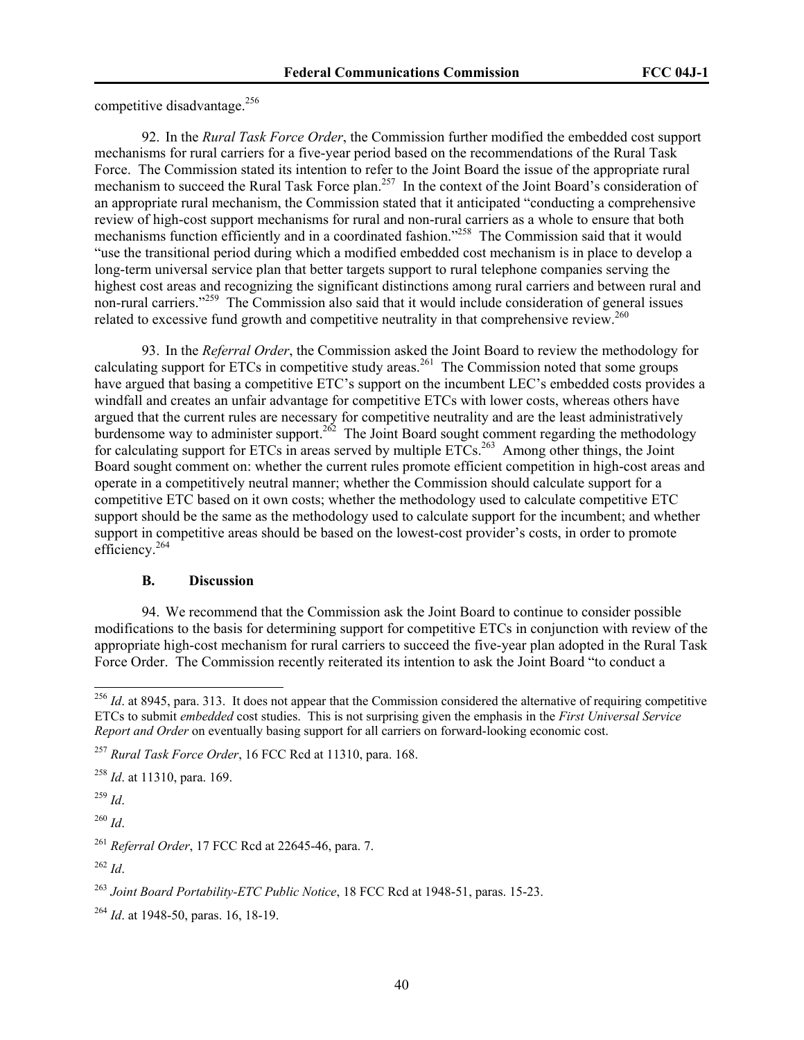competitive disadvantage.[256]

92. In the *Rural Task Force Order*, the Commission further modified the embedded cost support mechanisms for rural carriers for a five-year period based on the recommendations of the Rural Task Force. The Commission stated its intention to refer to the Joint Board the issue of the appropriate rural mechanism to succeed the Rural Task Force plan.[257] In the context of the Joint Board's consideration of an appropriate rural mechanism, the Commission stated that it anticipated "conducting a comprehensive review of high-cost support mechanisms for rural and non-rural carriers as a whole to ensure that both mechanisms function efficiently and in a coordinated fashion."[258] The Commission said that it would "use the transitional period during which a modified embedded cost mechanism is in place to develop a long-term universal service plan that better targets support to rural telephone companies serving the highest cost areas and recognizing the significant distinctions among rural carriers and between rural and non-rural carriers."[259] The Commission also said that it would include consideration of general issues related to excessive fund growth and competitive neutrality in that comprehensive review.[260]

93. In the *Referral Order*, the Commission asked the Joint Board to review the methodology for calculating support for ETCs in competitive study areas.[261] The Commission noted that some groups have argued that basing a competitive ETC's support on the incumbent LEC's embedded costs provides a windfall and creates an unfair advantage for competitive ETCs with lower costs, whereas others have argued that the current rules are necessary for competitive neutrality and are the least administratively burdensome way to administer support.[262] The Joint Board sought comment regarding the methodology for calculating support for ETCs in areas served by multiple ETCs.[263] Among other things, the Joint Board sought comment on: whether the current rules promote efficient competition in high-cost areas and operate in a competitively neutral manner; whether the Commission should calculate support for a competitive ETC based on it own costs; whether the methodology used to calculate competitive ETC support should be the same as the methodology used to calculate support for the incumbent; and whether support in competitive areas should be based on the lowest-cost provider's costs, in order to promote efficiency.[264]

### B. Discussion

94. We recommend that the Commission ask the Joint Board to continue to consider possible modifications to the basis for determining support for competitive ETCs in conjunction with review of the appropriate high-cost mechanism for rural carriers to succeed the five-year plan adopted in the Rural Task Force Order. The Commission recently reiterated its intention to ask the Joint Board "to conduct a

---

[256] *Id*. at 8945, para. 313. It does not appear that the Commission considered the alternative of requiring competitive ETCs to submit *embedded* cost studies. This is not surprising given the emphasis in the *First Universal Service Report and Order* on eventually basing support for all carriers on forward-looking economic cost.

[257] *Rural Task Force Order*, 16 FCC Rcd at 11310, para. 168.

[258] *Id*. at 11310, para. 169.

[259] *Id*.

[260] *Id*.

[261] *Referral Order*, 17 FCC Rcd at 22645-46, para. 7.

[262] *Id*.

[263] *Joint Board Portability-ETC Public Notice*, 18 FCC Rcd at 1948-51, paras. 15-23.

[264] *Id*. at 1948-50, paras. 16, 18-19.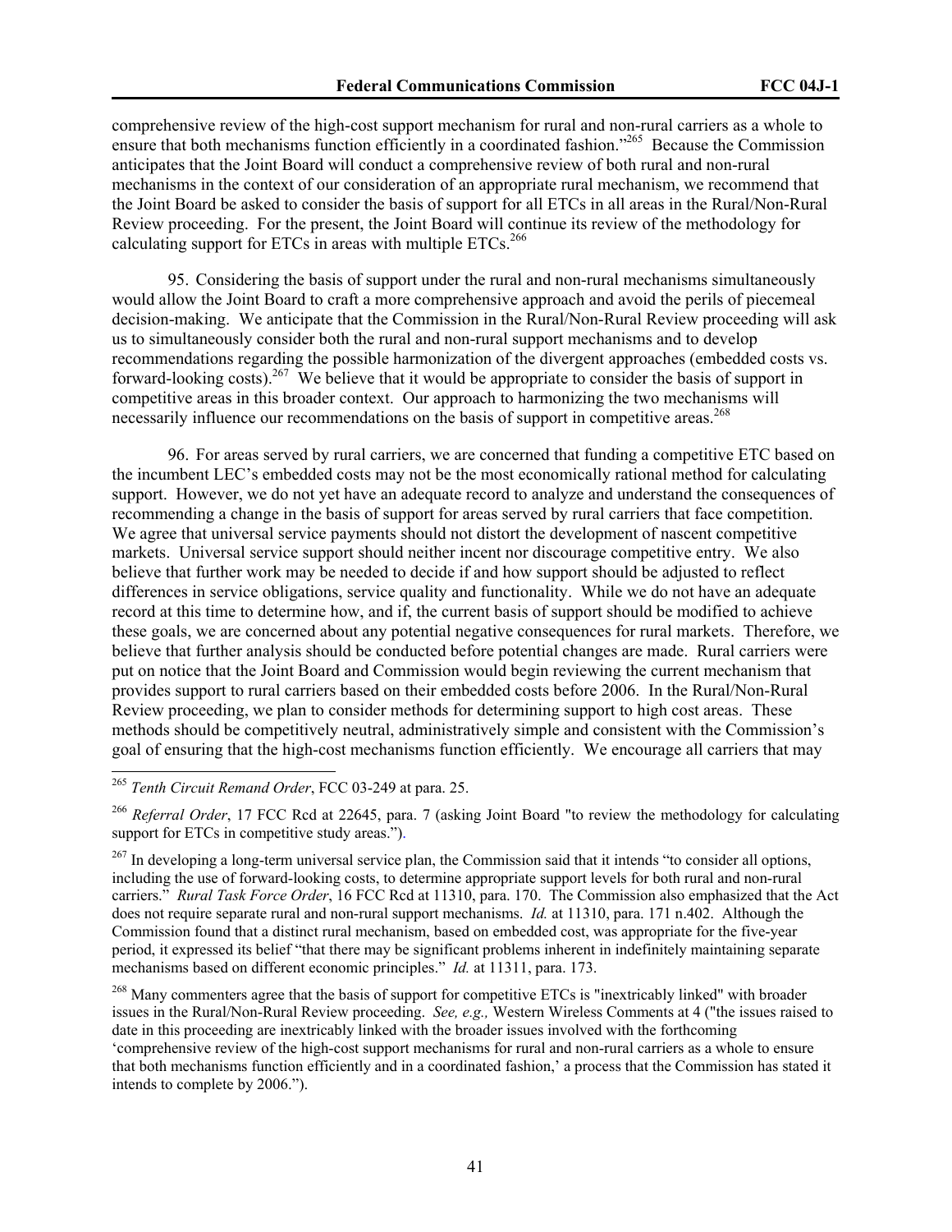comprehensive review of the high-cost support mechanism for rural and non-rural carriers as a whole to ensure that both mechanisms function efficiently in a coordinated fashion."[265] Because the Commission anticipates that the Joint Board will conduct a comprehensive review of both rural and non-rural mechanisms in the context of our consideration of an appropriate rural mechanism, we recommend that the Joint Board be asked to consider the basis of support for all ETCs in all areas in the Rural/Non-Rural Review proceeding. For the present, the Joint Board will continue its review of the methodology for calculating support for ETCs in areas with multiple ETCs.[266]

95. Considering the basis of support under the rural and non-rural mechanisms simultaneously would allow the Joint Board to craft a more comprehensive approach and avoid the perils of piecemeal decision-making. We anticipate that the Commission in the Rural/Non-Rural Review proceeding will ask us to simultaneously consider both the rural and non-rural support mechanisms and to develop recommendations regarding the possible harmonization of the divergent approaches (embedded costs vs. forward-looking costs).[267] We believe that it would be appropriate to consider the basis of support in competitive areas in this broader context. Our approach to harmonizing the two mechanisms will necessarily influence our recommendations on the basis of support in competitive areas.[268]

96. For areas served by rural carriers, we are concerned that funding a competitive ETC based on the incumbent LEC's embedded costs may not be the most economically rational method for calculating support. However, we do not yet have an adequate record to analyze and understand the consequences of recommending a change in the basis of support for areas served by rural carriers that face competition. We agree that universal service payments should not distort the development of nascent competitive markets. Universal service support should neither incent nor discourage competitive entry. We also believe that further work may be needed to decide if and how support should be adjusted to reflect differences in service obligations, service quality and functionality. While we do not have an adequate record at this time to determine how, and if, the current basis of support should be modified to achieve these goals, we are concerned about any potential negative consequences for rural markets. Therefore, we believe that further analysis should be conducted before potential changes are made. Rural carriers were put on notice that the Joint Board and Commission would begin reviewing the current mechanism that provides support to rural carriers based on their embedded costs before 2006. In the Rural/Non-Rural Review proceeding, we plan to consider methods for determining support to high cost areas. These methods should be competitively neutral, administratively simple and consistent with the Commission's goal of ensuring that the high-cost mechanisms function efficiently. We encourage all carriers that may

---

[265] *Tenth Circuit Remand Order*, FCC 03-249 at para. 25.

[266] *Referral Order*, 17 FCC Rcd at 22645, para. 7 (asking Joint Board "to review the methodology for calculating support for ETCs in competitive study areas.").

[267] In developing a long-term universal service plan, the Commission said that it intends "to consider all options, including the use of forward-looking costs, to determine appropriate support levels for both rural and non-rural carriers." *Rural Task Force Order*, 16 FCC Rcd at 11310, para. 170. The Commission also emphasized that the Act does not require separate rural and non-rural support mechanisms. *Id.* at 11310, para. 171 n.402. Although the Commission found that a distinct rural mechanism, based on embedded cost, was appropriate for the five-year period, it expressed its belief "that there may be significant problems inherent in indefinitely maintaining separate mechanisms based on different economic principles." *Id.* at 11311, para. 173.

[268] Many commenters agree that the basis of support for competitive ETCs is "inextricably linked" with broader issues in the Rural/Non-Rural Review proceeding. *See, e.g.,* Western Wireless Comments at 4 ("the issues raised to date in this proceeding are inextricably linked with the broader issues involved with the forthcoming 'comprehensive review of the high-cost support mechanisms for rural and non-rural carriers as a whole to ensure that both mechanisms function efficiently and in a coordinated fashion,' a process that the Commission has stated it intends to complete by 2006.").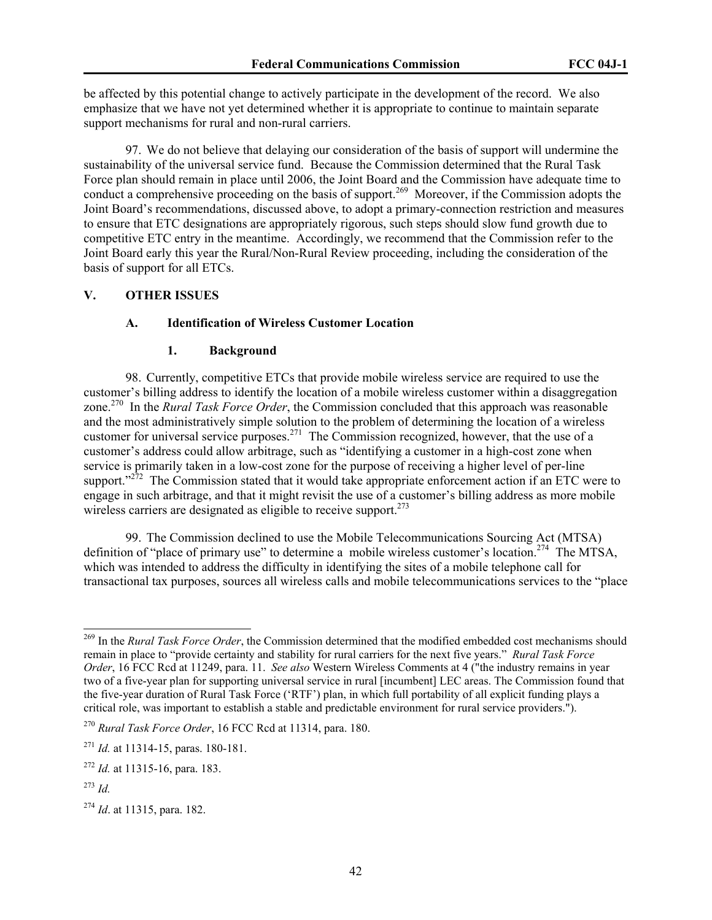be affected by this potential change to actively participate in the development of the record. We also emphasize that we have not yet determined whether it is appropriate to continue to maintain separate support mechanisms for rural and non-rural carriers.

97. We do not believe that delaying our consideration of the basis of support will undermine the sustainability of the universal service fund. Because the Commission determined that the Rural Task Force plan should remain in place until 2006, the Joint Board and the Commission have adequate time to conduct a comprehensive proceeding on the basis of support.[269] Moreover, if the Commission adopts the Joint Board's recommendations, discussed above, to adopt a primary-connection restriction and measures to ensure that ETC designations are appropriately rigorous, such steps should slow fund growth due to competitive ETC entry in the meantime. Accordingly, we recommend that the Commission refer to the Joint Board early this year the Rural/Non-Rural Review proceeding, including the consideration of the basis of support for all ETCs.

## V. OTHER ISSUES

### A. Identification of Wireless Customer Location

#### 1. Background

98. Currently, competitive ETCs that provide mobile wireless service are required to use the customer's billing address to identify the location of a mobile wireless customer within a disaggregation zone.[270] In the *Rural Task Force Order*, the Commission concluded that this approach was reasonable and the most administratively simple solution to the problem of determining the location of a wireless customer for universal service purposes.[271] The Commission recognized, however, that the use of a customer's address could allow arbitrage, such as "identifying a customer in a high-cost zone when service is primarily taken in a low-cost zone for the purpose of receiving a higher level of per-line support."[272] The Commission stated that it would take appropriate enforcement action if an ETC were to engage in such arbitrage, and that it might revisit the use of a customer's billing address as more mobile wireless carriers are designated as eligible to receive support.[273]

99. The Commission declined to use the Mobile Telecommunications Sourcing Act (MTSA) definition of "place of primary use" to determine a mobile wireless customer's location.[274] The MTSA, which was intended to address the difficulty in identifying the sites of a mobile telephone call for transactional tax purposes, sources all wireless calls and mobile telecommunications services to the "place

---

[269] In the *Rural Task Force Order*, the Commission determined that the modified embedded cost mechanisms should remain in place to "provide certainty and stability for rural carriers for the next five years." *Rural Task Force Order*, 16 FCC Rcd at 11249, para. 11. *See also* Western Wireless Comments at 4 ("the industry remains in year two of a five-year plan for supporting universal service in rural [incumbent] LEC areas. The Commission found that the five-year duration of Rural Task Force ('RTF') plan, in which full portability of all explicit funding plays a critical role, was important to establish a stable and predictable environment for rural service providers.").

[270] *Rural Task Force Order*, 16 FCC Rcd at 11314, para. 180.

[271] *Id.* at 11314-15, paras. 180-181.

[272] *Id.* at 11315-16, para. 183.

[273] *Id.*

[274] *Id*. at 11315, para. 182.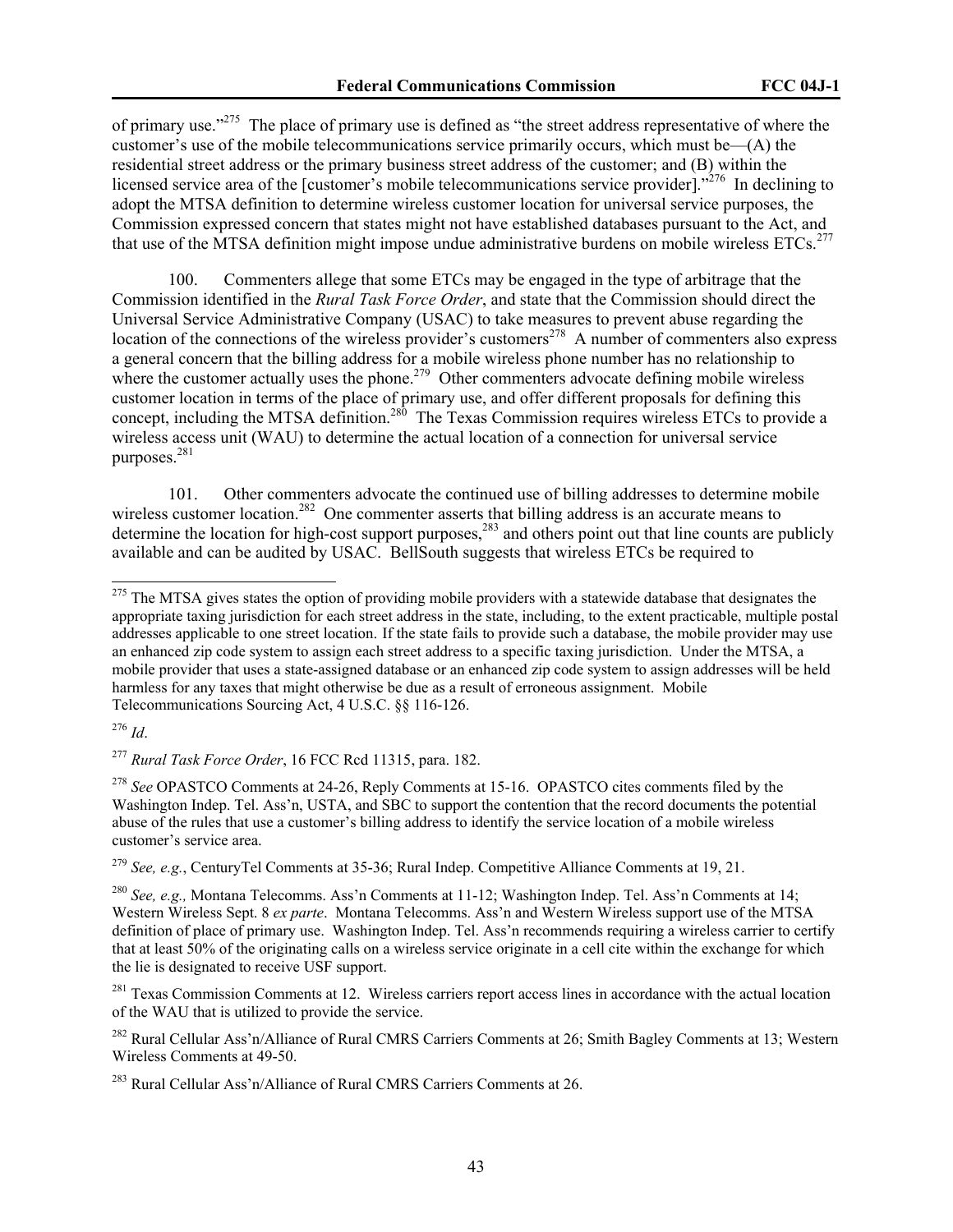of primary use."[275] The place of primary use is defined as "the street address representative of where the customer's use of the mobile telecommunications service primarily occurs, which must be—(A) the residential street address or the primary business street address of the customer; and (B) within the licensed service area of the [customer's mobile telecommunications service provider]."[276] In declining to adopt the MTSA definition to determine wireless customer location for universal service purposes, the Commission expressed concern that states might not have established databases pursuant to the Act, and that use of the MTSA definition might impose undue administrative burdens on mobile wireless ETCs.[277]

100. Commenters allege that some ETCs may be engaged in the type of arbitrage that the Commission identified in the *Rural Task Force Order*, and state that the Commission should direct the Universal Service Administrative Company (USAC) to take measures to prevent abuse regarding the location of the connections of the wireless provider's customers[278] A number of commenters also express a general concern that the billing address for a mobile wireless phone number has no relationship to where the customer actually uses the phone.[279] Other commenters advocate defining mobile wireless customer location in terms of the place of primary use, and offer different proposals for defining this concept, including the MTSA definition.[280] The Texas Commission requires wireless ETCs to provide a wireless access unit (WAU) to determine the actual location of a connection for universal service purposes.[281]

101. Other commenters advocate the continued use of billing addresses to determine mobile wireless customer location.[282] One commenter asserts that billing address is an accurate means to determine the location for high-cost support purposes,[283] and others point out that line counts are publicly available and can be audited by USAC. BellSouth suggests that wireless ETCs be required to

---

[275] The MTSA gives states the option of providing mobile providers with a statewide database that designates the appropriate taxing jurisdiction for each street address in the state, including, to the extent practicable, multiple postal addresses applicable to one street location. If the state fails to provide such a database, the mobile provider may use an enhanced zip code system to assign each street address to a specific taxing jurisdiction. Under the MTSA, a mobile provider that uses a state-assigned database or an enhanced zip code system to assign addresses will be held harmless for any taxes that might otherwise be due as a result of erroneous assignment. Mobile Telecommunications Sourcing Act, 4 U.S.C. §§ 116-126.

[276] *Id*.

[277] *Rural Task Force Order*, 16 FCC Rcd 11315, para. 182.

[278] *See* OPASTCO Comments at 24-26, Reply Comments at 15-16. OPASTCO cites comments filed by the Washington Indep. Tel. Ass'n, USTA, and SBC to support the contention that the record documents the potential abuse of the rules that use a customer's billing address to identify the service location of a mobile wireless customer's service area.

[279] *See, e.g.*, CenturyTel Comments at 35-36; Rural Indep. Competitive Alliance Comments at 19, 21.

[280] *See, e.g.,* Montana Telecomms. Ass'n Comments at 11-12; Washington Indep. Tel. Ass'n Comments at 14; Western Wireless Sept. 8 *ex parte*. Montana Telecomms. Ass'n and Western Wireless support use of the MTSA definition of place of primary use. Washington Indep. Tel. Ass'n recommends requiring a wireless carrier to certify that at least 50% of the originating calls on a wireless service originate in a cell cite within the exchange for which the lie is designated to receive USF support.

[281] Texas Commission Comments at 12. Wireless carriers report access lines in accordance with the actual location of the WAU that is utilized to provide the service.

[282] Rural Cellular Ass'n/Alliance of Rural CMRS Carriers Comments at 26; Smith Bagley Comments at 13; Western Wireless Comments at 49-50.

[283] Rural Cellular Ass'n/Alliance of Rural CMRS Carriers Comments at 26.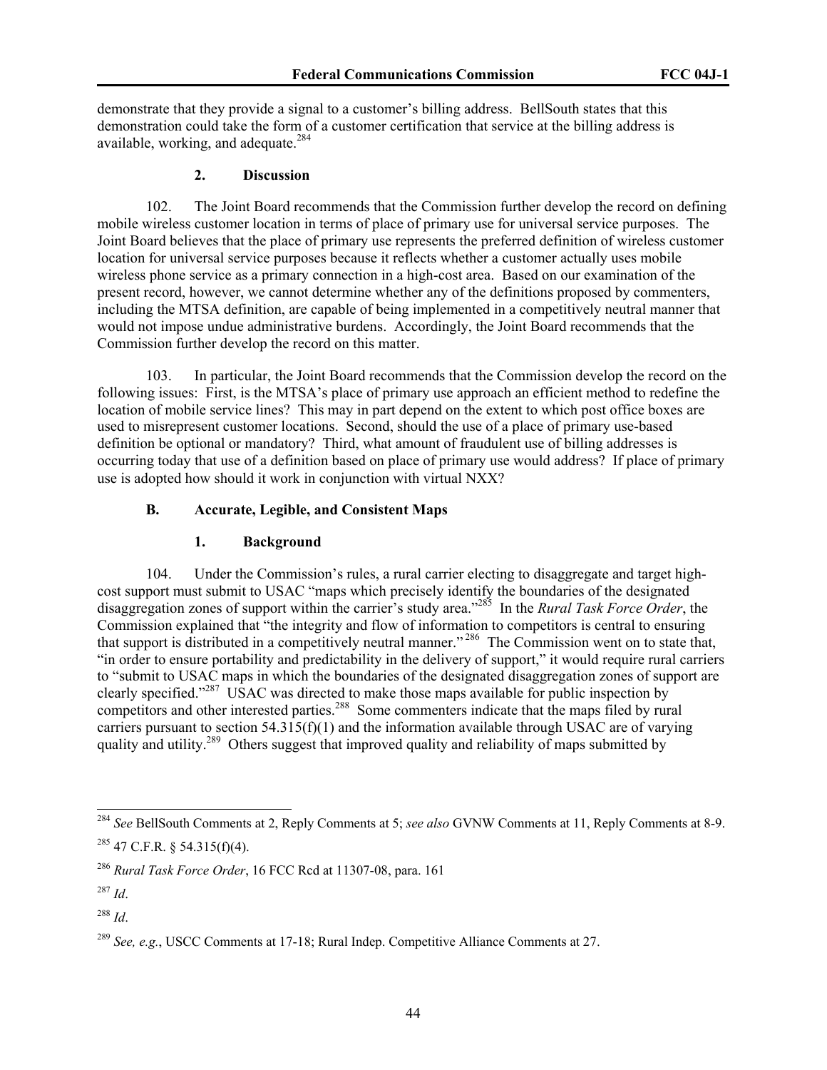demonstrate that they provide a signal to a customer's billing address. BellSouth states that this demonstration could take the form of a customer certification that service at the billing address is available, working, and adequate.[284]

#### 2. Discussion

102. The Joint Board recommends that the Commission further develop the record on defining mobile wireless customer location in terms of place of primary use for universal service purposes. The Joint Board believes that the place of primary use represents the preferred definition of wireless customer location for universal service purposes because it reflects whether a customer actually uses mobile wireless phone service as a primary connection in a high-cost area. Based on our examination of the present record, however, we cannot determine whether any of the definitions proposed by commenters, including the MTSA definition, are capable of being implemented in a competitively neutral manner that would not impose undue administrative burdens. Accordingly, the Joint Board recommends that the Commission further develop the record on this matter.

103. In particular, the Joint Board recommends that the Commission develop the record on the following issues: First, is the MTSA's place of primary use approach an efficient method to redefine the location of mobile service lines? This may in part depend on the extent to which post office boxes are used to misrepresent customer locations. Second, should the use of a place of primary use-based definition be optional or mandatory? Third, what amount of fraudulent use of billing addresses is occurring today that use of a definition based on place of primary use would address? If place of primary use is adopted how should it work in conjunction with virtual NXX?

### B. Accurate, Legible, and Consistent Maps

#### 1. Background

104. Under the Commission's rules, a rural carrier electing to disaggregate and target high-cost support must submit to USAC "maps which precisely identify the boundaries of the designated disaggregation zones of support within the carrier's study area."[285] In the *Rural Task Force Order*, the Commission explained that "the integrity and flow of information to competitors is central to ensuring that support is distributed in a competitively neutral manner."[286] The Commission went on to state that, "in order to ensure portability and predictability in the delivery of support," it would require rural carriers to "submit to USAC maps in which the boundaries of the designated disaggregation zones of support are clearly specified."[287] USAC was directed to make those maps available for public inspection by competitors and other interested parties.[288] Some commenters indicate that the maps filed by rural carriers pursuant to section 54.315(f)(1) and the information available through USAC are of varying quality and utility.[289] Others suggest that improved quality and reliability of maps submitted by

---

[284] *See* BellSouth Comments at 2, Reply Comments at 5; *see also* GVNW Comments at 11, Reply Comments at 8-9.

[285] 47 C.F.R. § 54.315(f)(4).

[286] *Rural Task Force Order*, 16 FCC Rcd at 11307-08, para. 161

[287] *Id*.

[288] *Id*.

[289] *See, e.g.*, USCC Comments at 17-18; Rural Indep. Competitive Alliance Comments at 27.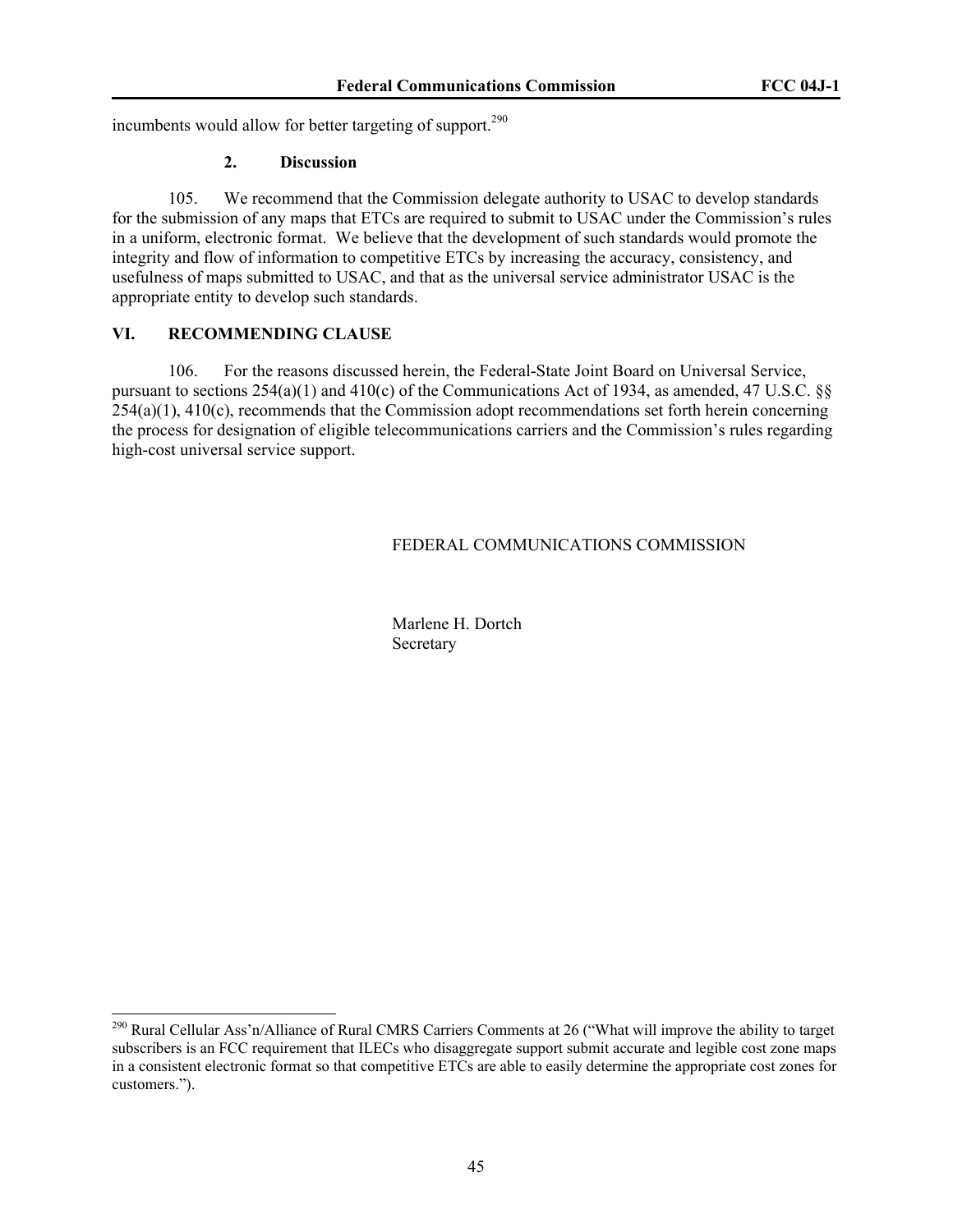incumbents would allow for better targeting of support.[290]

### 2. Discussion

105. We recommend that the Commission delegate authority to USAC to develop standards for the submission of any maps that ETCs are required to submit to USAC under the Commission's rules in a uniform, electronic format. We believe that the development of such standards would promote the integrity and flow of information to competitive ETCs by increasing the accuracy, consistency, and usefulness of maps submitted to USAC, and that as the universal service administrator USAC is the appropriate entity to develop such standards.

## VI. RECOMMENDING CLAUSE

106. For the reasons discussed herein, the Federal-State Joint Board on Universal Service, pursuant to sections 254(a)(1) and 410(c) of the Communications Act of 1934, as amended, 47 U.S.C. §§ 254(a)(1), 410(c), recommends that the Commission adopt recommendations set forth herein concerning the process for designation of eligible telecommunications carriers and the Commission's rules regarding high-cost universal service support.

FEDERAL COMMUNICATIONS COMMISSION

Marlene H. Dortch
Secretary

---

[290] Rural Cellular Ass'n/Alliance of Rural CMRS Carriers Comments at 26 ("What will improve the ability to target subscribers is an FCC requirement that ILECs who disaggregate support submit accurate and legible cost zone maps in a consistent electronic format so that competitive ETCs are able to easily determine the appropriate cost zones for customers.").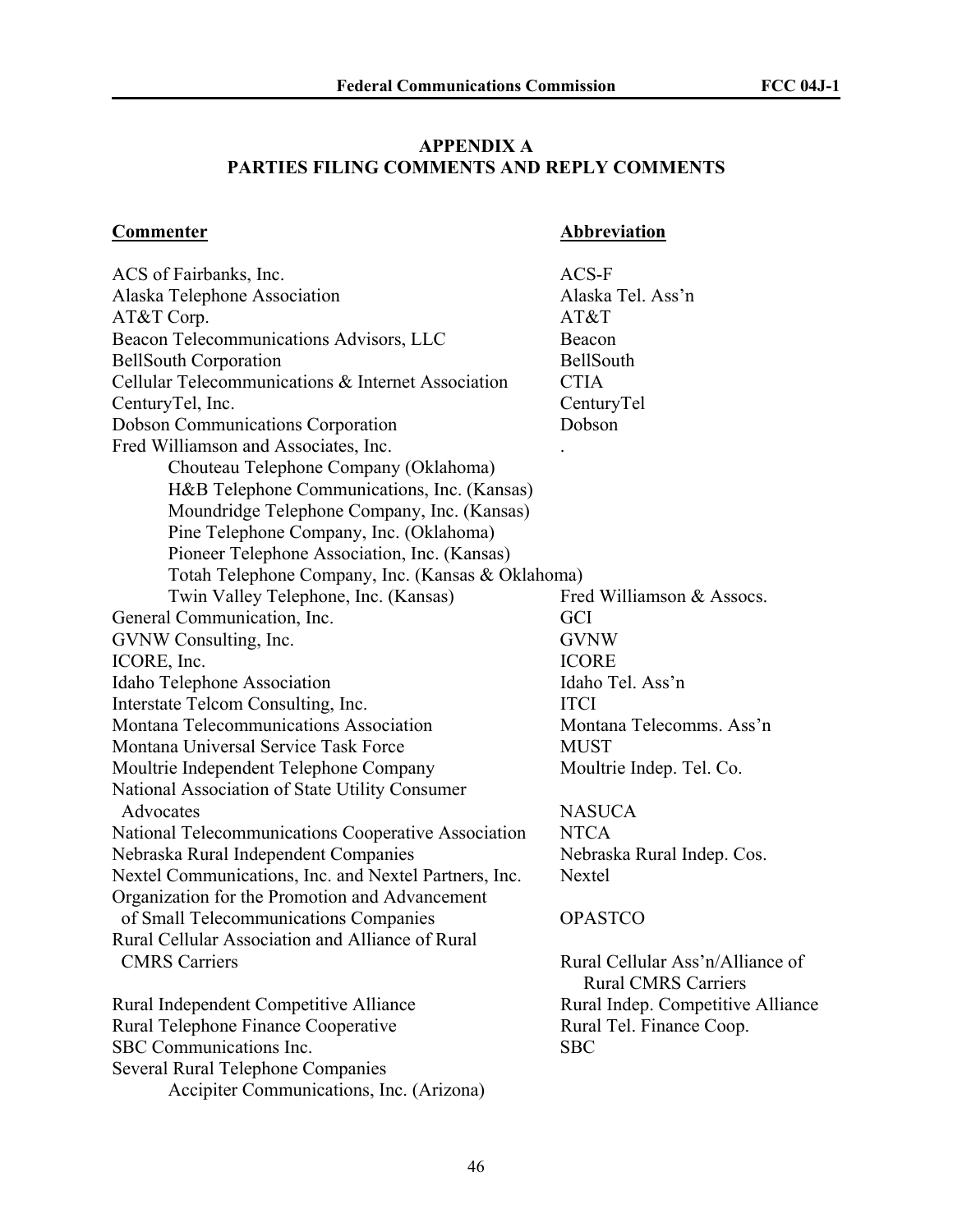## APPENDIX A
## PARTIES FILING COMMENTS AND REPLY COMMENTS

| **Commenter** | **Abbreviation** |
|---|---|
| ACS of Fairbanks, Inc. | ACS-F |
| Alaska Telephone Association | Alaska Tel. Ass'n |
| AT&T Corp. | AT&T |
| Beacon Telecommunications Advisors, LLC | Beacon |
| BellSouth Corporation | BellSouth |
| Cellular Telecommunications & Internet Association | CTIA |
| CenturyTel, Inc. | CenturyTel |
| Dobson Communications Corporation | Dobson |
| Fred Williamson and Associates, Inc. | . |
| Chouteau Telephone Company (Oklahoma) | |
| H&B Telephone Communications, Inc. (Kansas) | |
| Moundridge Telephone Company, Inc. (Kansas) | |
| Pine Telephone Company, Inc. (Oklahoma) | |
| Pioneer Telephone Association, Inc. (Kansas) | |
| Totah Telephone Company, Inc. (Kansas & Oklahoma) | |
| Twin Valley Telephone, Inc. (Kansas) | Fred Williamson & Assocs. |
| General Communication, Inc. | GCI |
| GVNW Consulting, Inc. | GVNW |
| ICORE, Inc. | ICORE |
| Idaho Telephone Association | Idaho Tel. Ass'n |
| Interstate Telcom Consulting, Inc. | ITCI |
| Montana Telecommunications Association | Montana Telecomms. Ass'n |
| Montana Universal Service Task Force | MUST |
| Moultrie Independent Telephone Company | Moultrie Indep. Tel. Co. |
| National Association of State Utility Consumer Advocates | NASUCA |
| National Telecommunications Cooperative Association | NTCA |
| Nebraska Rural Independent Companies | Nebraska Rural Indep. Cos. |
| Nextel Communications, Inc. and Nextel Partners, Inc. | Nextel |
| Organization for the Promotion and Advancement of Small Telecommunications Companies | OPASTCO |
| Rural Cellular Association and Alliance of Rural CMRS Carriers | Rural Cellular Ass'n/Alliance of Rural CMRS Carriers |
| Rural Independent Competitive Alliance | Rural Indep. Competitive Alliance |
| Rural Telephone Finance Cooperative | Rural Tel. Finance Coop. |
| SBC Communications Inc. | SBC |
| Several Rural Telephone Companies | |
| Accipiter Communications, Inc. (Arizona) | |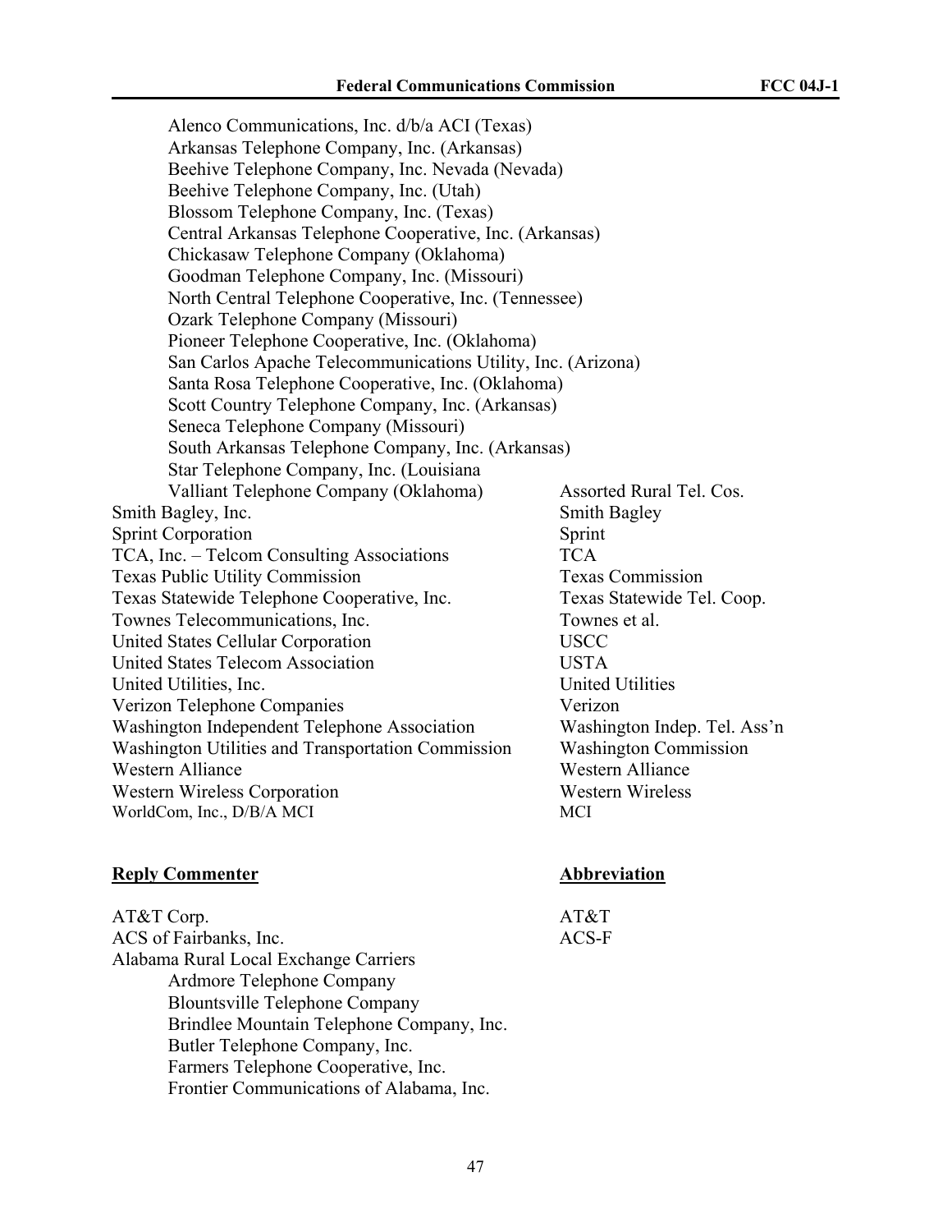| | |
|---|---|
| Alenco Communications, Inc. d/b/a ACI (Texas) | |
| Arkansas Telephone Company, Inc. (Arkansas) | |
| Beehive Telephone Company, Inc. Nevada (Nevada) | |
| Beehive Telephone Company, Inc. (Utah) | |
| Blossom Telephone Company, Inc. (Texas) | |
| Central Arkansas Telephone Cooperative, Inc. (Arkansas) | |
| Chickasaw Telephone Company (Oklahoma) | |
| Goodman Telephone Company, Inc. (Missouri) | |
| North Central Telephone Cooperative, Inc. (Tennessee) | |
| Ozark Telephone Company (Missouri) | |
| Pioneer Telephone Cooperative, Inc. (Oklahoma) | |
| San Carlos Apache Telecommunications Utility, Inc. (Arizona) | |
| Santa Rosa Telephone Cooperative, Inc. (Oklahoma) | |
| Scott Country Telephone Company, Inc. (Arkansas) | |
| Seneca Telephone Company (Missouri) | |
| South Arkansas Telephone Company, Inc. (Arkansas) | |
| Star Telephone Company, Inc. (Louisiana | |
| Valliant Telephone Company (Oklahoma) | Assorted Rural Tel. Cos. |
| Smith Bagley, Inc. | Smith Bagley |
| Sprint Corporation | Sprint |
| TCA, Inc. – Telcom Consulting Associations | TCA |
| Texas Public Utility Commission | Texas Commission |
| Texas Statewide Telephone Cooperative, Inc. | Texas Statewide Tel. Coop. |
| Townes Telecommunications, Inc. | Townes et al. |
| United States Cellular Corporation | USCC |
| United States Telecom Association | USTA |
| United Utilities, Inc. | United Utilities |
| Verizon Telephone Companies | Verizon |
| Washington Independent Telephone Association | Washington Indep. Tel. Ass'n |
| Washington Utilities and Transportation Commission | Washington Commission |
| Western Alliance | Western Alliance |
| Western Wireless Corporation | Western Wireless |
| WorldCom, Inc., D/B/A MCI | MCI |

| **Reply Commenter** | **Abbreviation** |
|---|---|
| AT&T Corp. | AT&T |
| ACS of Fairbanks, Inc. | ACS-F |
| Alabama Rural Local Exchange Carriers | |
| Ardmore Telephone Company | |
| Blountsville Telephone Company | |
| Brindlee Mountain Telephone Company, Inc. | |
| Butler Telephone Company, Inc. | |
| Farmers Telephone Cooperative, Inc. | |
| Frontier Communications of Alabama, Inc. | |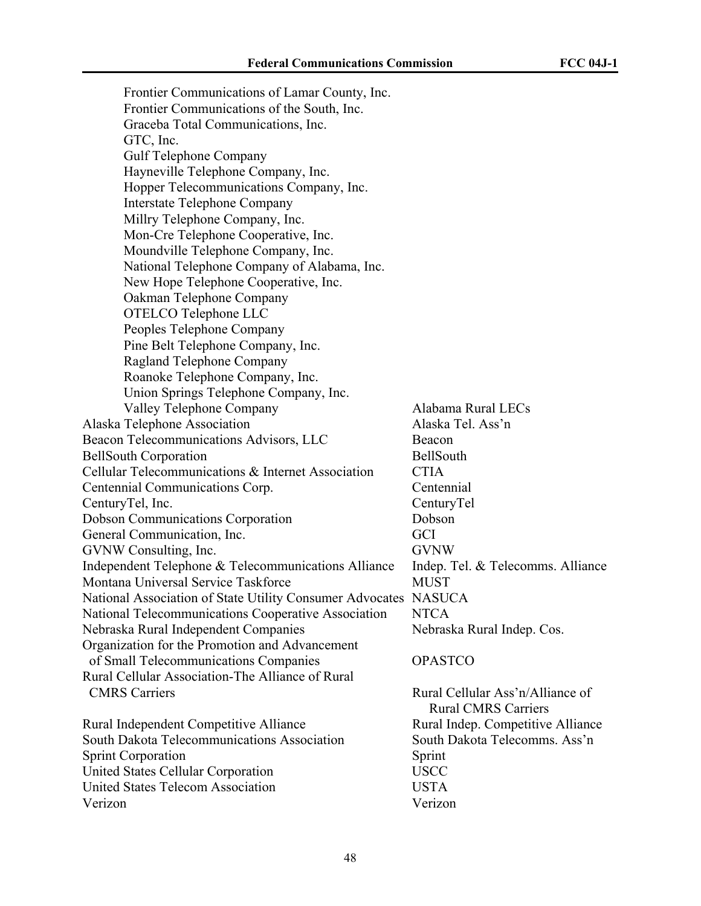| | |
|---|---|
| Frontier Communications of Lamar County, Inc. | |
| Frontier Communications of the South, Inc. | |
| Graceba Total Communications, Inc. | |
| GTC, Inc. | |
| Gulf Telephone Company | |
| Hayneville Telephone Company, Inc. | |
| Hopper Telecommunications Company, Inc. | |
| Interstate Telephone Company | |
| Millry Telephone Company, Inc. | |
| Mon-Cre Telephone Cooperative, Inc. | |
| Moundville Telephone Company, Inc. | |
| National Telephone Company of Alabama, Inc. | |
| New Hope Telephone Cooperative, Inc. | |
| Oakman Telephone Company | |
| OTELCO Telephone LLC | |
| Peoples Telephone Company | |
| Pine Belt Telephone Company, Inc. | |
| Ragland Telephone Company | |
| Roanoke Telephone Company, Inc. | |
| Union Springs Telephone Company, Inc. | |
| Valley Telephone Company | Alabama Rural LECs |
| Alaska Telephone Association | Alaska Tel. Ass'n |
| Beacon Telecommunications Advisors, LLC | Beacon |
| BellSouth Corporation | BellSouth |
| Cellular Telecommunications & Internet Association | CTIA |
| Centennial Communications Corp. | Centennial |
| CenturyTel, Inc. | CenturyTel |
| Dobson Communications Corporation | Dobson |
| General Communication, Inc. | GCI |
| GVNW Consulting, Inc. | GVNW |
| Independent Telephone & Telecommunications Alliance | Indep. Tel. & Telecomms. Alliance |
| Montana Universal Service Taskforce | MUST |
| National Association of State Utility Consumer Advocates | NASUCA |
| National Telecommunications Cooperative Association | NTCA |
| Nebraska Rural Independent Companies | Nebraska Rural Indep. Cos. |
| Organization for the Promotion and Advancement of Small Telecommunications Companies | OPASTCO |
| Rural Cellular Association-The Alliance of Rural CMRS Carriers | Rural Cellular Ass'n/Alliance of Rural CMRS Carriers |
| Rural Independent Competitive Alliance | Rural Indep. Competitive Alliance |
| South Dakota Telecommunications Association | South Dakota Telecomms. Ass'n |
| Sprint Corporation | Sprint |
| United States Cellular Corporation | USCC |
| United States Telecom Association | USTA |
| Verizon | Verizon |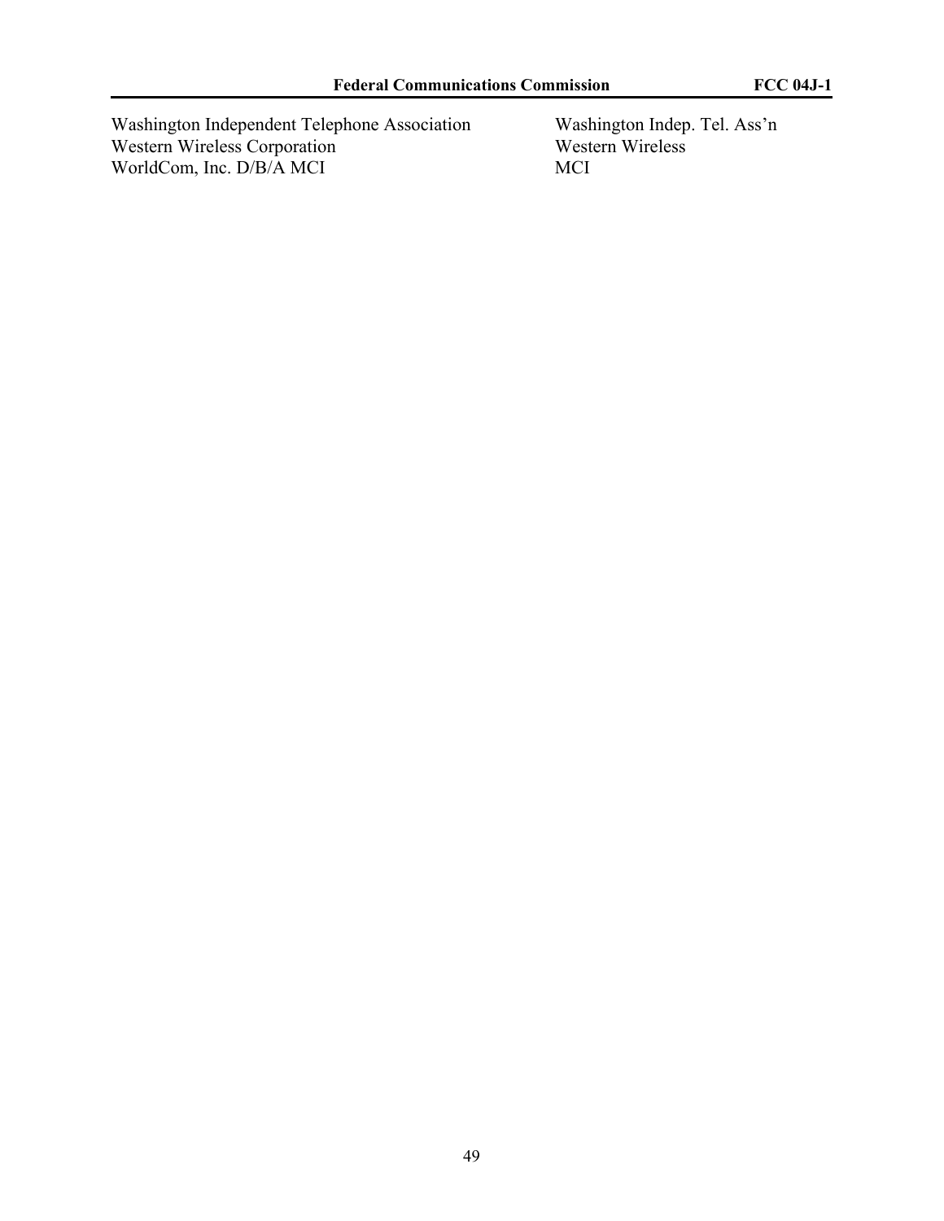| | |
|---|---|
| Washington Independent Telephone Association | Washington Indep. Tel. Ass’n |
| Western Wireless Corporation | Western Wireless |
| WorldCom, Inc. D/B/A MCI | MCI |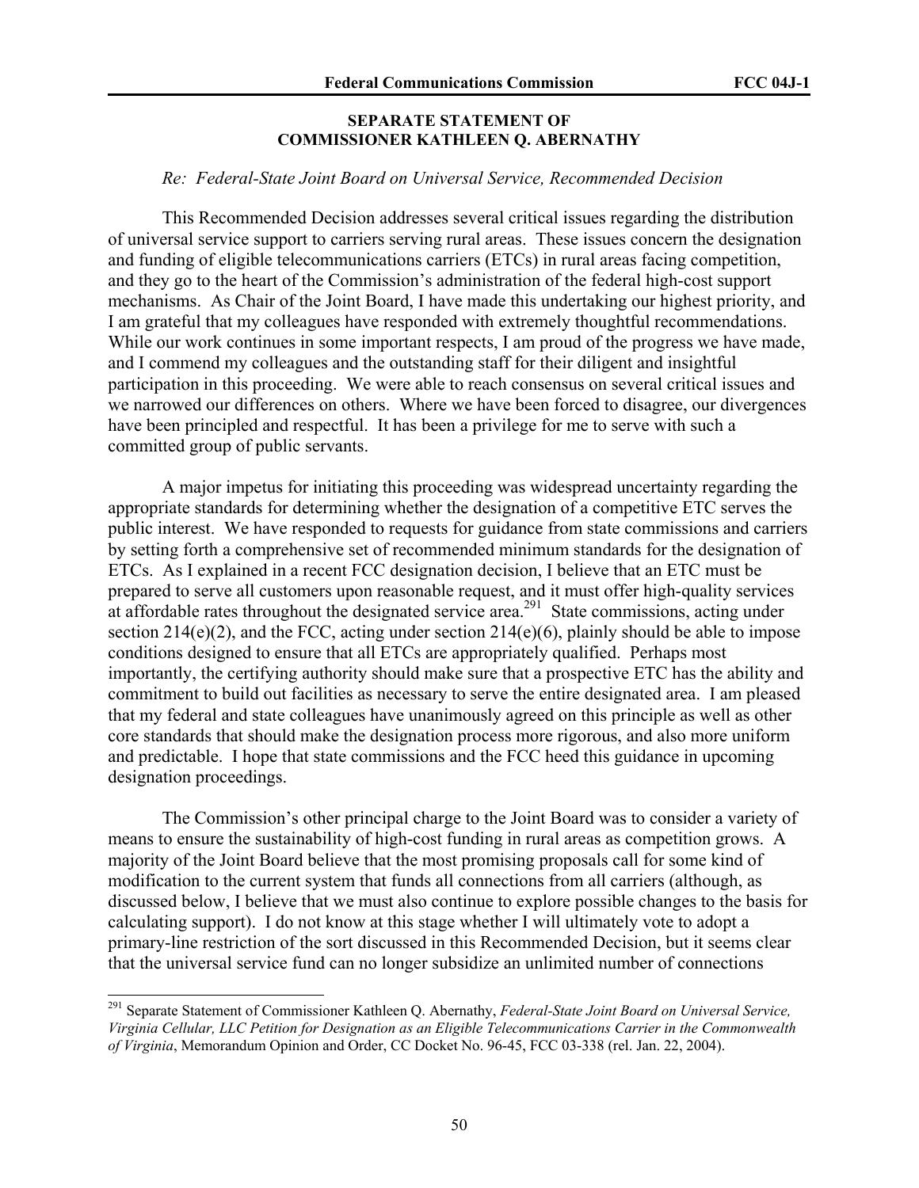## SEPARATE STATEMENT OF COMMISSIONER KATHLEEN Q. ABERNATHY

*Re: Federal-State Joint Board on Universal Service, Recommended Decision*

This Recommended Decision addresses several critical issues regarding the distribution of universal service support to carriers serving rural areas. These issues concern the designation and funding of eligible telecommunications carriers (ETCs) in rural areas facing competition, and they go to the heart of the Commission's administration of the federal high-cost support mechanisms. As Chair of the Joint Board, I have made this undertaking our highest priority, and I am grateful that my colleagues have responded with extremely thoughtful recommendations. While our work continues in some important respects, I am proud of the progress we have made, and I commend my colleagues and the outstanding staff for their diligent and insightful participation in this proceeding. We were able to reach consensus on several critical issues and we narrowed our differences on others. Where we have been forced to disagree, our divergences have been principled and respectful. It has been a privilege for me to serve with such a committed group of public servants.

A major impetus for initiating this proceeding was widespread uncertainty regarding the appropriate standards for determining whether the designation of a competitive ETC serves the public interest. We have responded to requests for guidance from state commissions and carriers by setting forth a comprehensive set of recommended minimum standards for the designation of ETCs. As I explained in a recent FCC designation decision, I believe that an ETC must be prepared to serve all customers upon reasonable request, and it must offer high-quality services at affordable rates throughout the designated service area.[291] State commissions, acting under section 214(e)(2), and the FCC, acting under section 214(e)(6), plainly should be able to impose conditions designed to ensure that all ETCs are appropriately qualified. Perhaps most importantly, the certifying authority should make sure that a prospective ETC has the ability and commitment to build out facilities as necessary to serve the entire designated area. I am pleased that my federal and state colleagues have unanimously agreed on this principle as well as other core standards that should make the designation process more rigorous, and also more uniform and predictable. I hope that state commissions and the FCC heed this guidance in upcoming designation proceedings.

The Commission's other principal charge to the Joint Board was to consider a variety of means to ensure the sustainability of high-cost funding in rural areas as competition grows. A majority of the Joint Board believe that the most promising proposals call for some kind of modification to the current system that funds all connections from all carriers (although, as discussed below, I believe that we must also continue to explore possible changes to the basis for calculating support). I do not know at this stage whether I will ultimately vote to adopt a primary-line restriction of the sort discussed in this Recommended Decision, but it seems clear that the universal service fund can no longer subsidize an unlimited number of connections

---

[291] Separate Statement of Commissioner Kathleen Q. Abernathy, *Federal-State Joint Board on Universal Service, Virginia Cellular, LLC Petition for Designation as an Eligible Telecommunications Carrier in the Commonwealth of Virginia*, Memorandum Opinion and Order, CC Docket No. 96-45, FCC 03-338 (rel. Jan. 22, 2004).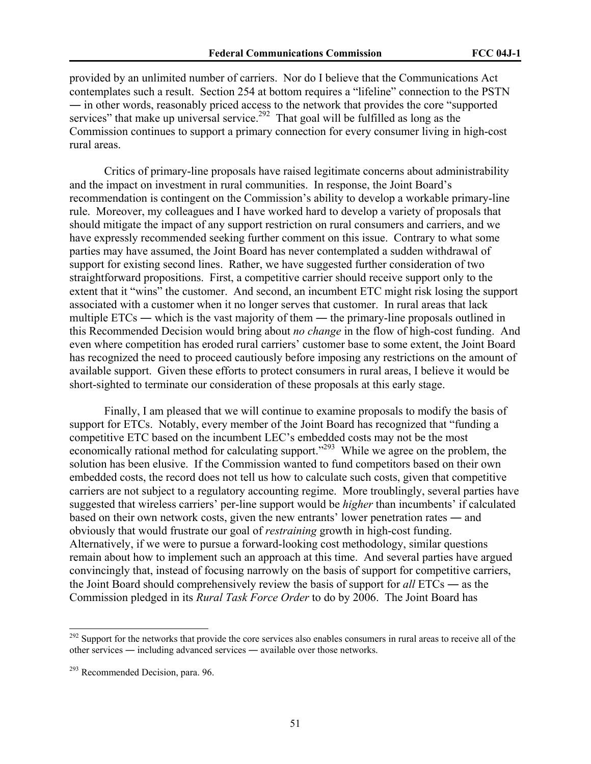provided by an unlimited number of carriers. Nor do I believe that the Communications Act contemplates such a result. Section 254 at bottom requires a "lifeline" connection to the PSTN ― in other words, reasonably priced access to the network that provides the core "supported services" that make up universal service.[292] That goal will be fulfilled as long as the Commission continues to support a primary connection for every consumer living in high-cost rural areas.

Critics of primary-line proposals have raised legitimate concerns about administrability and the impact on investment in rural communities. In response, the Joint Board's recommendation is contingent on the Commission's ability to develop a workable primary-line rule. Moreover, my colleagues and I have worked hard to develop a variety of proposals that should mitigate the impact of any support restriction on rural consumers and carriers, and we have expressly recommended seeking further comment on this issue. Contrary to what some parties may have assumed, the Joint Board has never contemplated a sudden withdrawal of support for existing second lines. Rather, we have suggested further consideration of two straightforward propositions. First, a competitive carrier should receive support only to the extent that it "wins" the customer. And second, an incumbent ETC might risk losing the support associated with a customer when it no longer serves that customer. In rural areas that lack multiple ETCs ― which is the vast majority of them ― the primary-line proposals outlined in this Recommended Decision would bring about *no change* in the flow of high-cost funding. And even where competition has eroded rural carriers' customer base to some extent, the Joint Board has recognized the need to proceed cautiously before imposing any restrictions on the amount of available support. Given these efforts to protect consumers in rural areas, I believe it would be short-sighted to terminate our consideration of these proposals at this early stage.

Finally, I am pleased that we will continue to examine proposals to modify the basis of support for ETCs. Notably, every member of the Joint Board has recognized that "funding a competitive ETC based on the incumbent LEC's embedded costs may not be the most economically rational method for calculating support."[293] While we agree on the problem, the solution has been elusive. If the Commission wanted to fund competitors based on their own embedded costs, the record does not tell us how to calculate such costs, given that competitive carriers are not subject to a regulatory accounting regime. More troublingly, several parties have suggested that wireless carriers' per-line support would be *higher* than incumbents' if calculated based on their own network costs, given the new entrants' lower penetration rates ― and obviously that would frustrate our goal of *restraining* growth in high-cost funding. Alternatively, if we were to pursue a forward-looking cost methodology, similar questions remain about how to implement such an approach at this time. And several parties have argued convincingly that, instead of focusing narrowly on the basis of support for competitive carriers, the Joint Board should comprehensively review the basis of support for *all* ETCs ― as the Commission pledged in its *Rural Task Force Order* to do by 2006. The Joint Board has

---

[292] Support for the networks that provide the core services also enables consumers in rural areas to receive all of the other services ― including advanced services ― available over those networks.

[293] Recommended Decision, para. 96.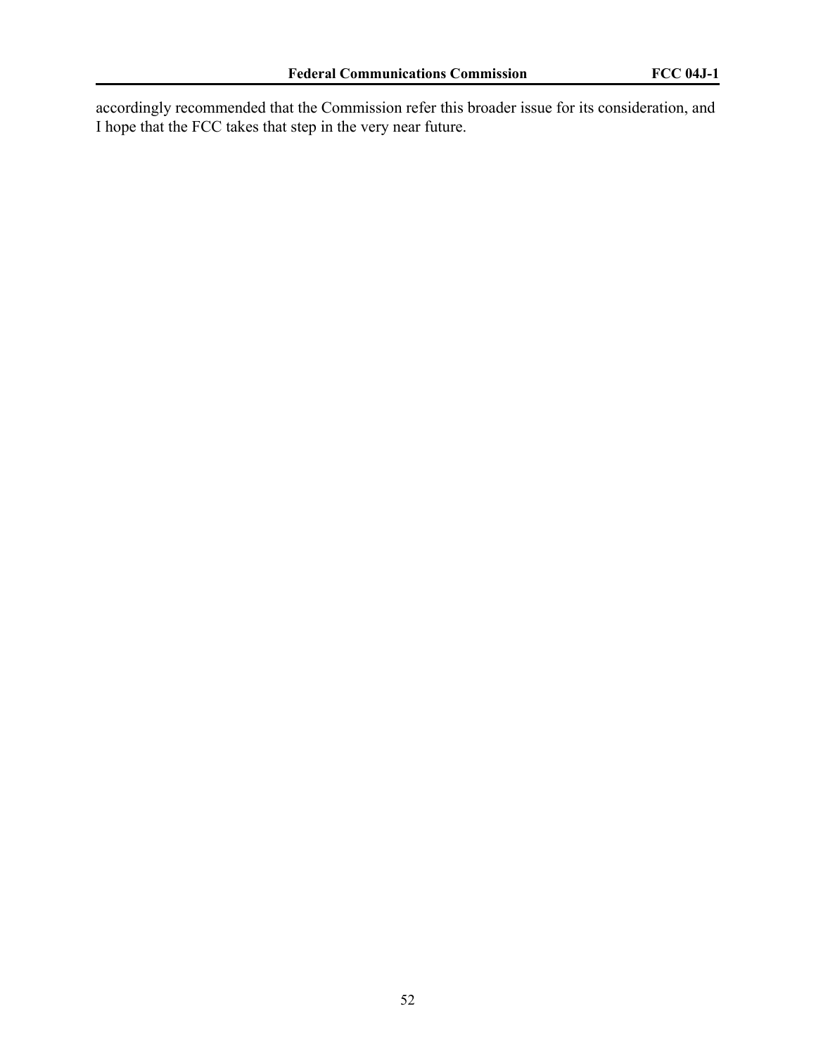accordingly recommended that the Commission refer this broader issue for its consideration, and I hope that the FCC takes that step in the very near future.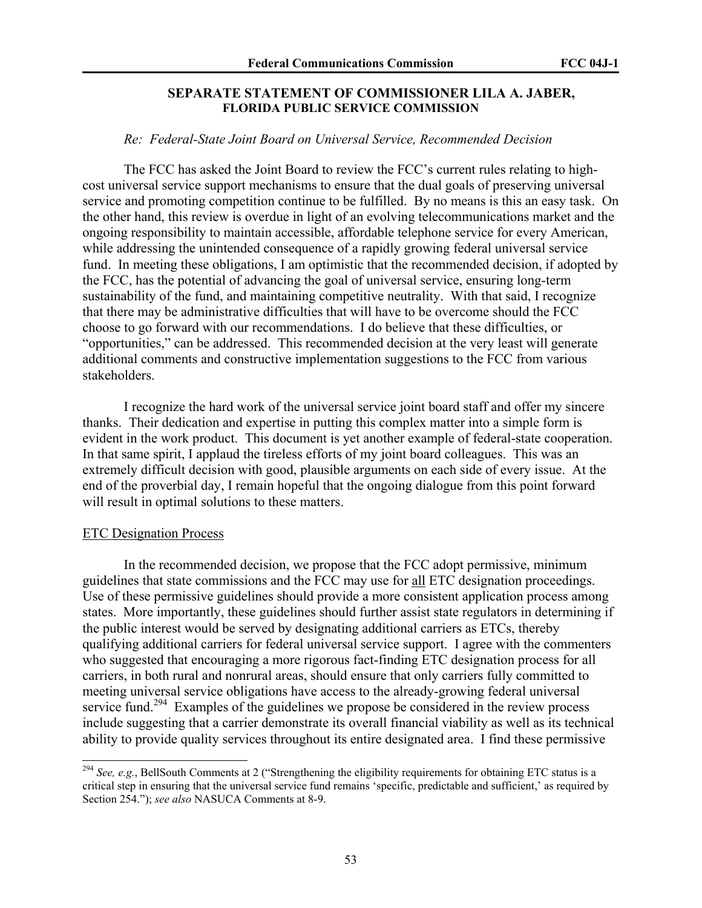**SEPARATE STATEMENT OF COMMISSIONER LILA A. JABER, FLORIDA PUBLIC SERVICE COMMISSION**

*Re: Federal-State Joint Board on Universal Service, Recommended Decision*

The FCC has asked the Joint Board to review the FCC's current rules relating to high-cost universal service support mechanisms to ensure that the dual goals of preserving universal service and promoting competition continue to be fulfilled. By no means is this an easy task. On the other hand, this review is overdue in light of an evolving telecommunications market and the ongoing responsibility to maintain accessible, affordable telephone service for every American, while addressing the unintended consequence of a rapidly growing federal universal service fund. In meeting these obligations, I am optimistic that the recommended decision, if adopted by the FCC, has the potential of advancing the goal of universal service, ensuring long-term sustainability of the fund, and maintaining competitive neutrality. With that said, I recognize that there may be administrative difficulties that will have to be overcome should the FCC choose to go forward with our recommendations. I do believe that these difficulties, or "opportunities," can be addressed. This recommended decision at the very least will generate additional comments and constructive implementation suggestions to the FCC from various stakeholders.

I recognize the hard work of the universal service joint board staff and offer my sincere thanks. Their dedication and expertise in putting this complex matter into a simple form is evident in the work product. This document is yet another example of federal-state cooperation. In that same spirit, I applaud the tireless efforts of my joint board colleagues. This was an extremely difficult decision with good, plausible arguments on each side of every issue. At the end of the proverbial day, I remain hopeful that the ongoing dialogue from this point forward will result in optimal solutions to these matters.

ETC Designation Process

In the recommended decision, we propose that the FCC adopt permissive, minimum guidelines that state commissions and the FCC may use for all ETC designation proceedings. Use of these permissive guidelines should provide a more consistent application process among states. More importantly, these guidelines should further assist state regulators in determining if the public interest would be served by designating additional carriers as ETCs, thereby qualifying additional carriers for federal universal service support. I agree with the commenters who suggested that encouraging a more rigorous fact-finding ETC designation process for all carriers, in both rural and nonrural areas, should ensure that only carriers fully committed to meeting universal service obligations have access to the already-growing federal universal service fund.[294] Examples of the guidelines we propose be considered in the review process include suggesting that a carrier demonstrate its overall financial viability as well as its technical ability to provide quality services throughout its entire designated area. I find these permissive

[294] *See, e.g.*, BellSouth Comments at 2 ("Strengthening the eligibility requirements for obtaining ETC status is a critical step in ensuring that the universal service fund remains 'specific, predictable and sufficient,' as required by Section 254."); *see also* NASUCA Comments at 8-9.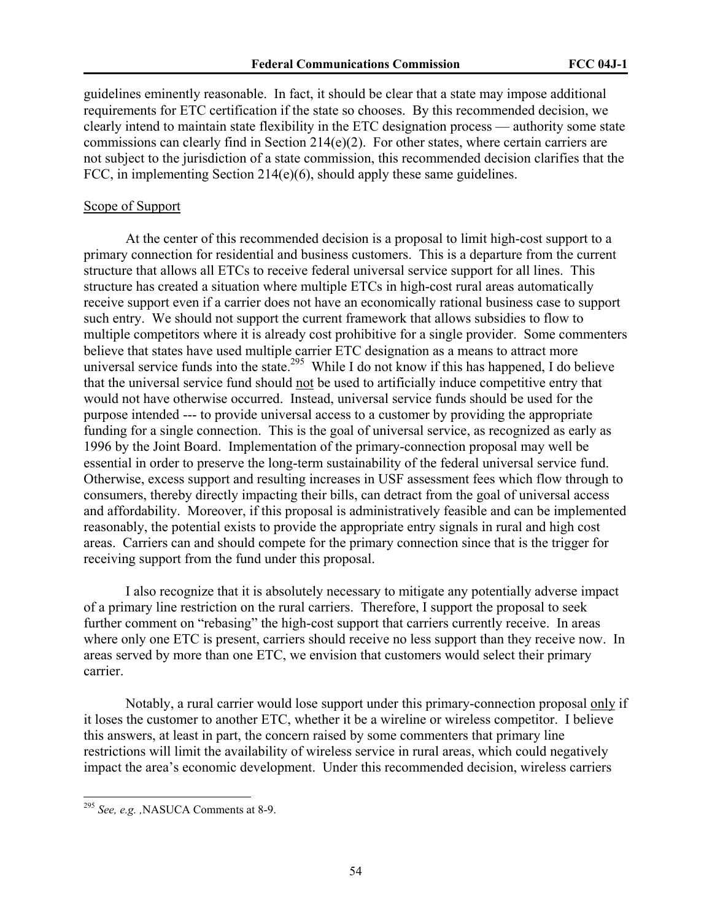guidelines eminently reasonable. In fact, it should be clear that a state may impose additional requirements for ETC certification if the state so chooses. By this recommended decision, we clearly intend to maintain state flexibility in the ETC designation process — authority some state commissions can clearly find in Section 214(e)(2). For other states, where certain carriers are not subject to the jurisdiction of a state commission, this recommended decision clarifies that the FCC, in implementing Section 214(e)(6), should apply these same guidelines.

Scope of Support

At the center of this recommended decision is a proposal to limit high-cost support to a primary connection for residential and business customers. This is a departure from the current structure that allows all ETCs to receive federal universal service support for all lines. This structure has created a situation where multiple ETCs in high-cost rural areas automatically receive support even if a carrier does not have an economically rational business case to support such entry. We should not support the current framework that allows subsidies to flow to multiple competitors where it is already cost prohibitive for a single provider. Some commenters believe that states have used multiple carrier ETC designation as a means to attract more universal service funds into the state.[295] While I do not know if this has happened, I do believe that the universal service fund should not be used to artificially induce competitive entry that would not have otherwise occurred. Instead, universal service funds should be used for the purpose intended --- to provide universal access to a customer by providing the appropriate funding for a single connection. This is the goal of universal service, as recognized as early as 1996 by the Joint Board. Implementation of the primary-connection proposal may well be essential in order to preserve the long-term sustainability of the federal universal service fund. Otherwise, excess support and resulting increases in USF assessment fees which flow through to consumers, thereby directly impacting their bills, can detract from the goal of universal access and affordability. Moreover, if this proposal is administratively feasible and can be implemented reasonably, the potential exists to provide the appropriate entry signals in rural and high cost areas. Carriers can and should compete for the primary connection since that is the trigger for receiving support from the fund under this proposal.

I also recognize that it is absolutely necessary to mitigate any potentially adverse impact of a primary line restriction on the rural carriers. Therefore, I support the proposal to seek further comment on "rebasing" the high-cost support that carriers currently receive. In areas where only one ETC is present, carriers should receive no less support than they receive now. In areas served by more than one ETC, we envision that customers would select their primary carrier.

Notably, a rural carrier would lose support under this primary-connection proposal only if it loses the customer to another ETC, whether it be a wireline or wireless competitor. I believe this answers, at least in part, the concern raised by some commenters that primary line restrictions will limit the availability of wireless service in rural areas, which could negatively impact the area's economic development. Under this recommended decision, wireless carriers

---

[295] *See, e.g.* ,NASUCA Comments at 8-9.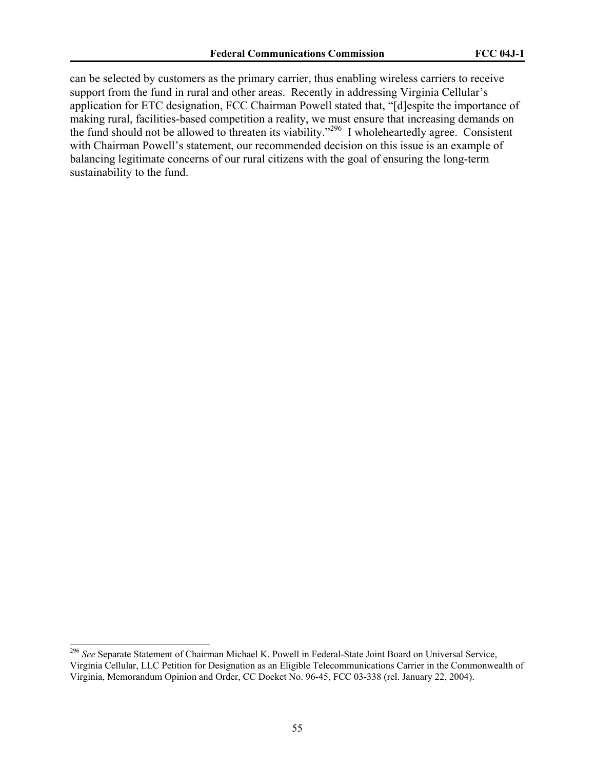can be selected by customers as the primary carrier, thus enabling wireless carriers to receive support from the fund in rural and other areas. Recently in addressing Virginia Cellular's application for ETC designation, FCC Chairman Powell stated that, "[d]espite the importance of making rural, facilities-based competition a reality, we must ensure that increasing demands on the fund should not be allowed to threaten its viability."[296] I wholeheartedly agree. Consistent with Chairman Powell's statement, our recommended decision on this issue is an example of balancing legitimate concerns of our rural citizens with the goal of ensuring the long-term sustainability to the fund.

---

[296] *See* Separate Statement of Chairman Michael K. Powell in Federal-State Joint Board on Universal Service, Virginia Cellular, LLC Petition for Designation as an Eligible Telecommunications Carrier in the Commonwealth of Virginia, Memorandum Opinion and Order, CC Docket No. 96-45, FCC 03-338 (rel. January 22, 2004).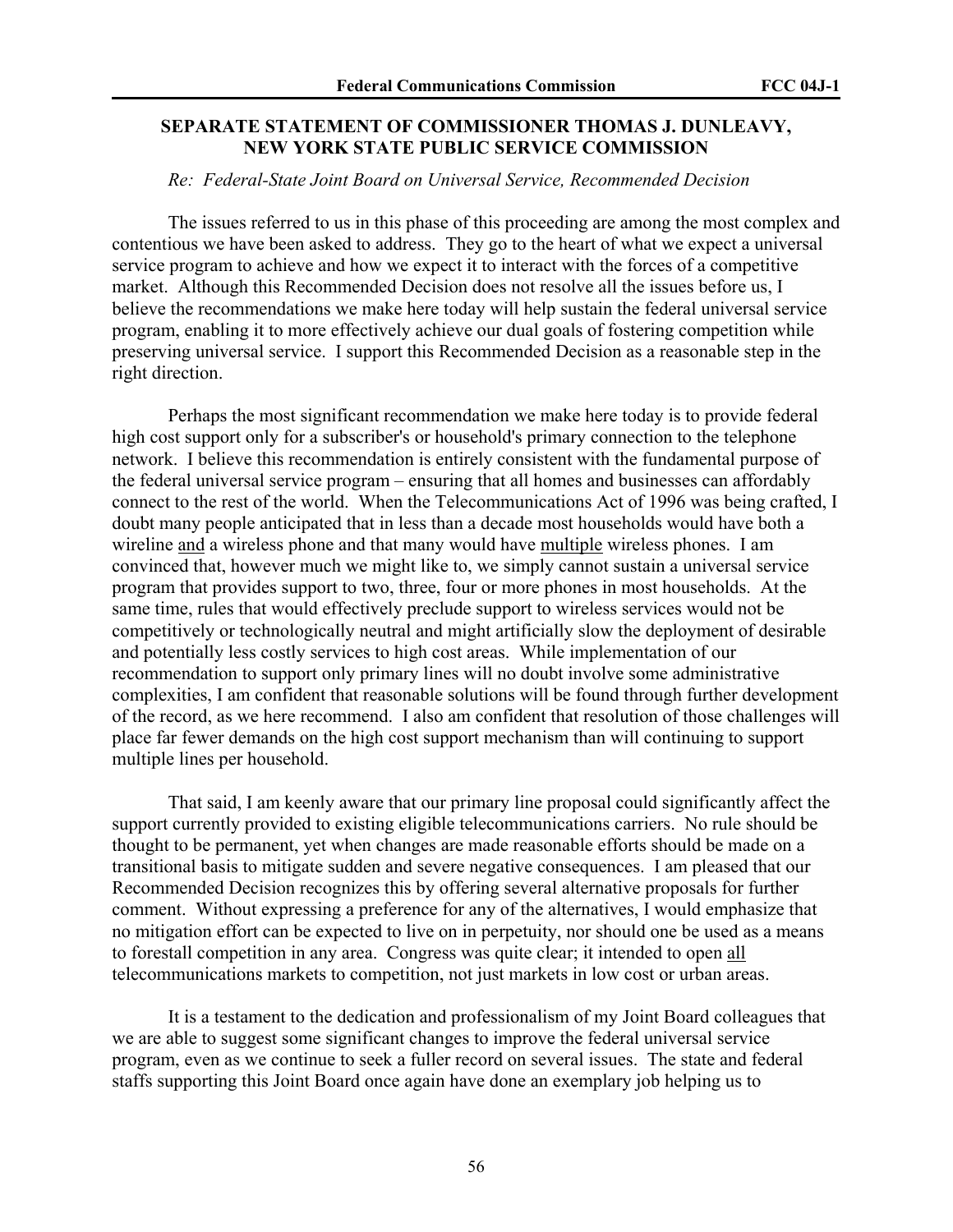## SEPARATE STATEMENT OF COMMISSIONER THOMAS J. DUNLEAVY, NEW YORK STATE PUBLIC SERVICE COMMISSION

*Re: Federal-State Joint Board on Universal Service, Recommended Decision*

The issues referred to us in this phase of this proceeding are among the most complex and contentious we have been asked to address. They go to the heart of what we expect a universal service program to achieve and how we expect it to interact with the forces of a competitive market. Although this Recommended Decision does not resolve all the issues before us, I believe the recommendations we make here today will help sustain the federal universal service program, enabling it to more effectively achieve our dual goals of fostering competition while preserving universal service. I support this Recommended Decision as a reasonable step in the right direction.

Perhaps the most significant recommendation we make here today is to provide federal high cost support only for a subscriber's or household's primary connection to the telephone network. I believe this recommendation is entirely consistent with the fundamental purpose of the federal universal service program – ensuring that all homes and businesses can affordably connect to the rest of the world. When the Telecommunications Act of 1996 was being crafted, I doubt many people anticipated that in less than a decade most households would have both a wireline <u>and</u> a wireless phone and that many would have <u>multiple</u> wireless phones. I am convinced that, however much we might like to, we simply cannot sustain a universal service program that provides support to two, three, four or more phones in most households. At the same time, rules that would effectively preclude support to wireless services would not be competitively or technologically neutral and might artificially slow the deployment of desirable and potentially less costly services to high cost areas. While implementation of our recommendation to support only primary lines will no doubt involve some administrative complexities, I am confident that reasonable solutions will be found through further development of the record, as we here recommend. I also am confident that resolution of those challenges will place far fewer demands on the high cost support mechanism than will continuing to support multiple lines per household.

That said, I am keenly aware that our primary line proposal could significantly affect the support currently provided to existing eligible telecommunications carriers. No rule should be thought to be permanent, yet when changes are made reasonable efforts should be made on a transitional basis to mitigate sudden and severe negative consequences. I am pleased that our Recommended Decision recognizes this by offering several alternative proposals for further comment. Without expressing a preference for any of the alternatives, I would emphasize that no mitigation effort can be expected to live on in perpetuity, nor should one be used as a means to forestall competition in any area. Congress was quite clear; it intended to open <u>all</u> telecommunications markets to competition, not just markets in low cost or urban areas.

It is a testament to the dedication and professionalism of my Joint Board colleagues that we are able to suggest some significant changes to improve the federal universal service program, even as we continue to seek a fuller record on several issues. The state and federal staffs supporting this Joint Board once again have done an exemplary job helping us to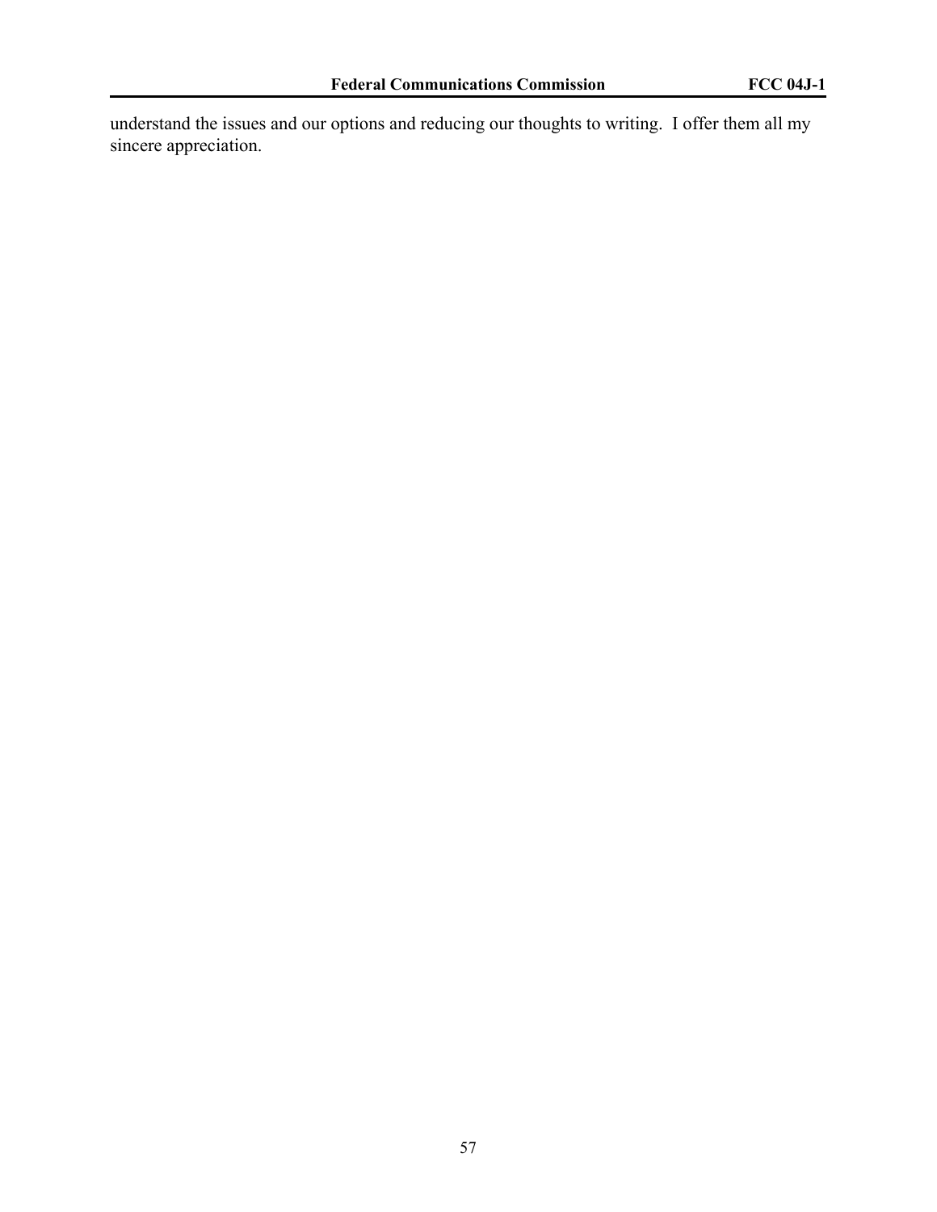understand the issues and our options and reducing our thoughts to writing. I offer them all my sincere appreciation.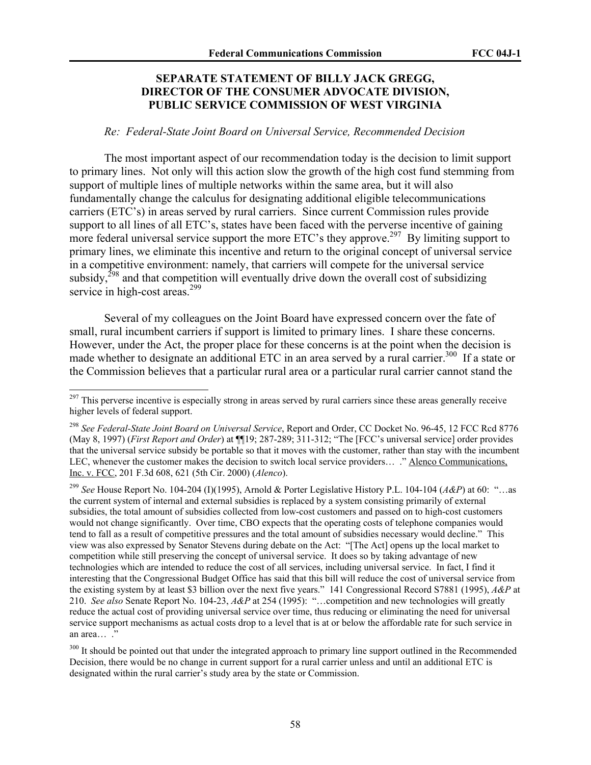## SEPARATE STATEMENT OF BILLY JACK GREGG, DIRECTOR OF THE CONSUMER ADVOCATE DIVISION, PUBLIC SERVICE COMMISSION OF WEST VIRGINIA

*Re: Federal-State Joint Board on Universal Service, Recommended Decision*

The most important aspect of our recommendation today is the decision to limit support to primary lines. Not only will this action slow the growth of the high cost fund stemming from support of multiple lines of multiple networks within the same area, but it will also fundamentally change the calculus for designating additional eligible telecommunications carriers (ETC's) in areas served by rural carriers. Since current Commission rules provide support to all lines of all ETC's, states have been faced with the perverse incentive of gaining more federal universal service support the more ETC's they approve.[297] By limiting support to primary lines, we eliminate this incentive and return to the original concept of universal service in a competitive environment: namely, that carriers will compete for the universal service subsidy,[298] and that competition will eventually drive down the overall cost of subsidizing service in high-cost areas.[299]

Several of my colleagues on the Joint Board have expressed concern over the fate of small, rural incumbent carriers if support is limited to primary lines. I share these concerns. However, under the Act, the proper place for these concerns is at the point when the decision is made whether to designate an additional ETC in an area served by a rural carrier.[300] If a state or the Commission believes that a particular rural area or a particular rural carrier cannot stand the

---

[297] This perverse incentive is especially strong in areas served by rural carriers since these areas generally receive higher levels of federal support.

[298] *See Federal-State Joint Board on Universal Service*, Report and Order, CC Docket No. 96-45, 12 FCC Rcd 8776 (May 8, 1997) (*First Report and Order*) at ¶¶19; 287-289; 311-312; "The [FCC's universal service] order provides that the universal service subsidy be portable so that it moves with the customer, rather than stay with the incumbent LEC, whenever the customer makes the decision to switch local service providers… ." Alenco Communications, Inc. v. FCC, 201 F.3d 608, 621 (5th Cir. 2000) (*Alenco*).

[299] *See* House Report No. 104-204 (I)(1995), Arnold & Porter Legislative History P.L. 104-104 (*A&P*) at 60: "…as the current system of internal and external subsidies is replaced by a system consisting primarily of external subsidies, the total amount of subsidies collected from low-cost customers and passed on to high-cost customers would not change significantly. Over time, CBO expects that the operating costs of telephone companies would tend to fall as a result of competitive pressures and the total amount of subsidies necessary would decline." This view was also expressed by Senator Stevens during debate on the Act: "[The Act] opens up the local market to competition while still preserving the concept of universal service. It does so by taking advantage of new technologies which are intended to reduce the cost of all services, including universal service. In fact, I find it interesting that the Congressional Budget Office has said that this bill will reduce the cost of universal service from the existing system by at least $3 billion over the next five years." 141 Congressional Record S7881 (1995), *A&P* at 210. *See also* Senate Report No. 104-23, *A&P* at 254 (1995): "…competition and new technologies will greatly reduce the actual cost of providing universal service over time, thus reducing or eliminating the need for universal service support mechanisms as actual costs drop to a level that is at or below the affordable rate for such service in an area… ."

[300] It should be pointed out that under the integrated approach to primary line support outlined in the Recommended Decision, there would be no change in current support for a rural carrier unless and until an additional ETC is designated within the rural carrier's study area by the state or Commission.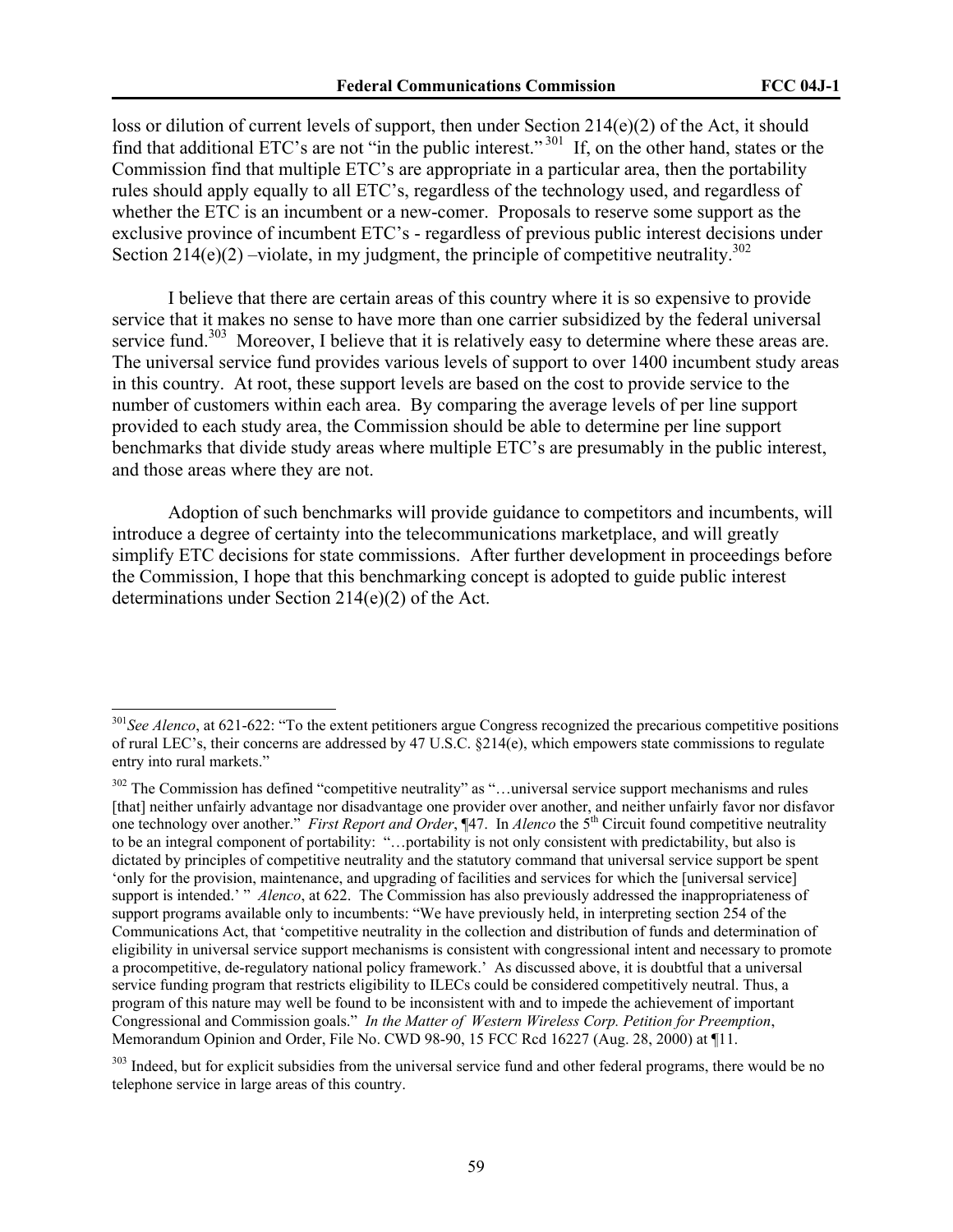loss or dilution of current levels of support, then under Section 214(e)(2) of the Act, it should find that additional ETC's are not "in the public interest."[301] If, on the other hand, states or the Commission find that multiple ETC's are appropriate in a particular area, then the portability rules should apply equally to all ETC's, regardless of the technology used, and regardless of whether the ETC is an incumbent or a new-comer. Proposals to reserve some support as the exclusive province of incumbent ETC's - regardless of previous public interest decisions under Section 214(e)(2) –violate, in my judgment, the principle of competitive neutrality.[302]

I believe that there are certain areas of this country where it is so expensive to provide service that it makes no sense to have more than one carrier subsidized by the federal universal service fund.[303] Moreover, I believe that it is relatively easy to determine where these areas are. The universal service fund provides various levels of support to over 1400 incumbent study areas in this country. At root, these support levels are based on the cost to provide service to the number of customers within each area. By comparing the average levels of per line support provided to each study area, the Commission should be able to determine per line support benchmarks that divide study areas where multiple ETC's are presumably in the public interest, and those areas where they are not.

Adoption of such benchmarks will provide guidance to competitors and incumbents, will introduce a degree of certainty into the telecommunications marketplace, and will greatly simplify ETC decisions for state commissions. After further development in proceedings before the Commission, I hope that this benchmarking concept is adopted to guide public interest determinations under Section 214(e)(2) of the Act.

---

[301] *See Alenco*, at 621-622: "To the extent petitioners argue Congress recognized the precarious competitive positions of rural LEC's, their concerns are addressed by 47 U.S.C. §214(e), which empowers state commissions to regulate entry into rural markets."

[302] The Commission has defined "competitive neutrality" as "…universal service support mechanisms and rules [that] neither unfairly advantage nor disadvantage one provider over another, and neither unfairly favor nor disfavor one technology over another." *First Report and Order*, ¶47. In *Alenco* the 5th Circuit found competitive neutrality to be an integral component of portability: "…portability is not only consistent with predictability, but also is dictated by principles of competitive neutrality and the statutory command that universal service support be spent 'only for the provision, maintenance, and upgrading of facilities and services for which the [universal service] support is intended.' " *Alenco*, at 622. The Commission has also previously addressed the inappropriateness of support programs available only to incumbents: "We have previously held, in interpreting section 254 of the Communications Act, that 'competitive neutrality in the collection and distribution of funds and determination of eligibility in universal service support mechanisms is consistent with congressional intent and necessary to promote a procompetitive, de-regulatory national policy framework.' As discussed above, it is doubtful that a universal service funding program that restricts eligibility to ILECs could be considered competitively neutral. Thus, a program of this nature may well be found to be inconsistent with and to impede the achievement of important Congressional and Commission goals." *In the Matter of Western Wireless Corp. Petition for Preemption*, Memorandum Opinion and Order, File No. CWD 98-90, 15 FCC Rcd 16227 (Aug. 28, 2000) at ¶11.

[303] Indeed, but for explicit subsidies from the universal service fund and other federal programs, there would be no telephone service in large areas of this country.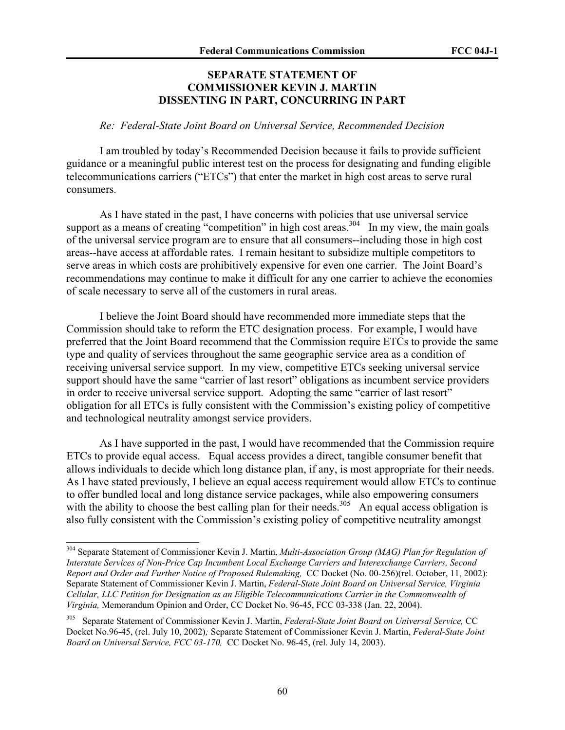**SEPARATE STATEMENT OF COMMISSIONER KEVIN J. MARTIN DISSENTING IN PART, CONCURRING IN PART**

*Re: Federal-State Joint Board on Universal Service, Recommended Decision*

I am troubled by today's Recommended Decision because it fails to provide sufficient guidance or a meaningful public interest test on the process for designating and funding eligible telecommunications carriers ("ETCs") that enter the market in high cost areas to serve rural consumers.

As I have stated in the past, I have concerns with policies that use universal service support as a means of creating "competition" in high cost areas.[304] In my view, the main goals of the universal service program are to ensure that all consumers--including those in high cost areas--have access at affordable rates. I remain hesitant to subsidize multiple competitors to serve areas in which costs are prohibitively expensive for even one carrier. The Joint Board's recommendations may continue to make it difficult for any one carrier to achieve the economies of scale necessary to serve all of the customers in rural areas.

I believe the Joint Board should have recommended more immediate steps that the Commission should take to reform the ETC designation process. For example, I would have preferred that the Joint Board recommend that the Commission require ETCs to provide the same type and quality of services throughout the same geographic service area as a condition of receiving universal service support. In my view, competitive ETCs seeking universal service support should have the same "carrier of last resort" obligations as incumbent service providers in order to receive universal service support. Adopting the same "carrier of last resort" obligation for all ETCs is fully consistent with the Commission's existing policy of competitive and technological neutrality amongst service providers.

As I have supported in the past, I would have recommended that the Commission require ETCs to provide equal access. Equal access provides a direct, tangible consumer benefit that allows individuals to decide which long distance plan, if any, is most appropriate for their needs. As I have stated previously, I believe an equal access requirement would allow ETCs to continue to offer bundled local and long distance service packages, while also empowering consumers with the ability to choose the best calling plan for their needs.[305] An equal access obligation is also fully consistent with the Commission's existing policy of competitive neutrality amongst

---

[304] Separate Statement of Commissioner Kevin J. Martin, *Multi-Association Group (MAG) Plan for Regulation of Interstate Services of Non-Price Cap Incumbent Local Exchange Carriers and Interexchange Carriers, Second Report and Order and Further Notice of Proposed Rulemaking,* CC Docket (No. 00-256)(rel. October, 11, 2002): Separate Statement of Commissioner Kevin J. Martin, *Federal-State Joint Board on Universal Service, Virginia Cellular, LLC Petition for Designation as an Eligible Telecommunications Carrier in the Commonwealth of Virginia,* Memorandum Opinion and Order, CC Docket No. 96-45, FCC 03-338 (Jan. 22, 2004).

[305] Separate Statement of Commissioner Kevin J. Martin, *Federal-State Joint Board on Universal Service,* CC Docket No.96-45, (rel. July 10, 2002)*;* Separate Statement of Commissioner Kevin J. Martin, *Federal-State Joint Board on Universal Service, FCC 03-170,* CC Docket No. 96-45, (rel. July 14, 2003).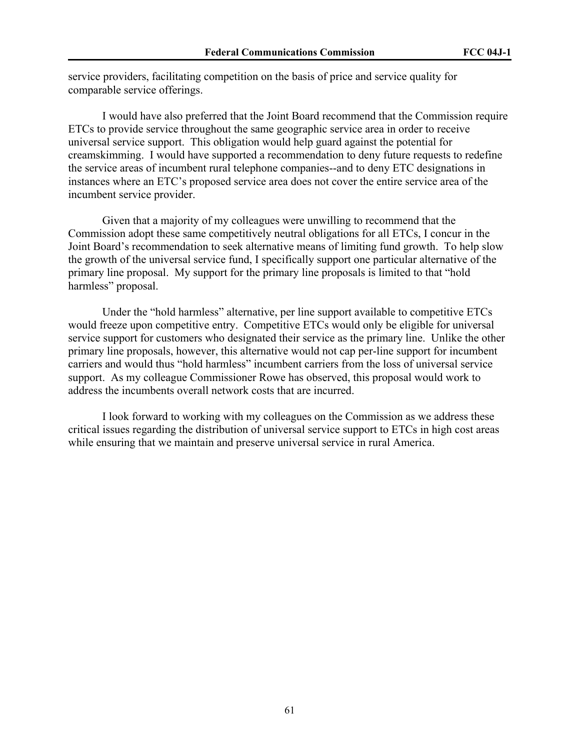service providers, facilitating competition on the basis of price and service quality for comparable service offerings.

I would have also preferred that the Joint Board recommend that the Commission require ETCs to provide service throughout the same geographic service area in order to receive universal service support. This obligation would help guard against the potential for creamskimming. I would have supported a recommendation to deny future requests to redefine the service areas of incumbent rural telephone companies--and to deny ETC designations in instances where an ETC's proposed service area does not cover the entire service area of the incumbent service provider.

Given that a majority of my colleagues were unwilling to recommend that the Commission adopt these same competitively neutral obligations for all ETCs, I concur in the Joint Board's recommendation to seek alternative means of limiting fund growth. To help slow the growth of the universal service fund, I specifically support one particular alternative of the primary line proposal. My support for the primary line proposals is limited to that "hold harmless" proposal.

Under the "hold harmless" alternative, per line support available to competitive ETCs would freeze upon competitive entry. Competitive ETCs would only be eligible for universal service support for customers who designated their service as the primary line. Unlike the other primary line proposals, however, this alternative would not cap per-line support for incumbent carriers and would thus "hold harmless" incumbent carriers from the loss of universal service support. As my colleague Commissioner Rowe has observed, this proposal would work to address the incumbents overall network costs that are incurred.

I look forward to working with my colleagues on the Commission as we address these critical issues regarding the distribution of universal service support to ETCs in high cost areas while ensuring that we maintain and preserve universal service in rural America.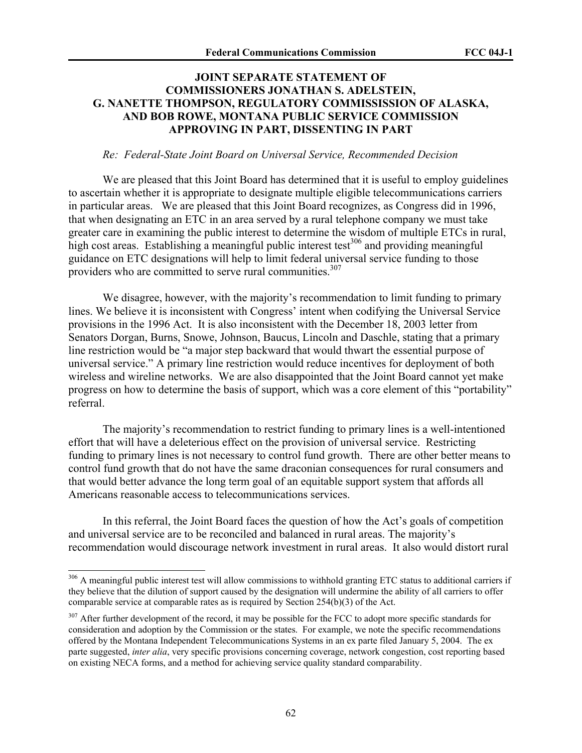**JOINT SEPARATE STATEMENT OF COMMISSIONERS JONATHAN S. ADELSTEIN, G. NANETTE THOMPSON, REGULATORY COMMISSISSION OF ALASKA, AND BOB ROWE, MONTANA PUBLIC SERVICE COMMISSION APPROVING IN PART, DISSENTING IN PART**

*Re: Federal-State Joint Board on Universal Service, Recommended Decision*

We are pleased that this Joint Board has determined that it is useful to employ guidelines to ascertain whether it is appropriate to designate multiple eligible telecommunications carriers in particular areas. We are pleased that this Joint Board recognizes, as Congress did in 1996, that when designating an ETC in an area served by a rural telephone company we must take greater care in examining the public interest to determine the wisdom of multiple ETCs in rural, high cost areas. Establishing a meaningful public interest test[306] and providing meaningful guidance on ETC designations will help to limit federal universal service funding to those providers who are committed to serve rural communities.[307]

We disagree, however, with the majority's recommendation to limit funding to primary lines. We believe it is inconsistent with Congress' intent when codifying the Universal Service provisions in the 1996 Act. It is also inconsistent with the December 18, 2003 letter from Senators Dorgan, Burns, Snowe, Johnson, Baucus, Lincoln and Daschle, stating that a primary line restriction would be "a major step backward that would thwart the essential purpose of universal service." A primary line restriction would reduce incentives for deployment of both wireless and wireline networks. We are also disappointed that the Joint Board cannot yet make progress on how to determine the basis of support, which was a core element of this "portability" referral.

The majority's recommendation to restrict funding to primary lines is a well-intentioned effort that will have a deleterious effect on the provision of universal service. Restricting funding to primary lines is not necessary to control fund growth. There are other better means to control fund growth that do not have the same draconian consequences for rural consumers and that would better advance the long term goal of an equitable support system that affords all Americans reasonable access to telecommunications services.

In this referral, the Joint Board faces the question of how the Act's goals of competition and universal service are to be reconciled and balanced in rural areas. The majority's recommendation would discourage network investment in rural areas. It also would distort rural

---

[306] A meaningful public interest test will allow commissions to withhold granting ETC status to additional carriers if they believe that the dilution of support caused by the designation will undermine the ability of all carriers to offer comparable service at comparable rates as is required by Section 254(b)(3) of the Act.

[307] After further development of the record, it may be possible for the FCC to adopt more specific standards for consideration and adoption by the Commission or the states. For example, we note the specific recommendations offered by the Montana Independent Telecommunications Systems in an ex parte filed January 5, 2004. The ex parte suggested, *inter alia*, very specific provisions concerning coverage, network congestion, cost reporting based on existing NECA forms, and a method for achieving service quality standard comparability.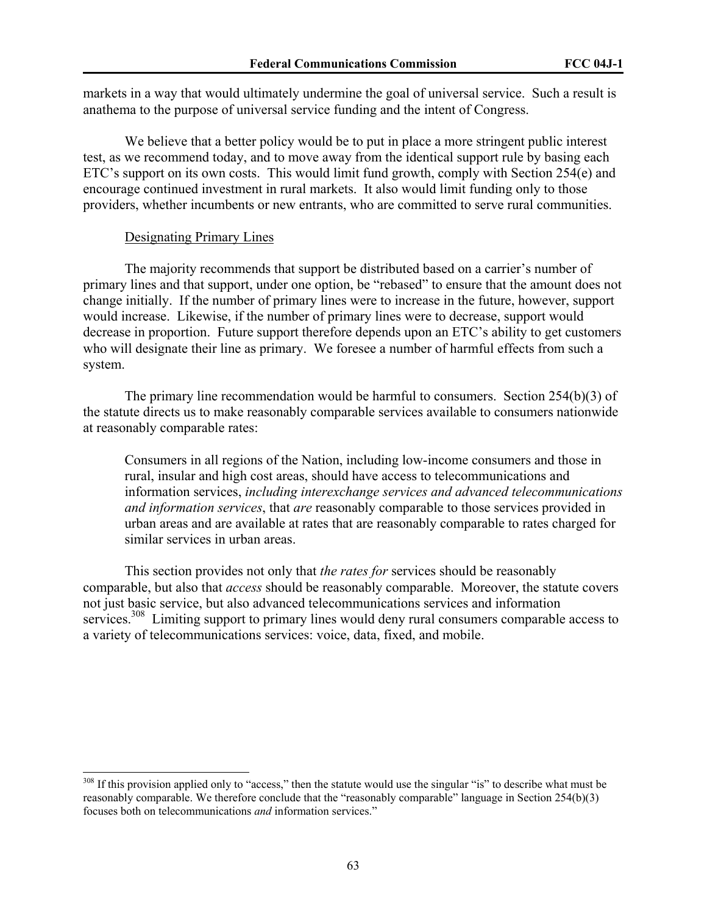markets in a way that would ultimately undermine the goal of universal service. Such a result is anathema to the purpose of universal service funding and the intent of Congress.

We believe that a better policy would be to put in place a more stringent public interest test, as we recommend today, and to move away from the identical support rule by basing each ETC's support on its own costs. This would limit fund growth, comply with Section 254(e) and encourage continued investment in rural markets. It also would limit funding only to those providers, whether incumbents or new entrants, who are committed to serve rural communities.

Designating Primary Lines

The majority recommends that support be distributed based on a carrier's number of primary lines and that support, under one option, be "rebased" to ensure that the amount does not change initially. If the number of primary lines were to increase in the future, however, support would increase. Likewise, if the number of primary lines were to decrease, support would decrease in proportion. Future support therefore depends upon an ETC's ability to get customers who will designate their line as primary. We foresee a number of harmful effects from such a system.

The primary line recommendation would be harmful to consumers. Section 254(b)(3) of the statute directs us to make reasonably comparable services available to consumers nationwide at reasonably comparable rates:

> Consumers in all regions of the Nation, including low-income consumers and those in rural, insular and high cost areas, should have access to telecommunications and information services, *including interexchange services and advanced telecommunications and information services*, that *are* reasonably comparable to those services provided in urban areas and are available at rates that are reasonably comparable to rates charged for similar services in urban areas.

This section provides not only that *the rates for* services should be reasonably comparable, but also that *access* should be reasonably comparable. Moreover, the statute covers not just basic service, but also advanced telecommunications services and information services.[308] Limiting support to primary lines would deny rural consumers comparable access to a variety of telecommunications services: voice, data, fixed, and mobile.

---

[308] If this provision applied only to "access," then the statute would use the singular "is" to describe what must be reasonably comparable. We therefore conclude that the "reasonably comparable" language in Section 254(b)(3) focuses both on telecommunications *and* information services."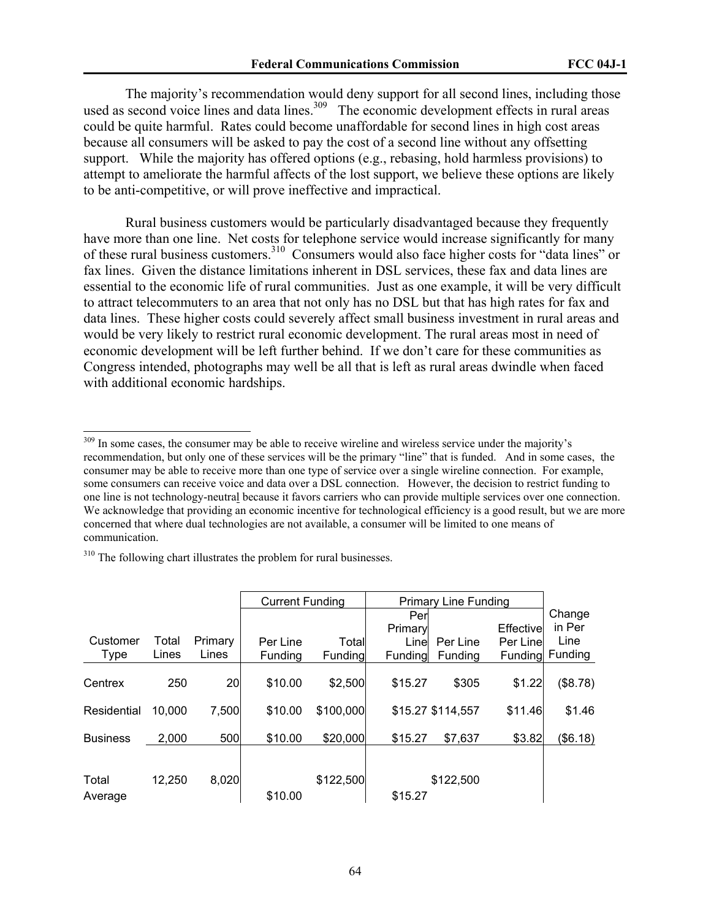The majority's recommendation would deny support for all second lines, including those used as second voice lines and data lines.[309] The economic development effects in rural areas could be quite harmful. Rates could become unaffordable for second lines in high cost areas because all consumers will be asked to pay the cost of a second line without any offsetting support. While the majority has offered options (e.g., rebasing, hold harmless provisions) to attempt to ameliorate the harmful affects of the lost support, we believe these options are likely to be anti-competitive, or will prove ineffective and impractical.

Rural business customers would be particularly disadvantaged because they frequently have more than one line. Net costs for telephone service would increase significantly for many of these rural business customers.[310] Consumers would also face higher costs for "data lines" or fax lines. Given the distance limitations inherent in DSL services, these fax and data lines are essential to the economic life of rural communities. Just as one example, it will be very difficult to attract telecommuters to an area that not only has no DSL but that has high rates for fax and data lines. These higher costs could severely affect small business investment in rural areas and would be very likely to restrict rural economic development. The rural areas most in need of economic development will be left further behind. If we don't care for these communities as Congress intended, photographs may well be all that is left as rural areas dwindle when faced with additional economic hardships.

---

[309] In some cases, the consumer may be able to receive wireline and wireless service under the majority's recommendation, but only one of these services will be the primary "line" that is funded. And in some cases, the consumer may be able to receive more than one type of service over a single wireline connection. For example, some consumers can receive voice and data over a DSL connection. However, the decision to restrict funding to one line is not technology-neutral because it favors carriers who can provide multiple services over one connection. We acknowledge that providing an economic incentive for technological efficiency is a good result, but we are more concerned that where dual technologies are not available, a consumer will be limited to one means of communication.

[310] The following chart illustrates the problem for rural businesses.

| | | | Current Funding | | Primary Line Funding | | | |
|---|---|---|---|---|---|---|---|---|
| Customer Type | Total Lines | Primary Lines | Per Line Funding | Total Funding | Per Primary Line Funding | Per Line Funding | Effective Per Line Funding | Change in Per Line Funding |
| Centrex | 250 | 20 | $10.00 | $2,500 | $15.27 | $305 | $1.22 | ($8.78) |
| Residential | 10,000 | 7,500 | $10.00 | $100,000 | $15.27 | $114,557 | $11.46 | $1.46 |
| Business | 2,000 | 500 | $10.00 | $20,000 | $15.27 | $7,637 | $3.82 | ($6.18) |
| Total | 12,250 | 8,020 | | $122,500 | | $122,500 | | |
| Average | | | $10.00 | | $15.27 | | | |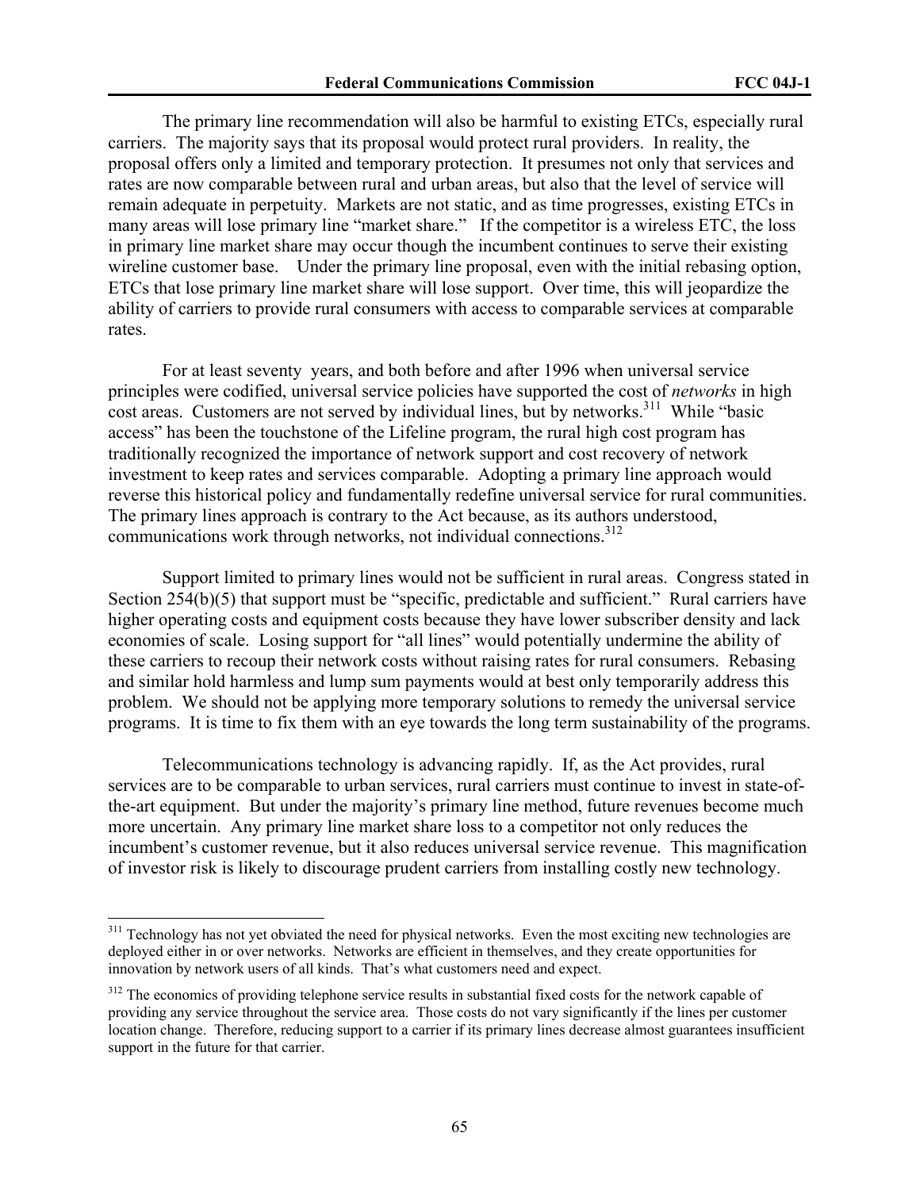The primary line recommendation will also be harmful to existing ETCs, especially rural carriers. The majority says that its proposal would protect rural providers. In reality, the proposal offers only a limited and temporary protection. It presumes not only that services and rates are now comparable between rural and urban areas, but also that the level of service will remain adequate in perpetuity. Markets are not static, and as time progresses, existing ETCs in many areas will lose primary line "market share." If the competitor is a wireless ETC, the loss in primary line market share may occur though the incumbent continues to serve their existing wireline customer base. Under the primary line proposal, even with the initial rebasing option, ETCs that lose primary line market share will lose support. Over time, this will jeopardize the ability of carriers to provide rural consumers with access to comparable services at comparable rates.

For at least seventy years, and both before and after 1996 when universal service principles were codified, universal service policies have supported the cost of *networks* in high cost areas. Customers are not served by individual lines, but by networks.[311] While "basic access" has been the touchstone of the Lifeline program, the rural high cost program has traditionally recognized the importance of network support and cost recovery of network investment to keep rates and services comparable. Adopting a primary line approach would reverse this historical policy and fundamentally redefine universal service for rural communities. The primary lines approach is contrary to the Act because, as its authors understood, communications work through networks, not individual connections.[312]

Support limited to primary lines would not be sufficient in rural areas. Congress stated in Section 254(b)(5) that support must be "specific, predictable and sufficient." Rural carriers have higher operating costs and equipment costs because they have lower subscriber density and lack economies of scale. Losing support for "all lines" would potentially undermine the ability of these carriers to recoup their network costs without raising rates for rural consumers. Rebasing and similar hold harmless and lump sum payments would at best only temporarily address this problem. We should not be applying more temporary solutions to remedy the universal service programs. It is time to fix them with an eye towards the long term sustainability of the programs.

Telecommunications technology is advancing rapidly. If, as the Act provides, rural services are to be comparable to urban services, rural carriers must continue to invest in state-of-the-art equipment. But under the majority's primary line method, future revenues become much more uncertain. Any primary line market share loss to a competitor not only reduces the incumbent's customer revenue, but it also reduces universal service revenue. This magnification of investor risk is likely to discourage prudent carriers from installing costly new technology.

---

[311] Technology has not yet obviated the need for physical networks. Even the most exciting new technologies are deployed either in or over networks. Networks are efficient in themselves, and they create opportunities for innovation by network users of all kinds. That's what customers need and expect.

[312] The economics of providing telephone service results in substantial fixed costs for the network capable of providing any service throughout the service area. Those costs do not vary significantly if the lines per customer location change. Therefore, reducing support to a carrier if its primary lines decrease almost guarantees insufficient support in the future for that carrier.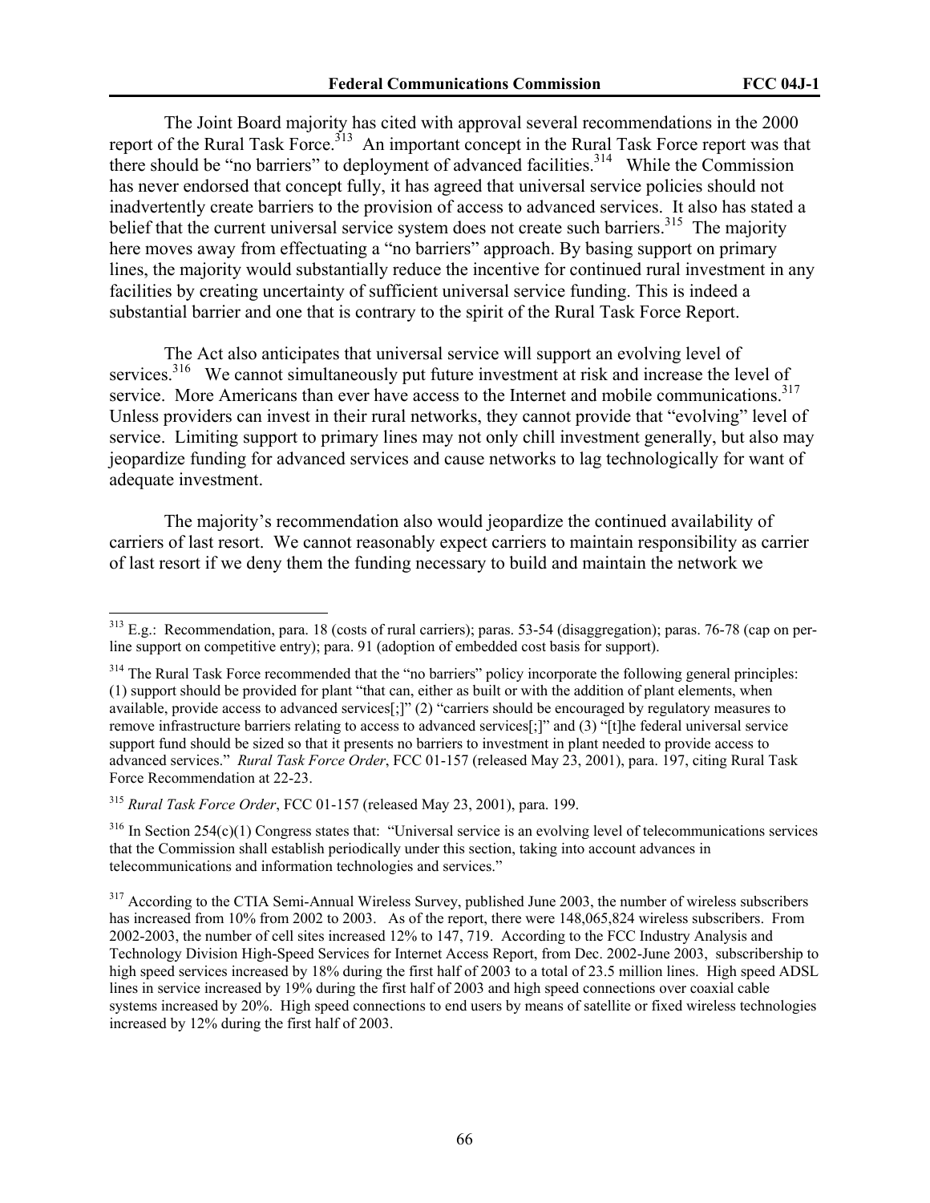The Joint Board majority has cited with approval several recommendations in the 2000 report of the Rural Task Force.[313] An important concept in the Rural Task Force report was that there should be "no barriers" to deployment of advanced facilities.[314] While the Commission has never endorsed that concept fully, it has agreed that universal service policies should not inadvertently create barriers to the provision of access to advanced services. It also has stated a belief that the current universal service system does not create such barriers.[315] The majority here moves away from effectuating a "no barriers" approach. By basing support on primary lines, the majority would substantially reduce the incentive for continued rural investment in any facilities by creating uncertainty of sufficient universal service funding. This is indeed a substantial barrier and one that is contrary to the spirit of the Rural Task Force Report.

The Act also anticipates that universal service will support an evolving level of services.[316] We cannot simultaneously put future investment at risk and increase the level of service. More Americans than ever have access to the Internet and mobile communications.[317] Unless providers can invest in their rural networks, they cannot provide that "evolving" level of service. Limiting support to primary lines may not only chill investment generally, but also may jeopardize funding for advanced services and cause networks to lag technologically for want of adequate investment.

The majority's recommendation also would jeopardize the continued availability of carriers of last resort. We cannot reasonably expect carriers to maintain responsibility as carrier of last resort if we deny them the funding necessary to build and maintain the network we

---

[313] E.g.: Recommendation, para. 18 (costs of rural carriers); paras. 53-54 (disaggregation); paras. 76-78 (cap on per-line support on competitive entry); para. 91 (adoption of embedded cost basis for support).

[314] The Rural Task Force recommended that the "no barriers" policy incorporate the following general principles: (1) support should be provided for plant "that can, either as built or with the addition of plant elements, when available, provide access to advanced services[;]" (2) "carriers should be encouraged by regulatory measures to remove infrastructure barriers relating to access to advanced services[;]" and (3) "[t]he federal universal service support fund should be sized so that it presents no barriers to investment in plant needed to provide access to advanced services." *Rural Task Force Order*, FCC 01-157 (released May 23, 2001), para. 197, citing Rural Task Force Recommendation at 22-23.

[315] *Rural Task Force Order*, FCC 01-157 (released May 23, 2001), para. 199.

[316] In Section 254(c)(1) Congress states that: "Universal service is an evolving level of telecommunications services that the Commission shall establish periodically under this section, taking into account advances in telecommunications and information technologies and services."

[317] According to the CTIA Semi-Annual Wireless Survey, published June 2003, the number of wireless subscribers has increased from 10% from 2002 to 2003. As of the report, there were 148,065,824 wireless subscribers. From 2002-2003, the number of cell sites increased 12% to 147, 719. According to the FCC Industry Analysis and Technology Division High-Speed Services for Internet Access Report, from Dec. 2002-June 2003, subscribership to high speed services increased by 18% during the first half of 2003 to a total of 23.5 million lines. High speed ADSL lines in service increased by 19% during the first half of 2003 and high speed connections over coaxial cable systems increased by 20%. High speed connections to end users by means of satellite or fixed wireless technologies increased by 12% during the first half of 2003.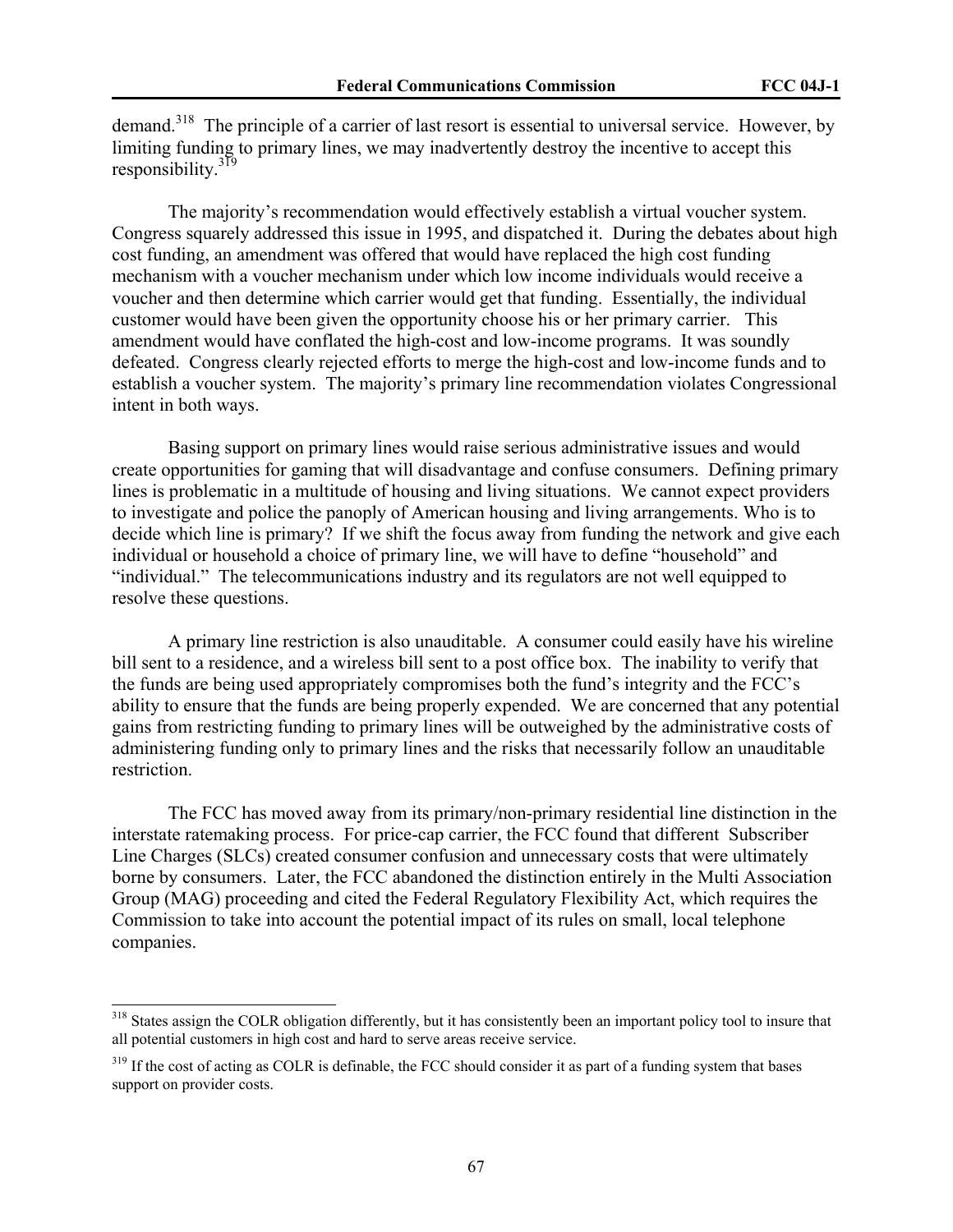demand.[318] The principle of a carrier of last resort is essential to universal service. However, by limiting funding to primary lines, we may inadvertently destroy the incentive to accept this responsibility.[319]

The majority's recommendation would effectively establish a virtual voucher system. Congress squarely addressed this issue in 1995, and dispatched it. During the debates about high cost funding, an amendment was offered that would have replaced the high cost funding mechanism with a voucher mechanism under which low income individuals would receive a voucher and then determine which carrier would get that funding. Essentially, the individual customer would have been given the opportunity choose his or her primary carrier. This amendment would have conflated the high-cost and low-income programs. It was soundly defeated. Congress clearly rejected efforts to merge the high-cost and low-income funds and to establish a voucher system. The majority's primary line recommendation violates Congressional intent in both ways.

Basing support on primary lines would raise serious administrative issues and would create opportunities for gaming that will disadvantage and confuse consumers. Defining primary lines is problematic in a multitude of housing and living situations. We cannot expect providers to investigate and police the panoply of American housing and living arrangements. Who is to decide which line is primary? If we shift the focus away from funding the network and give each individual or household a choice of primary line, we will have to define "household" and "individual." The telecommunications industry and its regulators are not well equipped to resolve these questions.

A primary line restriction is also unauditable. A consumer could easily have his wireline bill sent to a residence, and a wireless bill sent to a post office box. The inability to verify that the funds are being used appropriately compromises both the fund's integrity and the FCC's ability to ensure that the funds are being properly expended. We are concerned that any potential gains from restricting funding to primary lines will be outweighed by the administrative costs of administering funding only to primary lines and the risks that necessarily follow an unauditable restriction.

The FCC has moved away from its primary/non-primary residential line distinction in the interstate ratemaking process. For price-cap carrier, the FCC found that different Subscriber Line Charges (SLCs) created consumer confusion and unnecessary costs that were ultimately borne by consumers. Later, the FCC abandoned the distinction entirely in the Multi Association Group (MAG) proceeding and cited the Federal Regulatory Flexibility Act, which requires the Commission to take into account the potential impact of its rules on small, local telephone companies.

---

[318] States assign the COLR obligation differently, but it has consistently been an important policy tool to insure that all potential customers in high cost and hard to serve areas receive service.

[319] If the cost of acting as COLR is definable, the FCC should consider it as part of a funding system that bases support on provider costs.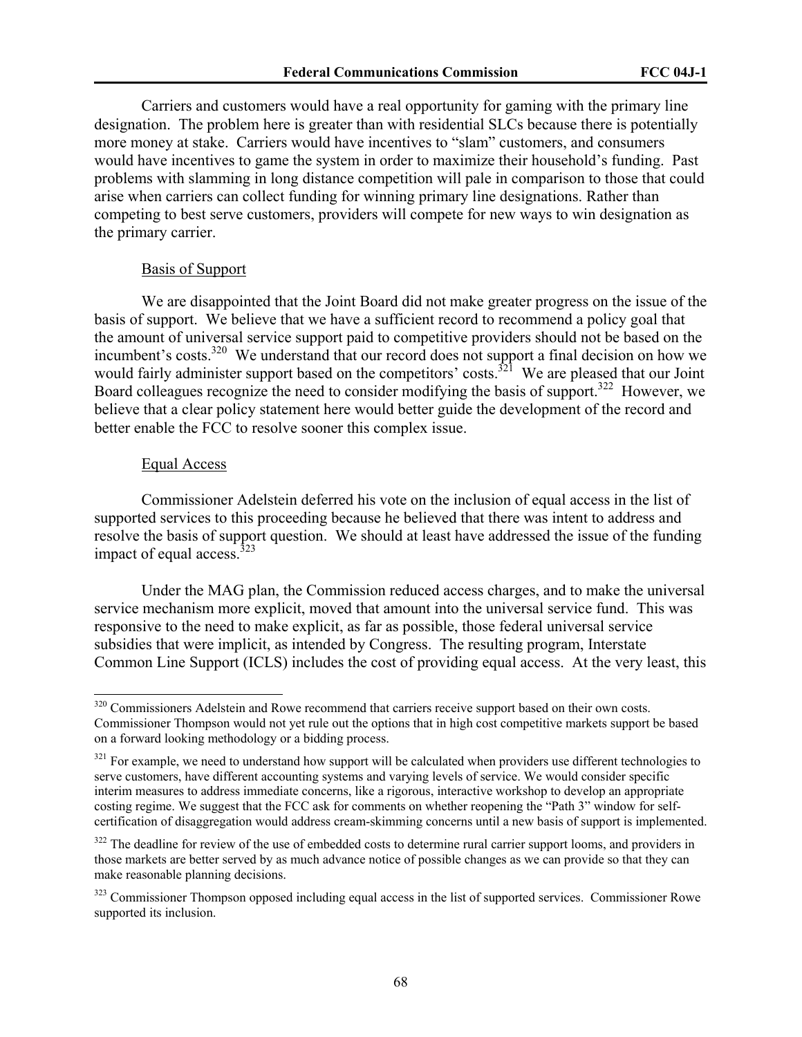Carriers and customers would have a real opportunity for gaming with the primary line designation. The problem here is greater than with residential SLCs because there is potentially more money at stake. Carriers would have incentives to "slam" customers, and consumers would have incentives to game the system in order to maximize their household's funding. Past problems with slamming in long distance competition will pale in comparison to those that could arise when carriers can collect funding for winning primary line designations. Rather than competing to best serve customers, providers will compete for new ways to win designation as the primary carrier.

Basis of Support

We are disappointed that the Joint Board did not make greater progress on the issue of the basis of support. We believe that we have a sufficient record to recommend a policy goal that the amount of universal service support paid to competitive providers should not be based on the incumbent's costs.[320] We understand that our record does not support a final decision on how we would fairly administer support based on the competitors' costs.[321] We are pleased that our Joint Board colleagues recognize the need to consider modifying the basis of support.[322] However, we believe that a clear policy statement here would better guide the development of the record and better enable the FCC to resolve sooner this complex issue.

Equal Access

Commissioner Adelstein deferred his vote on the inclusion of equal access in the list of supported services to this proceeding because he believed that there was intent to address and resolve the basis of support question. We should at least have addressed the issue of the funding impact of equal access.[323]

Under the MAG plan, the Commission reduced access charges, and to make the universal service mechanism more explicit, moved that amount into the universal service fund. This was responsive to the need to make explicit, as far as possible, those federal universal service subsidies that were implicit, as intended by Congress. The resulting program, Interstate Common Line Support (ICLS) includes the cost of providing equal access. At the very least, this

---

[320] Commissioners Adelstein and Rowe recommend that carriers receive support based on their own costs. Commissioner Thompson would not yet rule out the options that in high cost competitive markets support be based on a forward looking methodology or a bidding process.

[321] For example, we need to understand how support will be calculated when providers use different technologies to serve customers, have different accounting systems and varying levels of service. We would consider specific interim measures to address immediate concerns, like a rigorous, interactive workshop to develop an appropriate costing regime. We suggest that the FCC ask for comments on whether reopening the "Path 3" window for self-certification of disaggregation would address cream-skimming concerns until a new basis of support is implemented.

[322] The deadline for review of the use of embedded costs to determine rural carrier support looms, and providers in those markets are better served by as much advance notice of possible changes as we can provide so that they can make reasonable planning decisions.

[323] Commissioner Thompson opposed including equal access in the list of supported services. Commissioner Rowe supported its inclusion.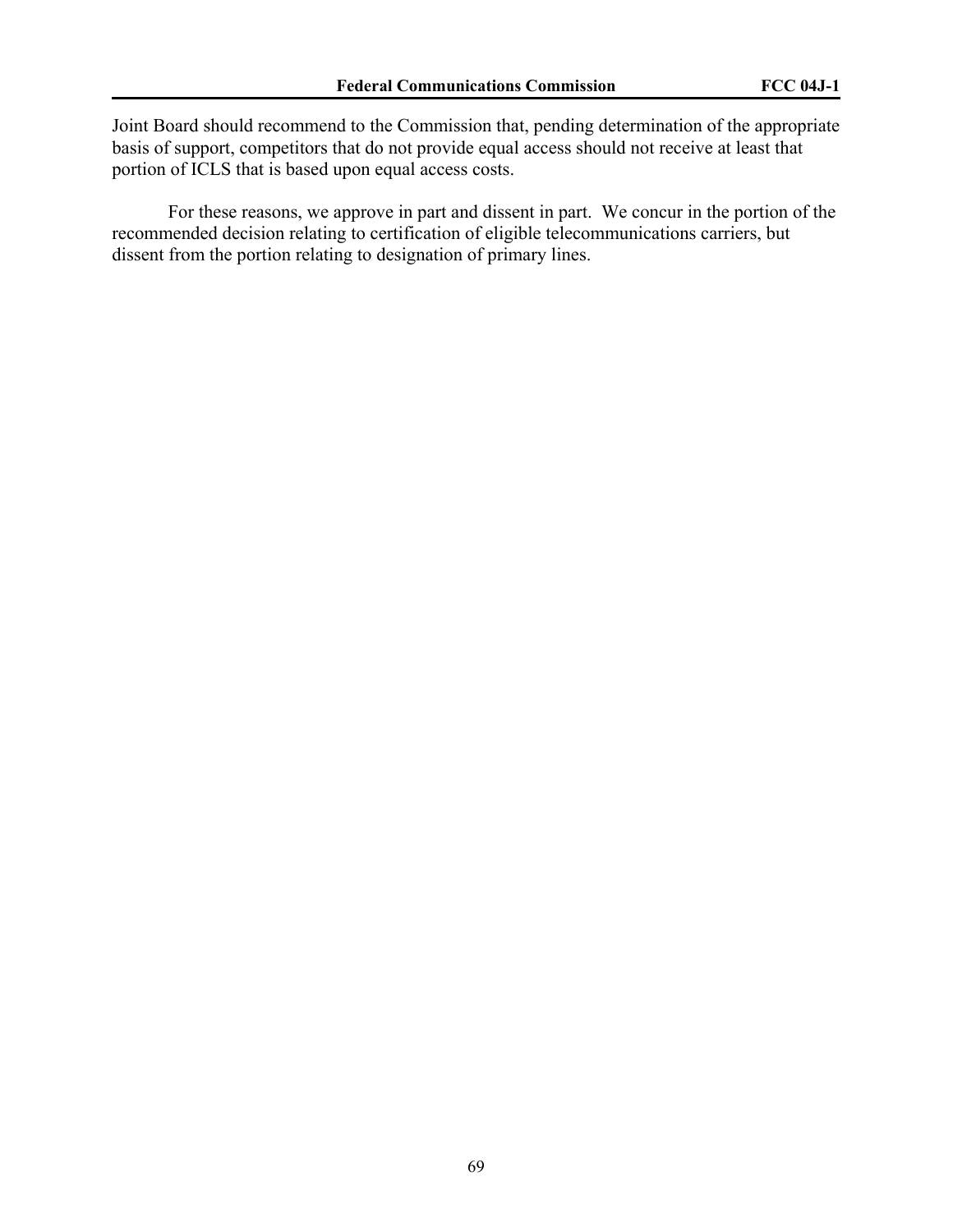Joint Board should recommend to the Commission that, pending determination of the appropriate basis of support, competitors that do not provide equal access should not receive at least that portion of ICLS that is based upon equal access costs.

For these reasons, we approve in part and dissent in part. We concur in the portion of the recommended decision relating to certification of eligible telecommunications carriers, but dissent from the portion relating to designation of primary lines.